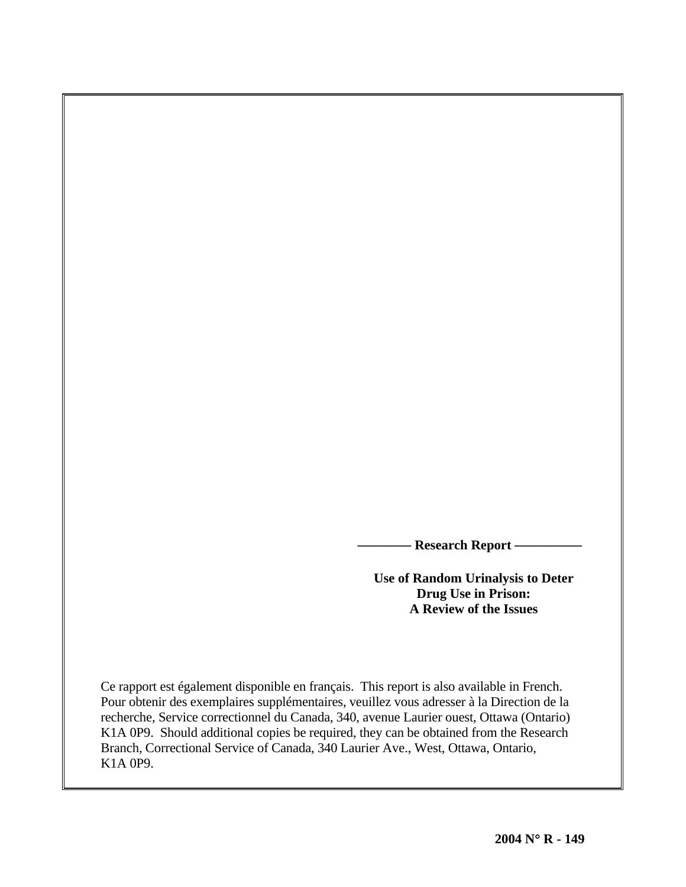**———— Research Report —————**

**Use of Random Urinalysis to Deter Drug Use in Prison: A Review of the Issues**

Ce rapport est également disponible en français. This report is also available in French. Pour obtenir des exemplaires supplémentaires, veuillez vous adresser à la Direction de la recherche, Service correctionnel du Canada, 340, avenue Laurier ouest, Ottawa (Ontario) K1A 0P9. Should additional copies be required, they can be obtained from the Research Branch, Correctional Service of Canada, 340 Laurier Ave., West, Ottawa, Ontario, K1A 0P9.

**2004 N° R - 149**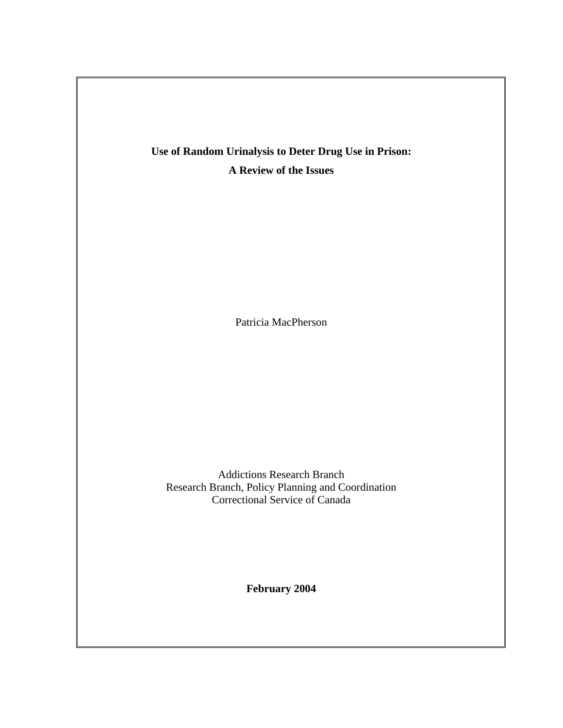**Use of Random Urinalysis to Deter Drug Use in Prison:**

**A Review of the Issues**

Patricia MacPherson

Addictions Research Branch
Research Branch, Policy Planning and Coordination
Correctional Service of Canada

**February 2004**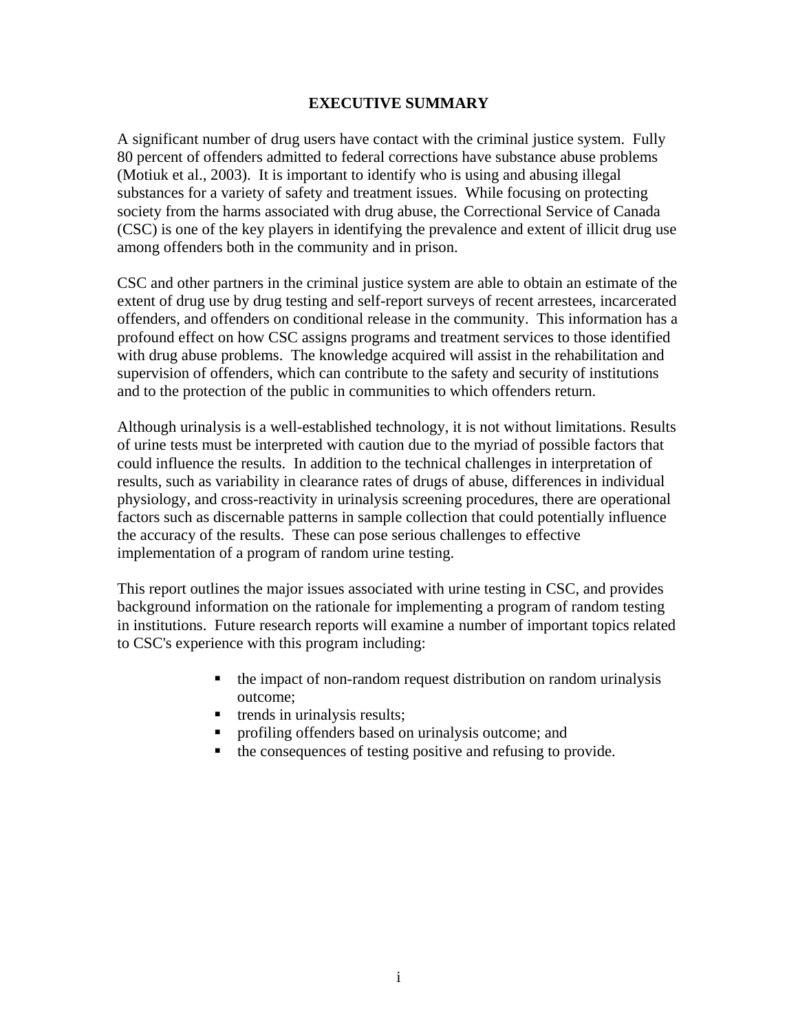## EXECUTIVE SUMMARY

A significant number of drug users have contact with the criminal justice system. Fully 80 percent of offenders admitted to federal corrections have substance abuse problems (Motiuk et al., 2003). It is important to identify who is using and abusing illegal substances for a variety of safety and treatment issues. While focusing on protecting society from the harms associated with drug abuse, the Correctional Service of Canada (CSC) is one of the key players in identifying the prevalence and extent of illicit drug use among offenders both in the community and in prison.

CSC and other partners in the criminal justice system are able to obtain an estimate of the extent of drug use by drug testing and self-report surveys of recent arrestees, incarcerated offenders, and offenders on conditional release in the community. This information has a profound effect on how CSC assigns programs and treatment services to those identified with drug abuse problems. The knowledge acquired will assist in the rehabilitation and supervision of offenders, which can contribute to the safety and security of institutions and to the protection of the public in communities to which offenders return.

Although urinalysis is a well-established technology, it is not without limitations. Results of urine tests must be interpreted with caution due to the myriad of possible factors that could influence the results. In addition to the technical challenges in interpretation of results, such as variability in clearance rates of drugs of abuse, differences in individual physiology, and cross-reactivity in urinalysis screening procedures, there are operational factors such as discernable patterns in sample collection that could potentially influence the accuracy of the results. These can pose serious challenges to effective implementation of a program of random urine testing.

This report outlines the major issues associated with urine testing in CSC, and provides background information on the rationale for implementing a program of random testing in institutions. Future research reports will examine a number of important topics related to CSC's experience with this program including:

- the impact of non-random request distribution on random urinalysis outcome;
- trends in urinalysis results;
- profiling offenders based on urinalysis outcome; and
- the consequences of testing positive and refusing to provide.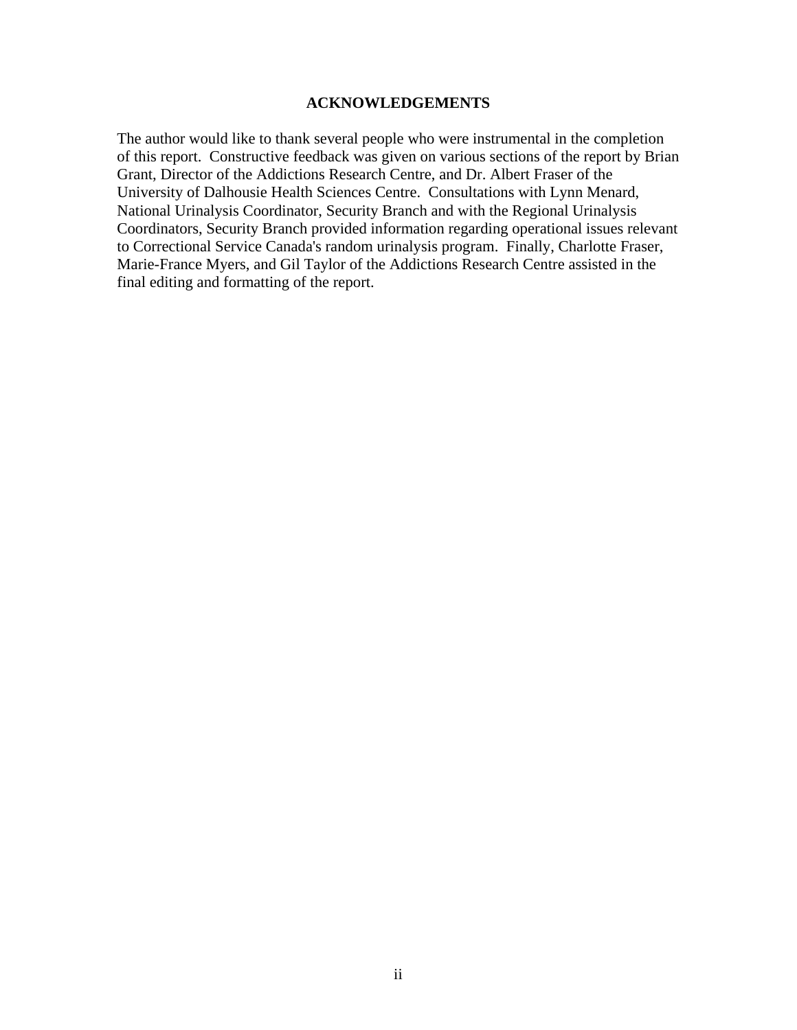## ACKNOWLEDGEMENTS

The author would like to thank several people who were instrumental in the completion of this report. Constructive feedback was given on various sections of the report by Brian Grant, Director of the Addictions Research Centre, and Dr. Albert Fraser of the University of Dalhousie Health Sciences Centre. Consultations with Lynn Menard, National Urinalysis Coordinator, Security Branch and with the Regional Urinalysis Coordinators, Security Branch provided information regarding operational issues relevant to Correctional Service Canada's random urinalysis program. Finally, Charlotte Fraser, Marie-France Myers, and Gil Taylor of the Addictions Research Centre assisted in the final editing and formatting of the report.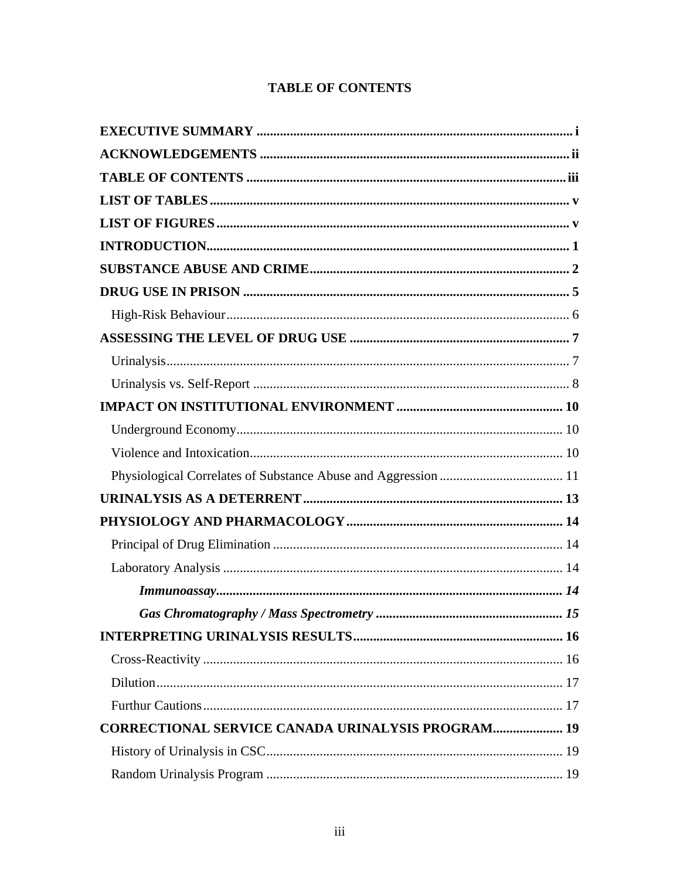# TABLE OF CONTENTS

**EXECUTIVE SUMMARY** .......... **i**
**ACKNOWLEDGEMENTS** .......... **ii**
**TABLE OF CONTENTS** .......... **iii**
**LIST OF TABLES** .......... **v**
**LIST OF FIGURES** .......... **v**
**INTRODUCTION** .......... **1**
**SUBSTANCE ABUSE AND CRIME** .......... **2**
**DRUG USE IN PRISON** .......... **5**
High-Risk Behaviour .......... 6
**ASSESSING THE LEVEL OF DRUG USE** .......... **7**
Urinalysis .......... 7
Urinalysis vs. Self-Report .......... 8
**IMPACT ON INSTITUTIONAL ENVIRONMENT** .......... **10**
Underground Economy .......... 10
Violence and Intoxication .......... 10
Physiological Correlates of Substance Abuse and Aggression .......... 11
**URINALYSIS AS A DETERRENT** .......... **13**
**PHYSIOLOGY AND PHARMACOLOGY** .......... **14**
Principal of Drug Elimination .......... 14
Laboratory Analysis .......... 14
***Immunoassay*** .......... ***14***
***Gas Chromatography / Mass Spectrometry*** .......... ***15***
**INTERPRETING URINALYSIS RESULTS** .......... **16**
Cross-Reactivity .......... 16
Dilution .......... 17
Furthur Cautions .......... 17
**CORRECTIONAL SERVICE CANADA URINALYSIS PROGRAM** .......... **19**
History of Urinalysis in CSC .......... 19
Random Urinalysis Program .......... 19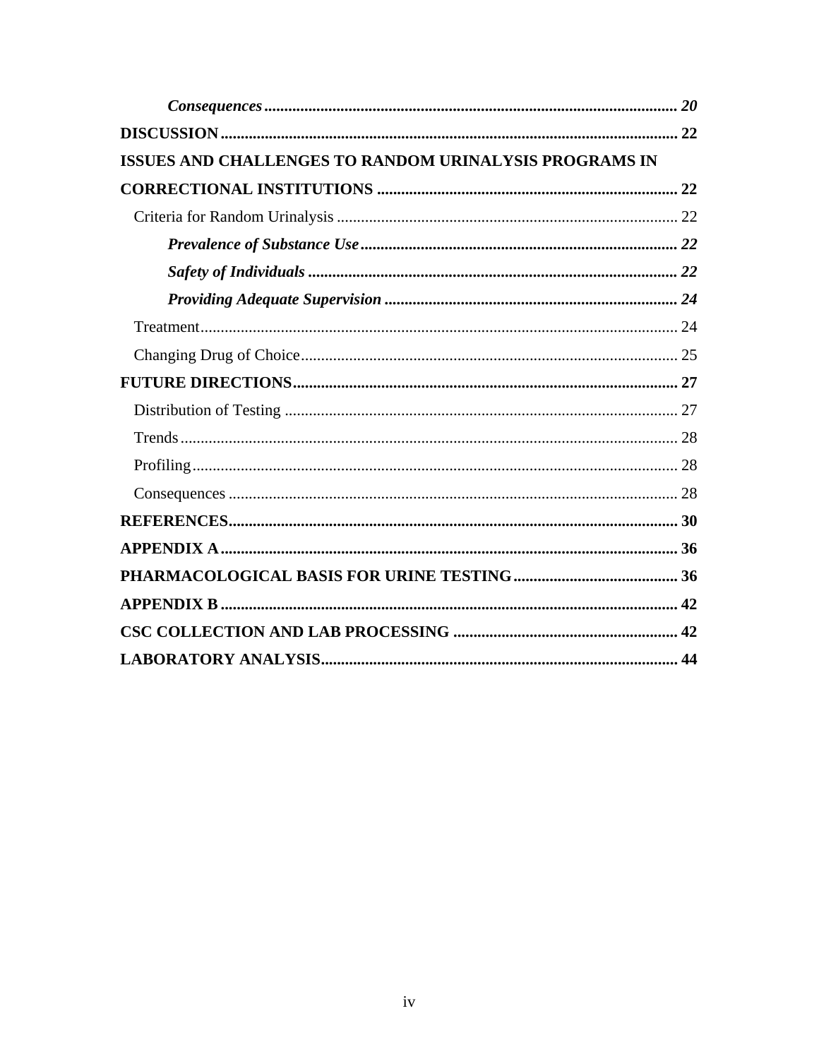*Consequences* ........ 20

**DISCUSSION** ........ 22

**ISSUES AND CHALLENGES TO RANDOM URINALYSIS PROGRAMS IN CORRECTIONAL INSTITUTIONS** ........ 22

Criteria for Random Urinalysis ........ 22

*Prevalence of Substance Use* ........ 22

*Safety of Individuals* ........ 22

*Providing Adequate Supervision* ........ 24

Treatment ........ 24

Changing Drug of Choice ........ 25

**FUTURE DIRECTIONS** ........ 27

Distribution of Testing ........ 27

Trends ........ 28

Profiling ........ 28

Consequences ........ 28

**REFERENCES** ........ 30

**APPENDIX A** ........ 36

**PHARMACOLOGICAL BASIS FOR URINE TESTING** ........ 36

**APPENDIX B** ........ 42

**CSC COLLECTION AND LAB PROCESSING** ........ 42

**LABORATORY ANALYSIS** ........ 44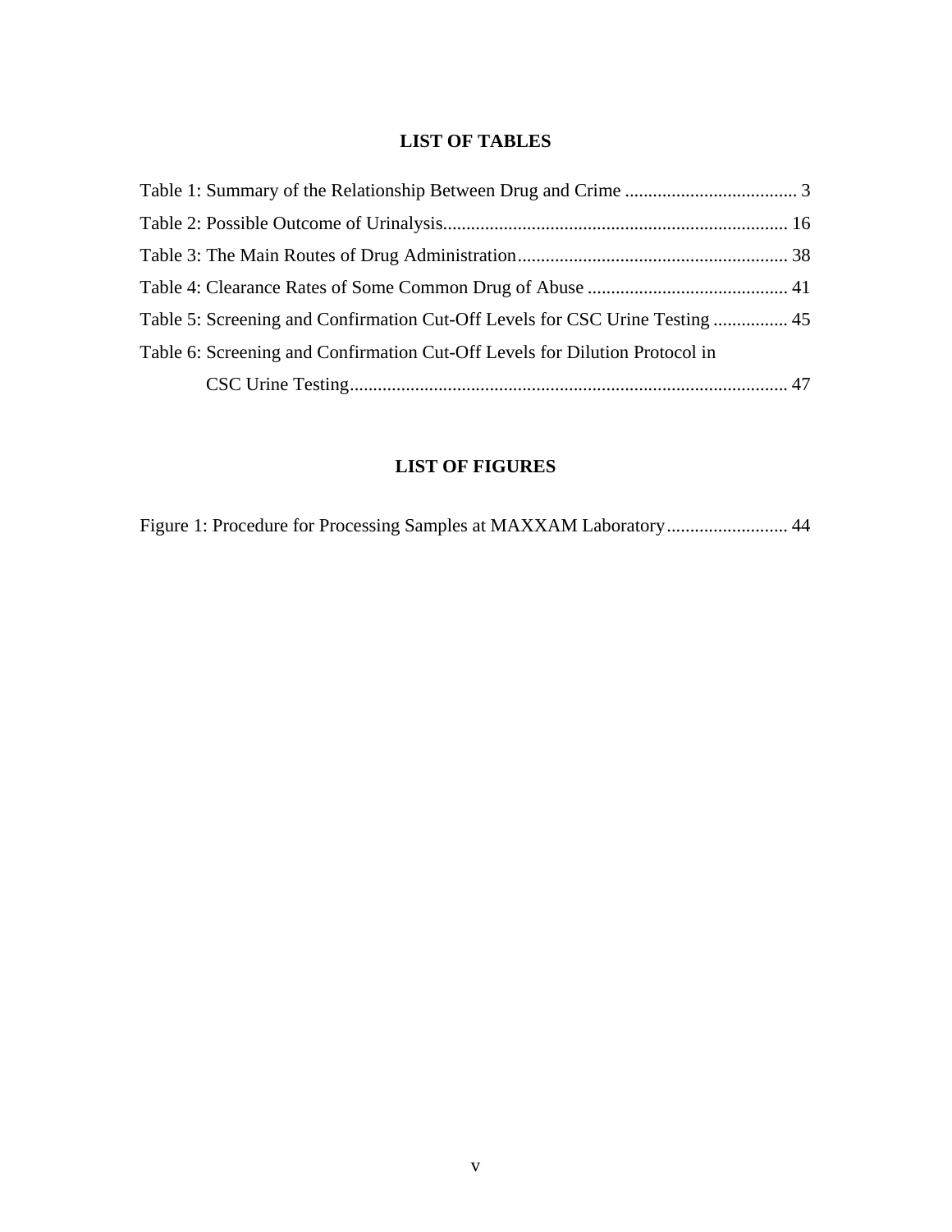## LIST OF TABLES

Table 1: Summary of the Relationship Between Drug and Crime ..................................... 3

Table 2: Possible Outcome of Urinalysis.......................................................................... 16

Table 3: The Main Routes of Drug Administration.......................................................... 38

Table 4: Clearance Rates of Some Common Drug of Abuse ........................................... 41

Table 5: Screening and Confirmation Cut-Off Levels for CSC Urine Testing ................ 45

Table 6: Screening and Confirmation Cut-Off Levels for Dilution Protocol in CSC Urine Testing.............................................................................................. 47

## LIST OF FIGURES

Figure 1: Procedure for Processing Samples at MAXXAM Laboratory.......................... 44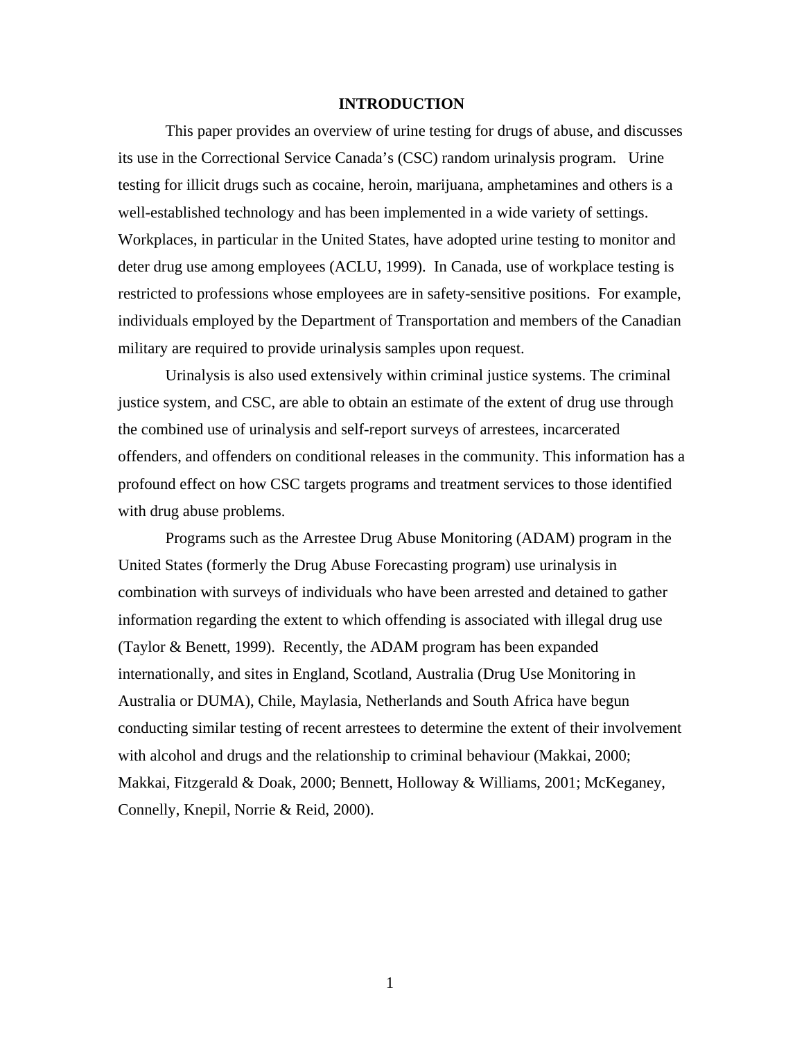# INTRODUCTION

This paper provides an overview of urine testing for drugs of abuse, and discusses its use in the Correctional Service Canada's (CSC) random urinalysis program. Urine testing for illicit drugs such as cocaine, heroin, marijuana, amphetamines and others is a well-established technology and has been implemented in a wide variety of settings. Workplaces, in particular in the United States, have adopted urine testing to monitor and deter drug use among employees (ACLU, 1999). In Canada, use of workplace testing is restricted to professions whose employees are in safety-sensitive positions. For example, individuals employed by the Department of Transportation and members of the Canadian military are required to provide urinalysis samples upon request.

Urinalysis is also used extensively within criminal justice systems. The criminal justice system, and CSC, are able to obtain an estimate of the extent of drug use through the combined use of urinalysis and self-report surveys of arrestees, incarcerated offenders, and offenders on conditional releases in the community. This information has a profound effect on how CSC targets programs and treatment services to those identified with drug abuse problems.

Programs such as the Arrestee Drug Abuse Monitoring (ADAM) program in the United States (formerly the Drug Abuse Forecasting program) use urinalysis in combination with surveys of individuals who have been arrested and detained to gather information regarding the extent to which offending is associated with illegal drug use (Taylor & Benett, 1999). Recently, the ADAM program has been expanded internationally, and sites in England, Scotland, Australia (Drug Use Monitoring in Australia or DUMA), Chile, Maylasia, Netherlands and South Africa have begun conducting similar testing of recent arrestees to determine the extent of their involvement with alcohol and drugs and the relationship to criminal behaviour (Makkai, 2000; Makkai, Fitzgerald & Doak, 2000; Bennett, Holloway & Williams, 2001; McKeganey, Connelly, Knepil, Norrie & Reid, 2000).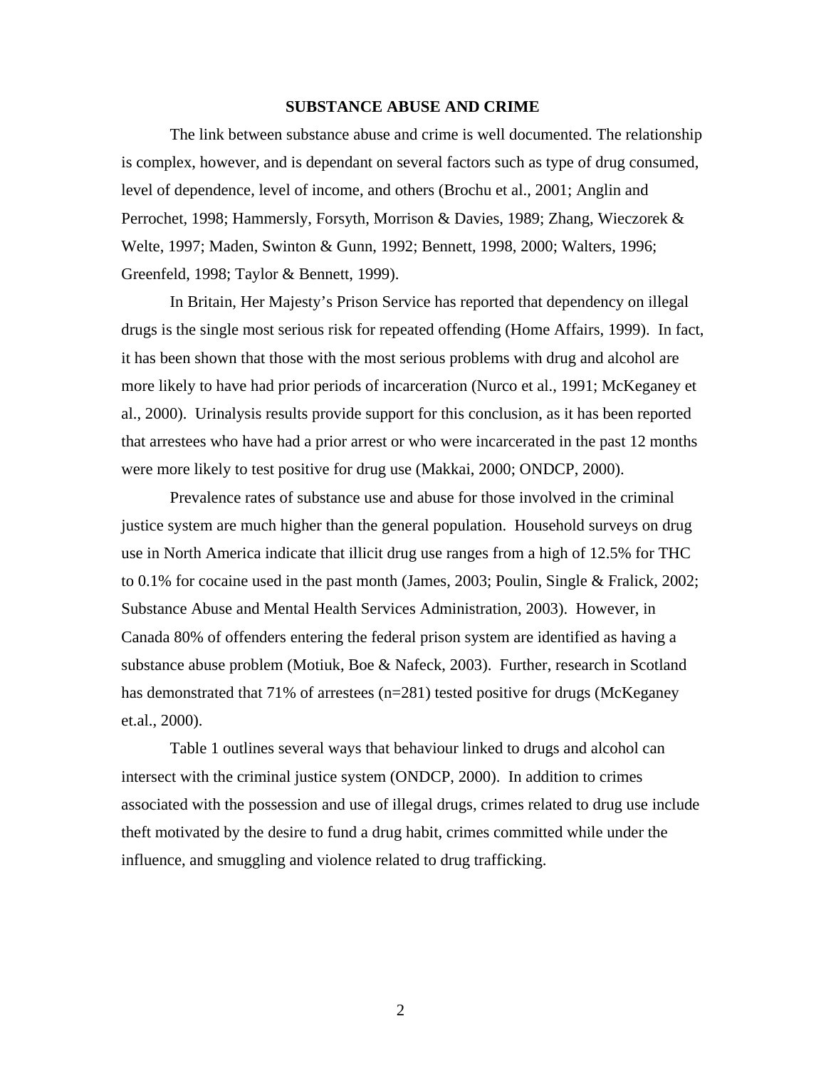## SUBSTANCE ABUSE AND CRIME

The link between substance abuse and crime is well documented. The relationship is complex, however, and is dependant on several factors such as type of drug consumed, level of dependence, level of income, and others (Brochu et al., 2001; Anglin and Perrochet, 1998; Hammersly, Forsyth, Morrison & Davies, 1989; Zhang, Wieczorek & Welte, 1997; Maden, Swinton & Gunn, 1992; Bennett, 1998, 2000; Walters, 1996; Greenfeld, 1998; Taylor & Bennett, 1999).

In Britain, Her Majesty's Prison Service has reported that dependency on illegal drugs is the single most serious risk for repeated offending (Home Affairs, 1999). In fact, it has been shown that those with the most serious problems with drug and alcohol are more likely to have had prior periods of incarceration (Nurco et al., 1991; McKeganey et al., 2000). Urinalysis results provide support for this conclusion, as it has been reported that arrestees who have had a prior arrest or who were incarcerated in the past 12 months were more likely to test positive for drug use (Makkai, 2000; ONDCP, 2000).

Prevalence rates of substance use and abuse for those involved in the criminal justice system are much higher than the general population. Household surveys on drug use in North America indicate that illicit drug use ranges from a high of 12.5% for THC to 0.1% for cocaine used in the past month (James, 2003; Poulin, Single & Fralick, 2002; Substance Abuse and Mental Health Services Administration, 2003). However, in Canada 80% of offenders entering the federal prison system are identified as having a substance abuse problem (Motiuk, Boe & Nafeck, 2003). Further, research in Scotland has demonstrated that 71% of arrestees (n=281) tested positive for drugs (McKeganey et.al., 2000).

Table 1 outlines several ways that behaviour linked to drugs and alcohol can intersect with the criminal justice system (ONDCP, 2000). In addition to crimes associated with the possession and use of illegal drugs, crimes related to drug use include theft motivated by the desire to fund a drug habit, crimes committed while under the influence, and smuggling and violence related to drug trafficking.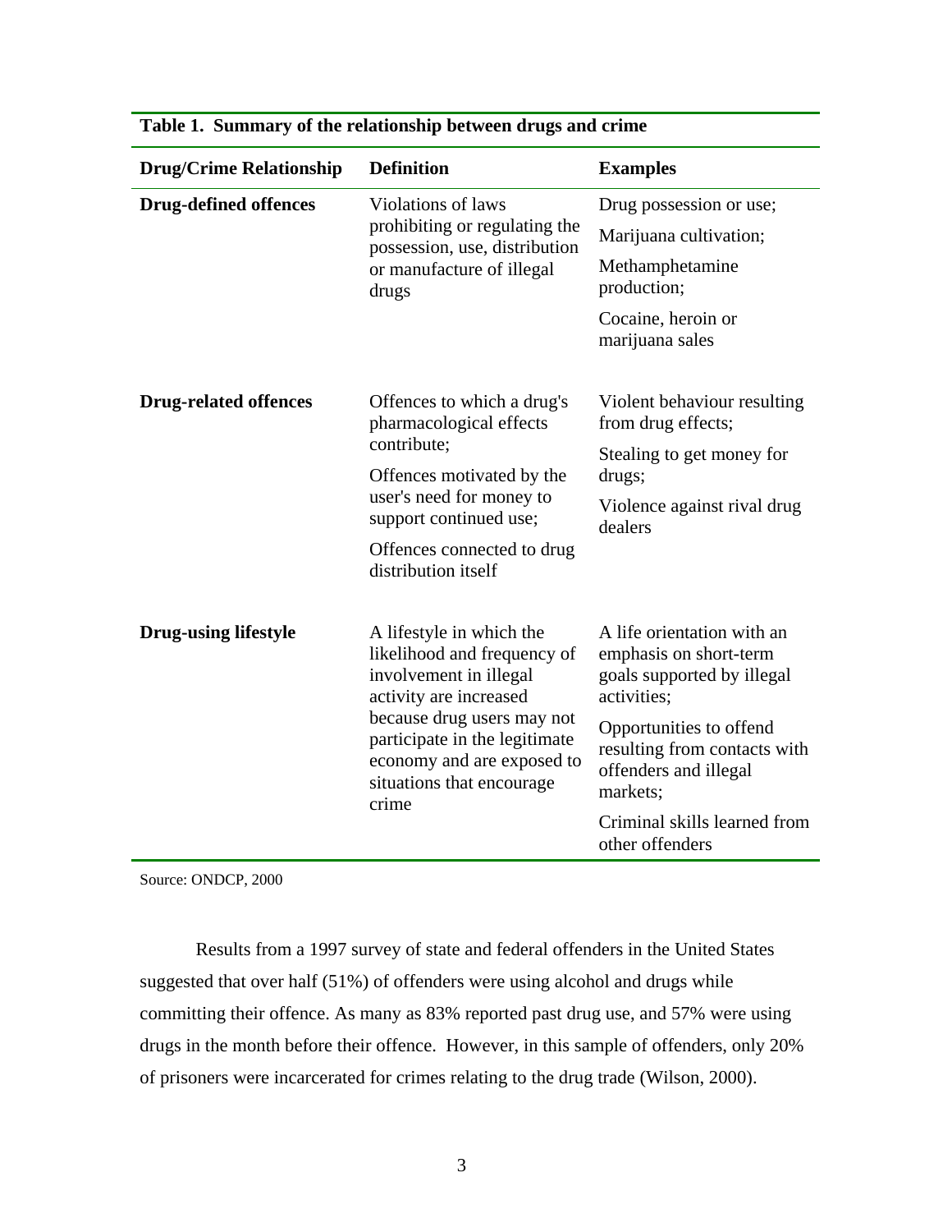**Table 1. Summary of the relationship between drugs and crime**

| Drug/Crime Relationship | Definition | Examples |
|---|---|---|
| **Drug-defined offences** | Violations of laws prohibiting or regulating the possession, use, distribution or manufacture of illegal drugs | Drug possession or use; Marijuana cultivation; Methamphetamine production; Cocaine, heroin or marijuana sales |
| **Drug-related offences** | Offences to which a drug's pharmacological effects contribute; Offences motivated by the user's need for money to support continued use; Offences connected to drug distribution itself | Violent behaviour resulting from drug effects; Stealing to get money for drugs; Violence against rival drug dealers |
| **Drug-using lifestyle** | A lifestyle in which the likelihood and frequency of involvement in illegal activity are increased because drug users may not participate in the legitimate economy and are exposed to situations that encourage crime | A life orientation with an emphasis on short-term goals supported by illegal activities; Opportunities to offend resulting from contacts with offenders and illegal markets; Criminal skills learned from other offenders |

Source: ONDCP, 2000

Results from a 1997 survey of state and federal offenders in the United States suggested that over half (51%) of offenders were using alcohol and drugs while committing their offence. As many as 83% reported past drug use, and 57% were using drugs in the month before their offence. However, in this sample of offenders, only 20% of prisoners were incarcerated for crimes relating to the drug trade (Wilson, 2000).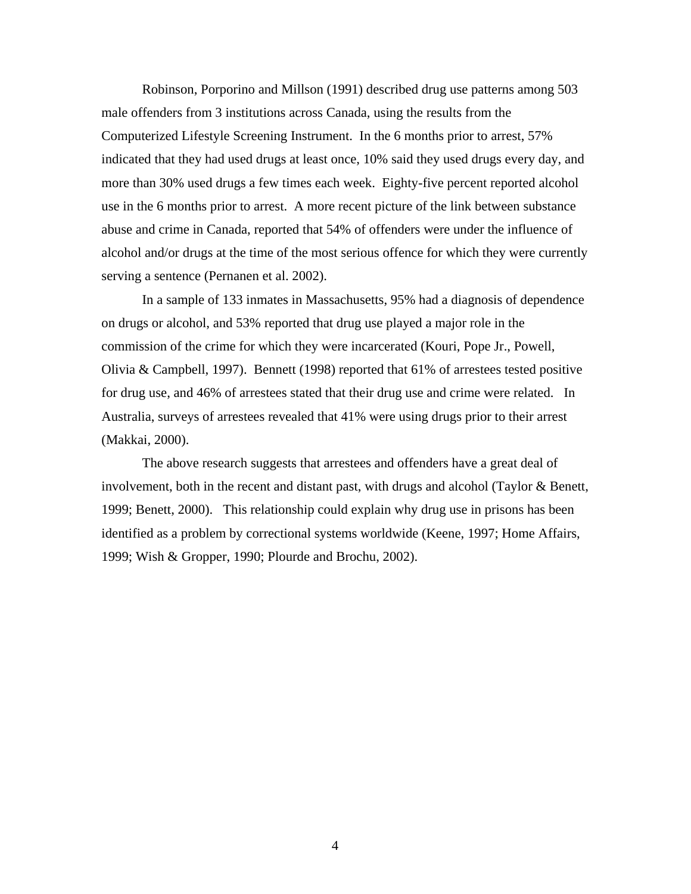Robinson, Porporino and Millson (1991) described drug use patterns among 503 male offenders from 3 institutions across Canada, using the results from the Computerized Lifestyle Screening Instrument. In the 6 months prior to arrest, 57% indicated that they had used drugs at least once, 10% said they used drugs every day, and more than 30% used drugs a few times each week. Eighty-five percent reported alcohol use in the 6 months prior to arrest. A more recent picture of the link between substance abuse and crime in Canada, reported that 54% of offenders were under the influence of alcohol and/or drugs at the time of the most serious offence for which they were currently serving a sentence (Pernanen et al. 2002).

In a sample of 133 inmates in Massachusetts, 95% had a diagnosis of dependence on drugs or alcohol, and 53% reported that drug use played a major role in the commission of the crime for which they were incarcerated (Kouri, Pope Jr., Powell, Olivia & Campbell, 1997). Bennett (1998) reported that 61% of arrestees tested positive for drug use, and 46% of arrestees stated that their drug use and crime were related. In Australia, surveys of arrestees revealed that 41% were using drugs prior to their arrest (Makkai, 2000).

The above research suggests that arrestees and offenders have a great deal of involvement, both in the recent and distant past, with drugs and alcohol (Taylor & Benett, 1999; Benett, 2000). This relationship could explain why drug use in prisons has been identified as a problem by correctional systems worldwide (Keene, 1997; Home Affairs, 1999; Wish & Gropper, 1990; Plourde and Brochu, 2002).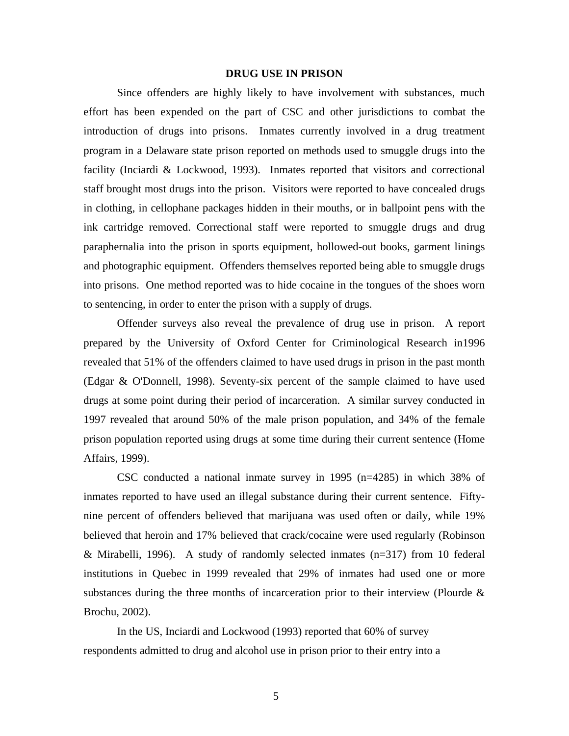## DRUG USE IN PRISON

Since offenders are highly likely to have involvement with substances, much effort has been expended on the part of CSC and other jurisdictions to combat the introduction of drugs into prisons. Inmates currently involved in a drug treatment program in a Delaware state prison reported on methods used to smuggle drugs into the facility (Inciardi & Lockwood, 1993). Inmates reported that visitors and correctional staff brought most drugs into the prison. Visitors were reported to have concealed drugs in clothing, in cellophane packages hidden in their mouths, or in ballpoint pens with the ink cartridge removed. Correctional staff were reported to smuggle drugs and drug paraphernalia into the prison in sports equipment, hollowed-out books, garment linings and photographic equipment. Offenders themselves reported being able to smuggle drugs into prisons. One method reported was to hide cocaine in the tongues of the shoes worn to sentencing, in order to enter the prison with a supply of drugs.

Offender surveys also reveal the prevalence of drug use in prison. A report prepared by the University of Oxford Center for Criminological Research in1996 revealed that 51% of the offenders claimed to have used drugs in prison in the past month (Edgar & O'Donnell, 1998). Seventy-six percent of the sample claimed to have used drugs at some point during their period of incarceration. A similar survey conducted in 1997 revealed that around 50% of the male prison population, and 34% of the female prison population reported using drugs at some time during their current sentence (Home Affairs, 1999).

CSC conducted a national inmate survey in 1995 (n=4285) in which 38% of inmates reported to have used an illegal substance during their current sentence. Fifty-nine percent of offenders believed that marijuana was used often or daily, while 19% believed that heroin and 17% believed that crack/cocaine were used regularly (Robinson & Mirabelli, 1996). A study of randomly selected inmates (n=317) from 10 federal institutions in Quebec in 1999 revealed that 29% of inmates had used one or more substances during the three months of incarceration prior to their interview (Plourde & Brochu, 2002).

In the US, Inciardi and Lockwood (1993) reported that 60% of survey respondents admitted to drug and alcohol use in prison prior to their entry into a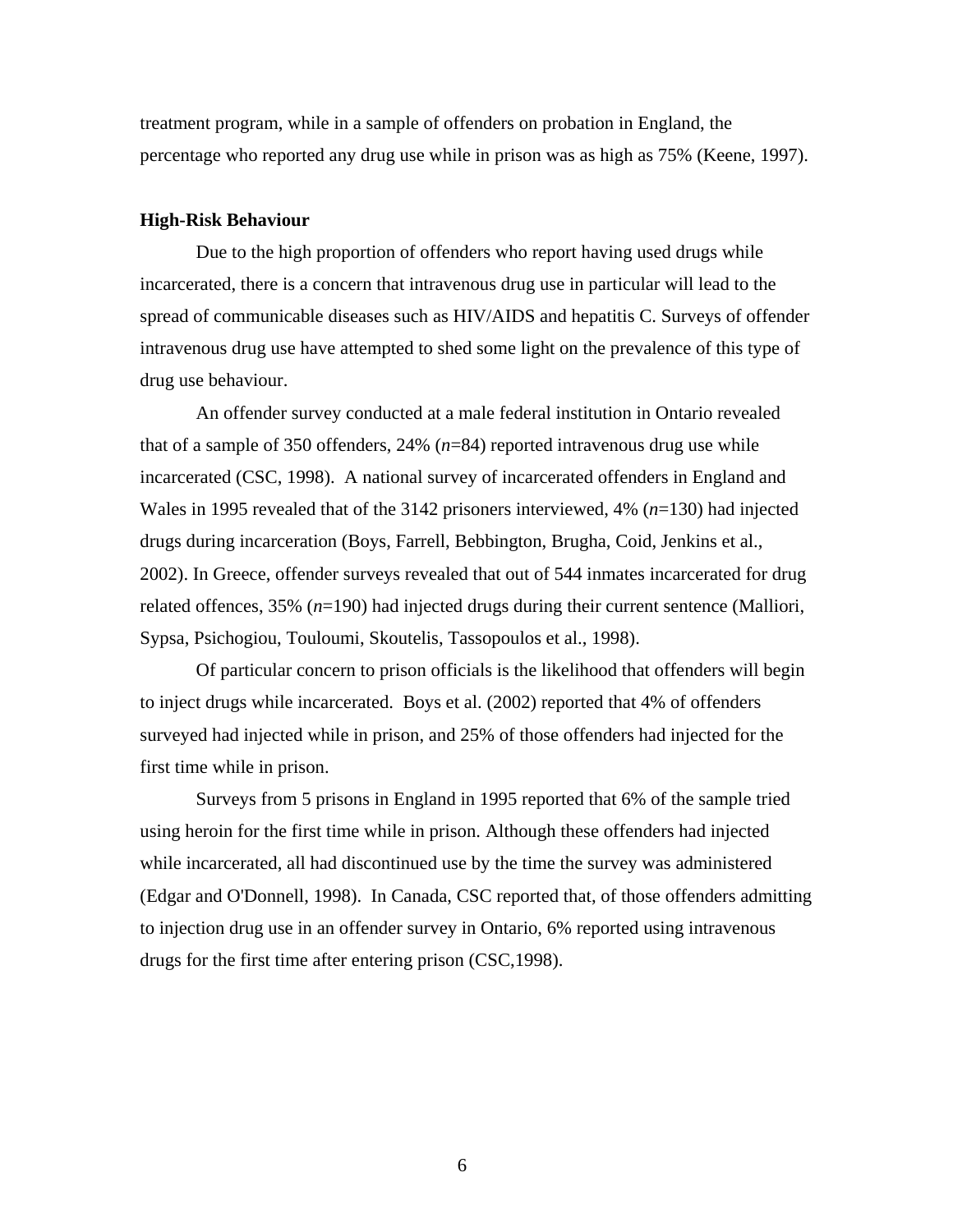treatment program, while in a sample of offenders on probation in England, the percentage who reported any drug use while in prison was as high as 75% (Keene, 1997).

**High-Risk Behaviour**

Due to the high proportion of offenders who report having used drugs while incarcerated, there is a concern that intravenous drug use in particular will lead to the spread of communicable diseases such as HIV/AIDS and hepatitis C. Surveys of offender intravenous drug use have attempted to shed some light on the prevalence of this type of drug use behaviour.

An offender survey conducted at a male federal institution in Ontario revealed that of a sample of 350 offenders, 24% (*n*=84) reported intravenous drug use while incarcerated (CSC, 1998). A national survey of incarcerated offenders in England and Wales in 1995 revealed that of the 3142 prisoners interviewed, 4% (*n*=130) had injected drugs during incarceration (Boys, Farrell, Bebbington, Brugha, Coid, Jenkins et al., 2002). In Greece, offender surveys revealed that out of 544 inmates incarcerated for drug related offences, 35% (*n*=190) had injected drugs during their current sentence (Malliori, Sypsa, Psichogiou, Touloumi, Skoutelis, Tassopoulos et al., 1998).

Of particular concern to prison officials is the likelihood that offenders will begin to inject drugs while incarcerated. Boys et al. (2002) reported that 4% of offenders surveyed had injected while in prison, and 25% of those offenders had injected for the first time while in prison.

Surveys from 5 prisons in England in 1995 reported that 6% of the sample tried using heroin for the first time while in prison. Although these offenders had injected while incarcerated, all had discontinued use by the time the survey was administered (Edgar and O'Donnell, 1998). In Canada, CSC reported that, of those offenders admitting to injection drug use in an offender survey in Ontario, 6% reported using intravenous drugs for the first time after entering prison (CSC,1998).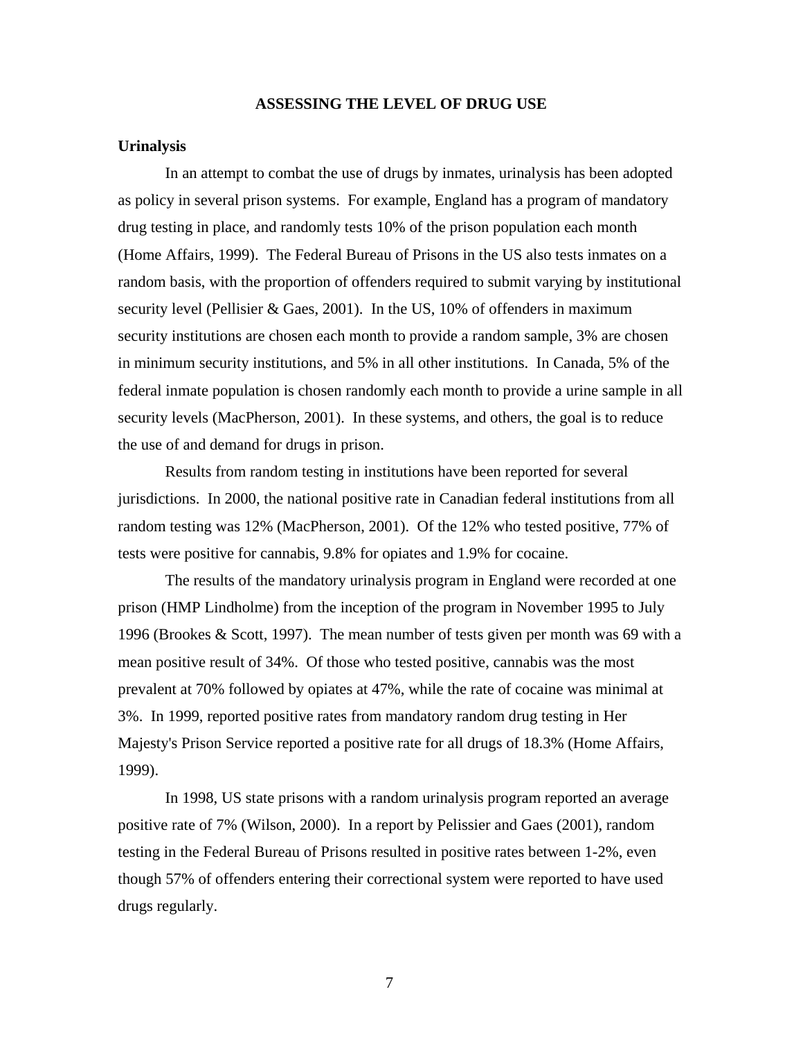## ASSESSING THE LEVEL OF DRUG USE

### Urinalysis

In an attempt to combat the use of drugs by inmates, urinalysis has been adopted as policy in several prison systems. For example, England has a program of mandatory drug testing in place, and randomly tests 10% of the prison population each month (Home Affairs, 1999). The Federal Bureau of Prisons in the US also tests inmates on a random basis, with the proportion of offenders required to submit varying by institutional security level (Pellisier & Gaes, 2001). In the US, 10% of offenders in maximum security institutions are chosen each month to provide a random sample, 3% are chosen in minimum security institutions, and 5% in all other institutions. In Canada, 5% of the federal inmate population is chosen randomly each month to provide a urine sample in all security levels (MacPherson, 2001). In these systems, and others, the goal is to reduce the use of and demand for drugs in prison.

Results from random testing in institutions have been reported for several jurisdictions. In 2000, the national positive rate in Canadian federal institutions from all random testing was 12% (MacPherson, 2001). Of the 12% who tested positive, 77% of tests were positive for cannabis, 9.8% for opiates and 1.9% for cocaine.

The results of the mandatory urinalysis program in England were recorded at one prison (HMP Lindholme) from the inception of the program in November 1995 to July 1996 (Brookes & Scott, 1997). The mean number of tests given per month was 69 with a mean positive result of 34%. Of those who tested positive, cannabis was the most prevalent at 70% followed by opiates at 47%, while the rate of cocaine was minimal at 3%. In 1999, reported positive rates from mandatory random drug testing in Her Majesty's Prison Service reported a positive rate for all drugs of 18.3% (Home Affairs, 1999).

In 1998, US state prisons with a random urinalysis program reported an average positive rate of 7% (Wilson, 2000). In a report by Pelissier and Gaes (2001), random testing in the Federal Bureau of Prisons resulted in positive rates between 1-2%, even though 57% of offenders entering their correctional system were reported to have used drugs regularly.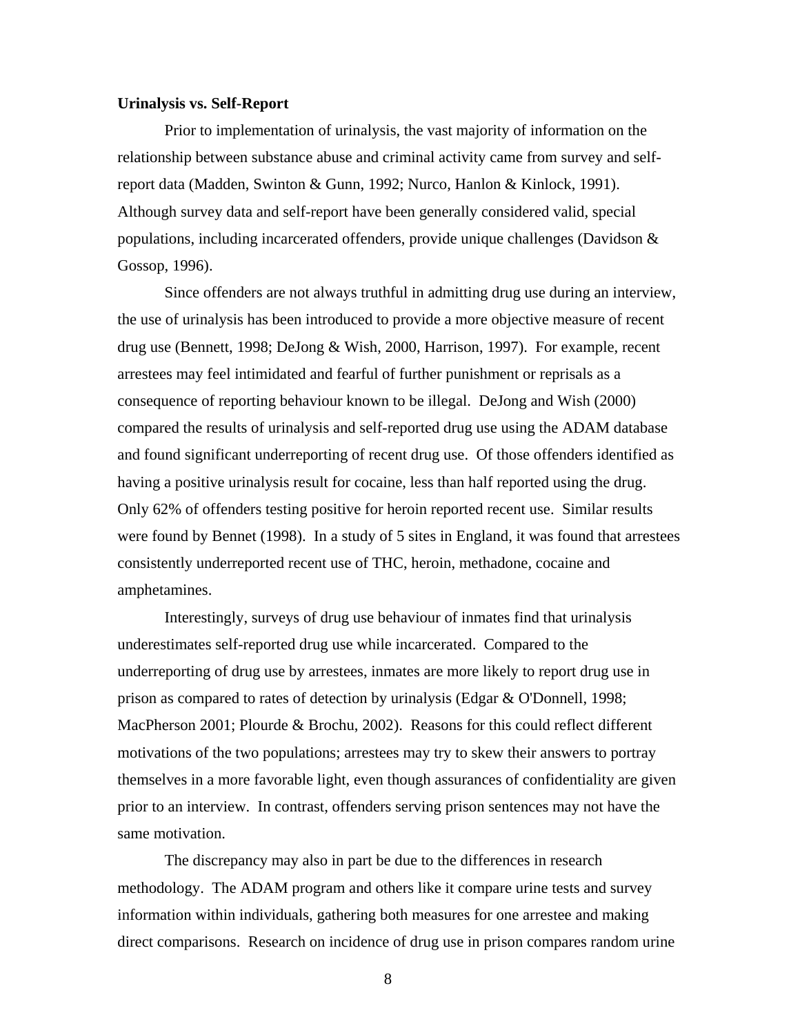**Urinalysis vs. Self-Report**

Prior to implementation of urinalysis, the vast majority of information on the relationship between substance abuse and criminal activity came from survey and self-report data (Madden, Swinton & Gunn, 1992; Nurco, Hanlon & Kinlock, 1991). Although survey data and self-report have been generally considered valid, special populations, including incarcerated offenders, provide unique challenges (Davidson & Gossop, 1996).

Since offenders are not always truthful in admitting drug use during an interview, the use of urinalysis has been introduced to provide a more objective measure of recent drug use (Bennett, 1998; DeJong & Wish, 2000, Harrison, 1997). For example, recent arrestees may feel intimidated and fearful of further punishment or reprisals as a consequence of reporting behaviour known to be illegal. DeJong and Wish (2000) compared the results of urinalysis and self-reported drug use using the ADAM database and found significant underreporting of recent drug use. Of those offenders identified as having a positive urinalysis result for cocaine, less than half reported using the drug. Only 62% of offenders testing positive for heroin reported recent use. Similar results were found by Bennet (1998). In a study of 5 sites in England, it was found that arrestees consistently underreported recent use of THC, heroin, methadone, cocaine and amphetamines.

Interestingly, surveys of drug use behaviour of inmates find that urinalysis underestimates self-reported drug use while incarcerated. Compared to the underreporting of drug use by arrestees, inmates are more likely to report drug use in prison as compared to rates of detection by urinalysis (Edgar & O'Donnell, 1998; MacPherson 2001; Plourde & Brochu, 2002). Reasons for this could reflect different motivations of the two populations; arrestees may try to skew their answers to portray themselves in a more favorable light, even though assurances of confidentiality are given prior to an interview. In contrast, offenders serving prison sentences may not have the same motivation.

The discrepancy may also in part be due to the differences in research methodology. The ADAM program and others like it compare urine tests and survey information within individuals, gathering both measures for one arrestee and making direct comparisons. Research on incidence of drug use in prison compares random urine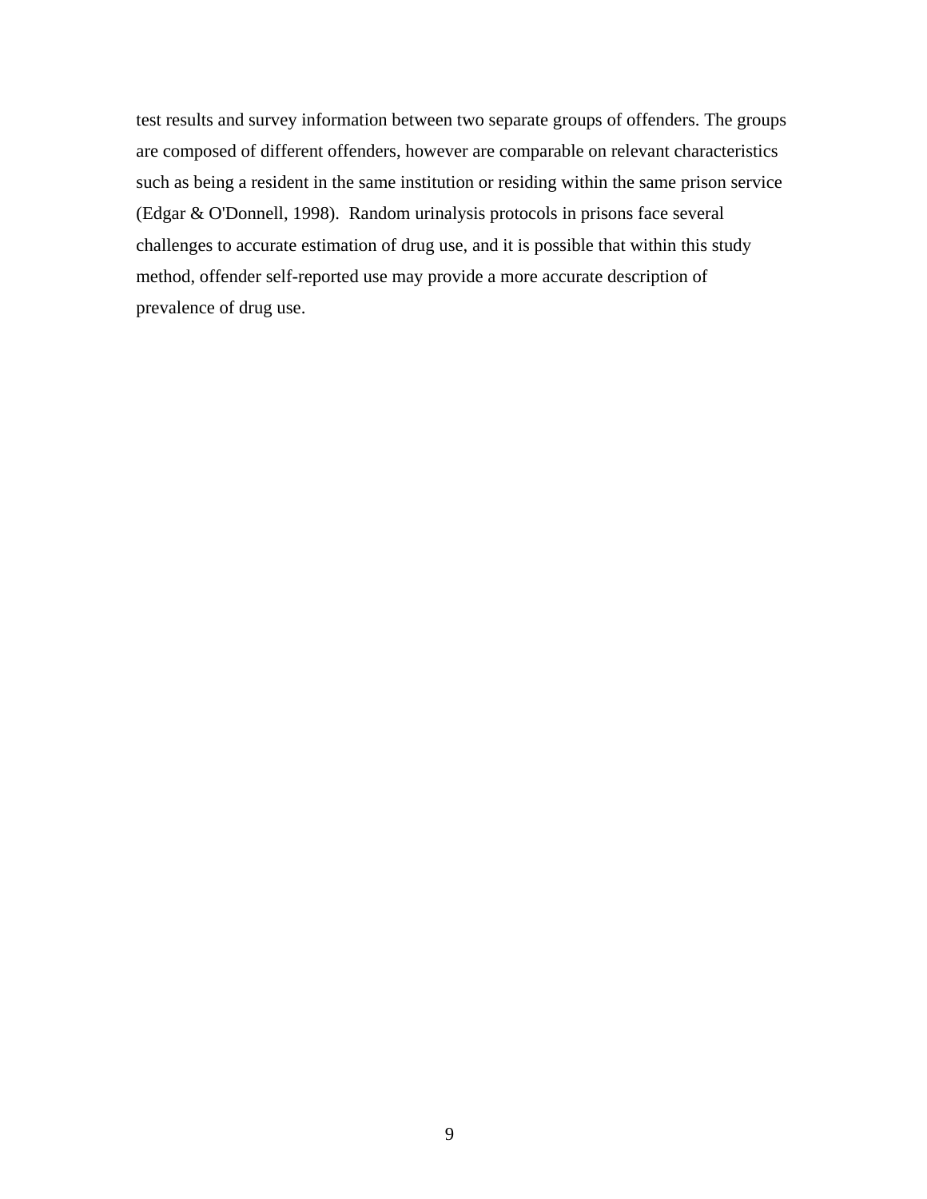test results and survey information between two separate groups of offenders. The groups are composed of different offenders, however are comparable on relevant characteristics such as being a resident in the same institution or residing within the same prison service (Edgar & O'Donnell, 1998). Random urinalysis protocols in prisons face several challenges to accurate estimation of drug use, and it is possible that within this study method, offender self-reported use may provide a more accurate description of prevalence of drug use.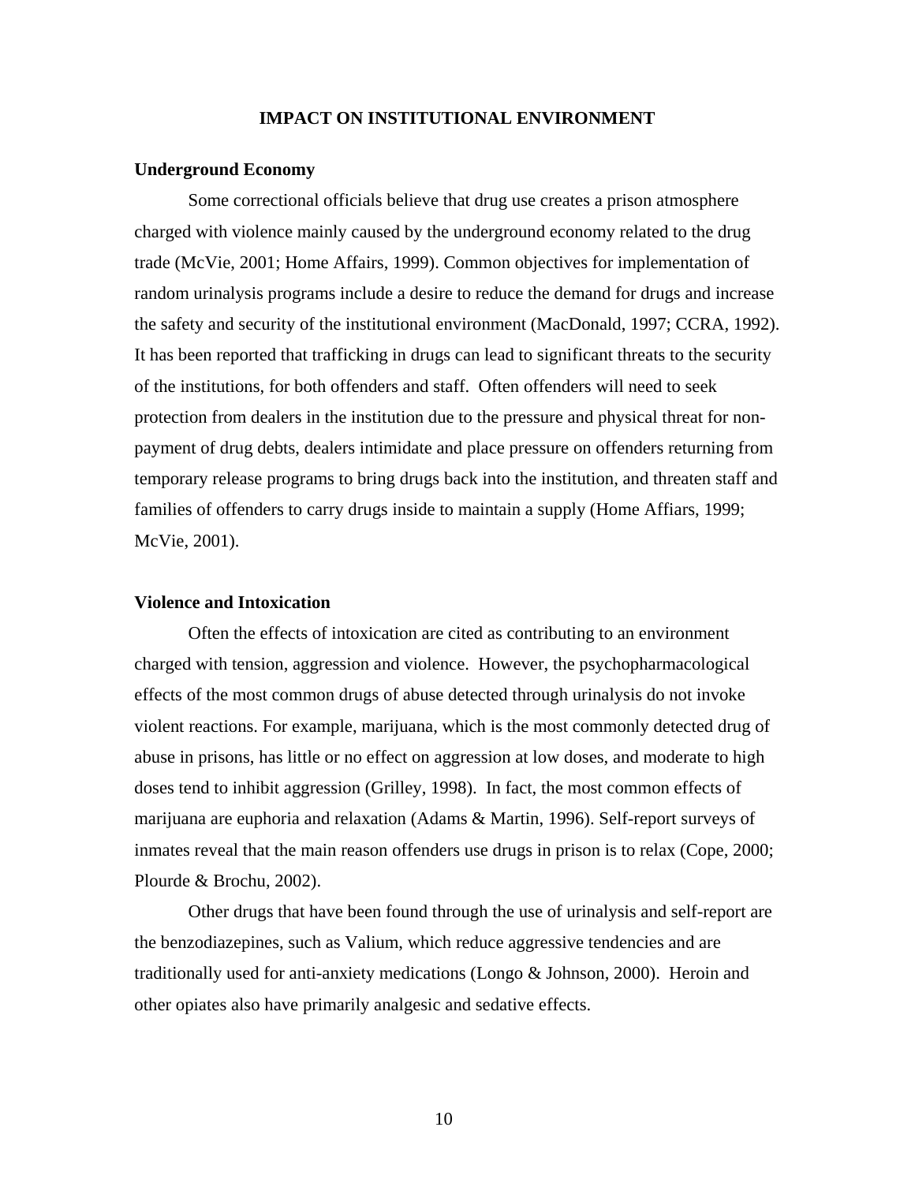# IMPACT ON INSTITUTIONAL ENVIRONMENT

## Underground Economy

Some correctional officials believe that drug use creates a prison atmosphere charged with violence mainly caused by the underground economy related to the drug trade (McVie, 2001; Home Affairs, 1999). Common objectives for implementation of random urinalysis programs include a desire to reduce the demand for drugs and increase the safety and security of the institutional environment (MacDonald, 1997; CCRA, 1992). It has been reported that trafficking in drugs can lead to significant threats to the security of the institutions, for both offenders and staff. Often offenders will need to seek protection from dealers in the institution due to the pressure and physical threat for non-payment of drug debts, dealers intimidate and place pressure on offenders returning from temporary release programs to bring drugs back into the institution, and threaten staff and families of offenders to carry drugs inside to maintain a supply (Home Affiars, 1999; McVie, 2001).

## Violence and Intoxication

Often the effects of intoxication are cited as contributing to an environment charged with tension, aggression and violence. However, the psychopharmacological effects of the most common drugs of abuse detected through urinalysis do not invoke violent reactions. For example, marijuana, which is the most commonly detected drug of abuse in prisons, has little or no effect on aggression at low doses, and moderate to high doses tend to inhibit aggression (Grilley, 1998). In fact, the most common effects of marijuana are euphoria and relaxation (Adams & Martin, 1996). Self-report surveys of inmates reveal that the main reason offenders use drugs in prison is to relax (Cope, 2000; Plourde & Brochu, 2002).

Other drugs that have been found through the use of urinalysis and self-report are the benzodiazepines, such as Valium, which reduce aggressive tendencies and are traditionally used for anti-anxiety medications (Longo & Johnson, 2000). Heroin and other opiates also have primarily analgesic and sedative effects.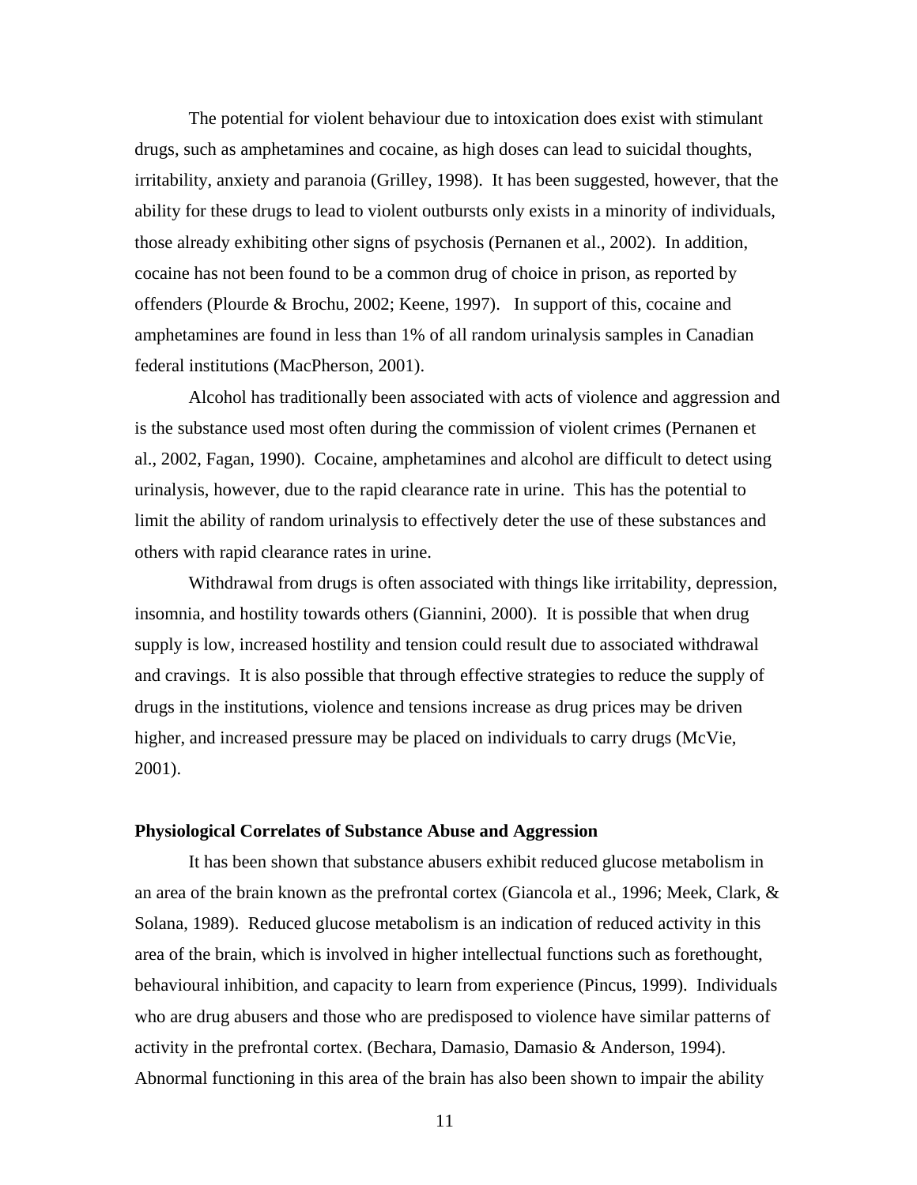The potential for violent behaviour due to intoxication does exist with stimulant drugs, such as amphetamines and cocaine, as high doses can lead to suicidal thoughts, irritability, anxiety and paranoia (Grilley, 1998). It has been suggested, however, that the ability for these drugs to lead to violent outbursts only exists in a minority of individuals, those already exhibiting other signs of psychosis (Pernanen et al., 2002). In addition, cocaine has not been found to be a common drug of choice in prison, as reported by offenders (Plourde & Brochu, 2002; Keene, 1997). In support of this, cocaine and amphetamines are found in less than 1% of all random urinalysis samples in Canadian federal institutions (MacPherson, 2001).

Alcohol has traditionally been associated with acts of violence and aggression and is the substance used most often during the commission of violent crimes (Pernanen et al., 2002, Fagan, 1990). Cocaine, amphetamines and alcohol are difficult to detect using urinalysis, however, due to the rapid clearance rate in urine. This has the potential to limit the ability of random urinalysis to effectively deter the use of these substances and others with rapid clearance rates in urine.

Withdrawal from drugs is often associated with things like irritability, depression, insomnia, and hostility towards others (Giannini, 2000). It is possible that when drug supply is low, increased hostility and tension could result due to associated withdrawal and cravings. It is also possible that through effective strategies to reduce the supply of drugs in the institutions, violence and tensions increase as drug prices may be driven higher, and increased pressure may be placed on individuals to carry drugs (McVie, 2001).

**Physiological Correlates of Substance Abuse and Aggression**

It has been shown that substance abusers exhibit reduced glucose metabolism in an area of the brain known as the prefrontal cortex (Giancola et al., 1996; Meek, Clark, & Solana, 1989). Reduced glucose metabolism is an indication of reduced activity in this area of the brain, which is involved in higher intellectual functions such as forethought, behavioural inhibition, and capacity to learn from experience (Pincus, 1999). Individuals who are drug abusers and those who are predisposed to violence have similar patterns of activity in the prefrontal cortex. (Bechara, Damasio, Damasio & Anderson, 1994). Abnormal functioning in this area of the brain has also been shown to impair the ability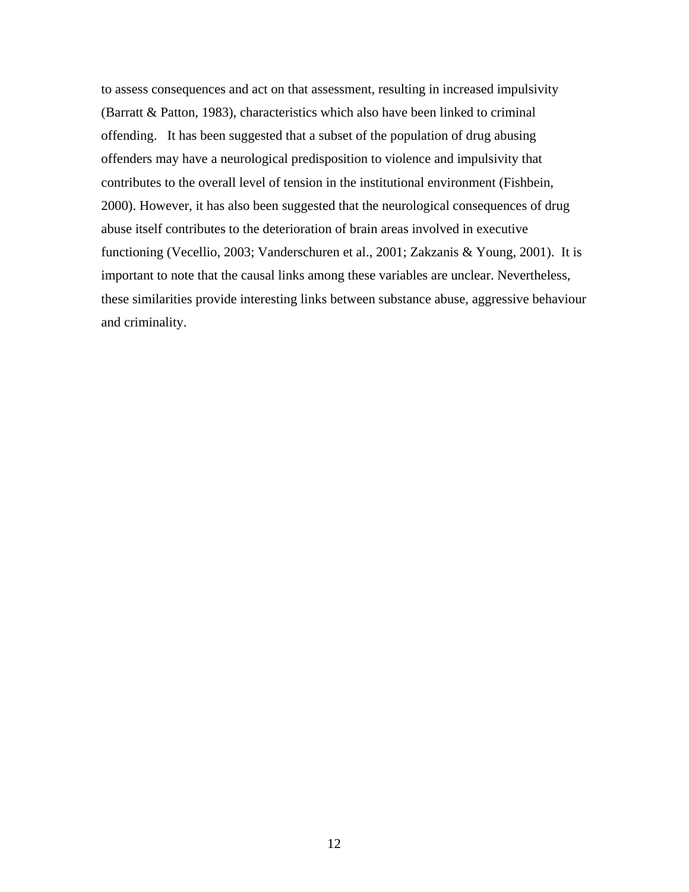to assess consequences and act on that assessment, resulting in increased impulsivity (Barratt & Patton, 1983), characteristics which also have been linked to criminal offending. It has been suggested that a subset of the population of drug abusing offenders may have a neurological predisposition to violence and impulsivity that contributes to the overall level of tension in the institutional environment (Fishbein, 2000). However, it has also been suggested that the neurological consequences of drug abuse itself contributes to the deterioration of brain areas involved in executive functioning (Vecellio, 2003; Vanderschuren et al., 2001; Zakzanis & Young, 2001). It is important to note that the causal links among these variables are unclear. Nevertheless, these similarities provide interesting links between substance abuse, aggressive behaviour and criminality.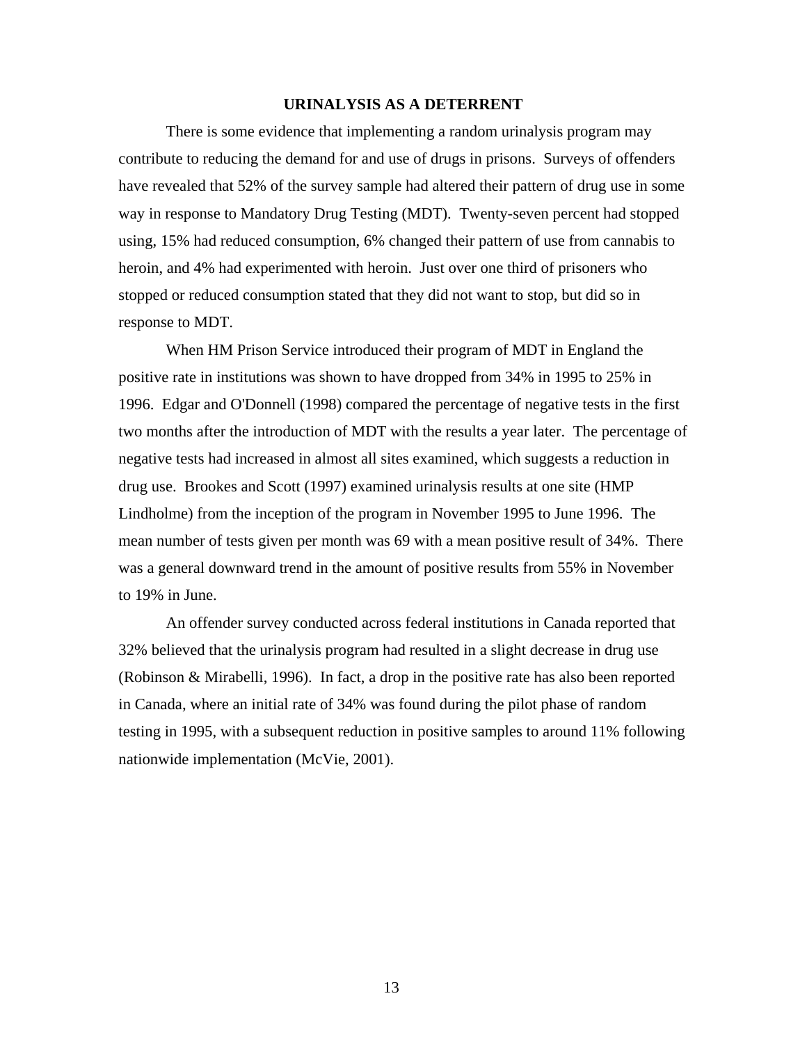## URINALYSIS AS A DETERRENT

There is some evidence that implementing a random urinalysis program may contribute to reducing the demand for and use of drugs in prisons. Surveys of offenders have revealed that 52% of the survey sample had altered their pattern of drug use in some way in response to Mandatory Drug Testing (MDT). Twenty-seven percent had stopped using, 15% had reduced consumption, 6% changed their pattern of use from cannabis to heroin, and 4% had experimented with heroin. Just over one third of prisoners who stopped or reduced consumption stated that they did not want to stop, but did so in response to MDT.

When HM Prison Service introduced their program of MDT in England the positive rate in institutions was shown to have dropped from 34% in 1995 to 25% in 1996. Edgar and O'Donnell (1998) compared the percentage of negative tests in the first two months after the introduction of MDT with the results a year later. The percentage of negative tests had increased in almost all sites examined, which suggests a reduction in drug use. Brookes and Scott (1997) examined urinalysis results at one site (HMP Lindholme) from the inception of the program in November 1995 to June 1996. The mean number of tests given per month was 69 with a mean positive result of 34%. There was a general downward trend in the amount of positive results from 55% in November to 19% in June.

An offender survey conducted across federal institutions in Canada reported that 32% believed that the urinalysis program had resulted in a slight decrease in drug use (Robinson & Mirabelli, 1996). In fact, a drop in the positive rate has also been reported in Canada, where an initial rate of 34% was found during the pilot phase of random testing in 1995, with a subsequent reduction in positive samples to around 11% following nationwide implementation (McVie, 2001).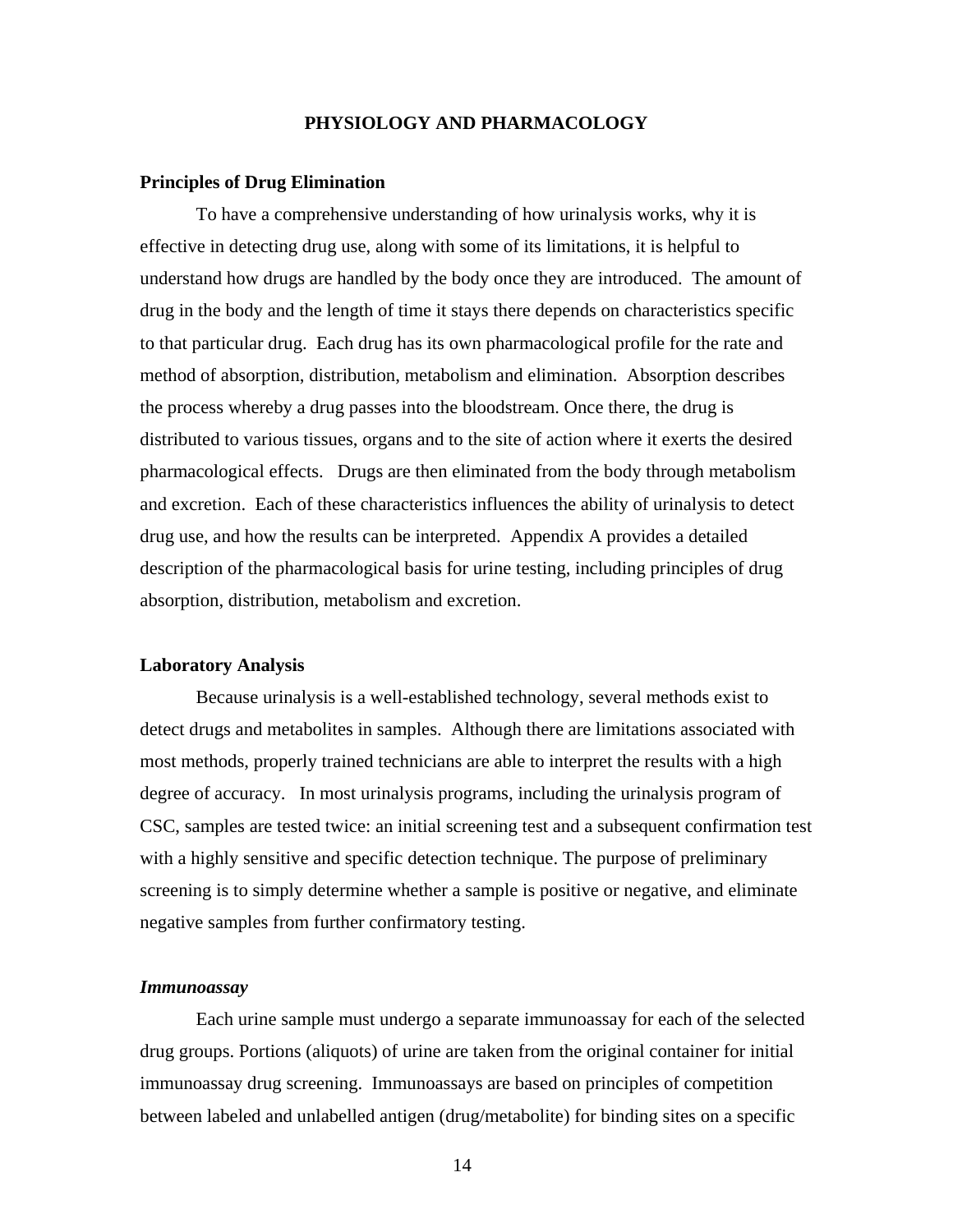# PHYSIOLOGY AND PHARMACOLOGY

## Principles of Drug Elimination

To have a comprehensive understanding of how urinalysis works, why it is effective in detecting drug use, along with some of its limitations, it is helpful to understand how drugs are handled by the body once they are introduced. The amount of drug in the body and the length of time it stays there depends on characteristics specific to that particular drug. Each drug has its own pharmacological profile for the rate and method of absorption, distribution, metabolism and elimination. Absorption describes the process whereby a drug passes into the bloodstream. Once there, the drug is distributed to various tissues, organs and to the site of action where it exerts the desired pharmacological effects. Drugs are then eliminated from the body through metabolism and excretion. Each of these characteristics influences the ability of urinalysis to detect drug use, and how the results can be interpreted. Appendix A provides a detailed description of the pharmacological basis for urine testing, including principles of drug absorption, distribution, metabolism and excretion.

## Laboratory Analysis

Because urinalysis is a well-established technology, several methods exist to detect drugs and metabolites in samples. Although there are limitations associated with most methods, properly trained technicians are able to interpret the results with a high degree of accuracy. In most urinalysis programs, including the urinalysis program of CSC, samples are tested twice: an initial screening test and a subsequent confirmation test with a highly sensitive and specific detection technique. The purpose of preliminary screening is to simply determine whether a sample is positive or negative, and eliminate negative samples from further confirmatory testing.

### *Immunoassay*

Each urine sample must undergo a separate immunoassay for each of the selected drug groups. Portions (aliquots) of urine are taken from the original container for initial immunoassay drug screening. Immunoassays are based on principles of competition between labeled and unlabelled antigen (drug/metabolite) for binding sites on a specific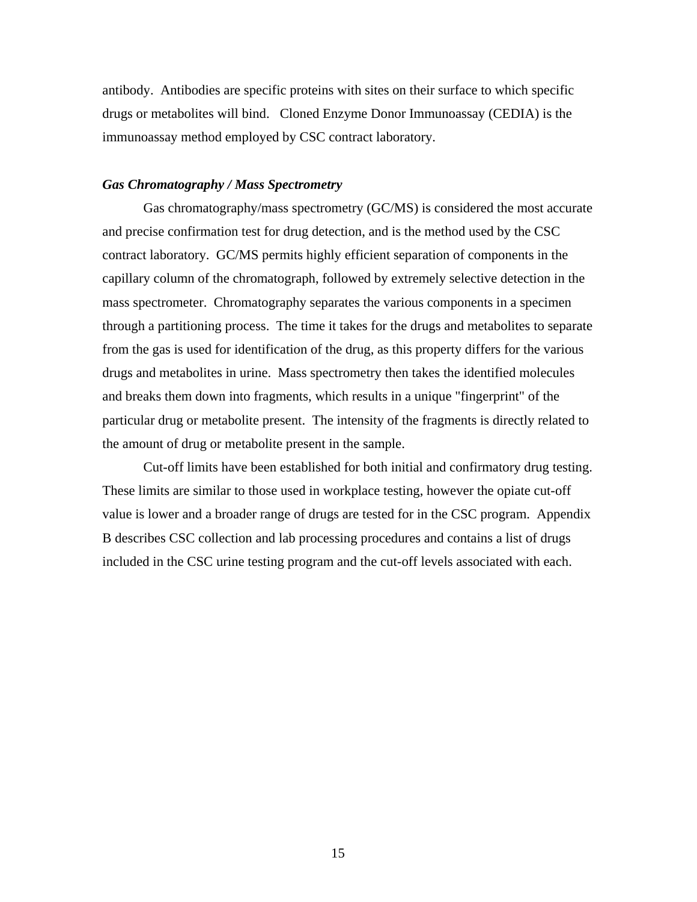antibody.  Antibodies are specific proteins with sites on their surface to which specific drugs or metabolites will bind.   Cloned Enzyme Donor Immunoassay (CEDIA) is the immunoassay method employed by CSC contract laboratory.

### *Gas Chromatography / Mass Spectrometry*

Gas chromatography/mass spectrometry (GC/MS) is considered the most accurate and precise confirmation test for drug detection, and is the method used by the CSC contract laboratory.  GC/MS permits highly efficient separation of components in the capillary column of the chromatograph, followed by extremely selective detection in the mass spectrometer.  Chromatography separates the various components in a specimen through a partitioning process.  The time it takes for the drugs and metabolites to separate from the gas is used for identification of the drug, as this property differs for the various drugs and metabolites in urine.  Mass spectrometry then takes the identified molecules and breaks them down into fragments, which results in a unique "fingerprint" of the particular drug or metabolite present.  The intensity of the fragments is directly related to the amount of drug or metabolite present in the sample.

Cut-off limits have been established for both initial and confirmatory drug testing. These limits are similar to those used in workplace testing, however the opiate cut-off value is lower and a broader range of drugs are tested for in the CSC program.  Appendix B describes CSC collection and lab processing procedures and contains a list of drugs included in the CSC urine testing program and the cut-off levels associated with each.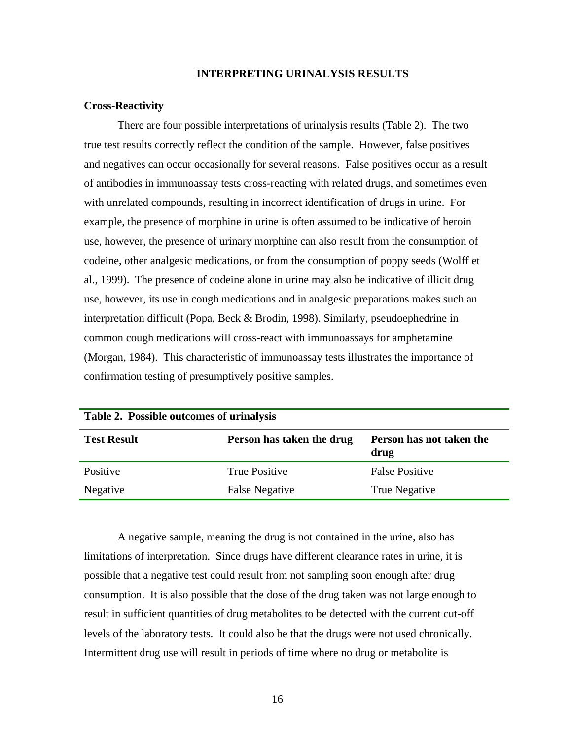# INTERPRETING URINALYSIS RESULTS

## Cross-Reactivity

There are four possible interpretations of urinalysis results (Table 2). The two true test results correctly reflect the condition of the sample. However, false positives and negatives can occur occasionally for several reasons. False positives occur as a result of antibodies in immunoassay tests cross-reacting with related drugs, and sometimes even with unrelated compounds, resulting in incorrect identification of drugs in urine. For example, the presence of morphine in urine is often assumed to be indicative of heroin use, however, the presence of urinary morphine can also result from the consumption of codeine, other analgesic medications, or from the consumption of poppy seeds (Wolff et al., 1999). The presence of codeine alone in urine may also be indicative of illicit drug use, however, its use in cough medications and in analgesic preparations makes such an interpretation difficult (Popa, Beck & Brodin, 1998). Similarly, pseudoephedrine in common cough medications will cross-react with immunoassays for amphetamine (Morgan, 1984). This characteristic of immunoassay tests illustrates the importance of confirmation testing of presumptively positive samples.

**Table 2. Possible outcomes of urinalysis**

| Test Result | Person has taken the drug | Person has not taken the drug |
|---|---|---|
| Positive | True Positive | False Positive |
| Negative | False Negative | True Negative |

A negative sample, meaning the drug is not contained in the urine, also has limitations of interpretation. Since drugs have different clearance rates in urine, it is possible that a negative test could result from not sampling soon enough after drug consumption. It is also possible that the dose of the drug taken was not large enough to result in sufficient quantities of drug metabolites to be detected with the current cut-off levels of the laboratory tests. It could also be that the drugs were not used chronically. Intermittent drug use will result in periods of time where no drug or metabolite is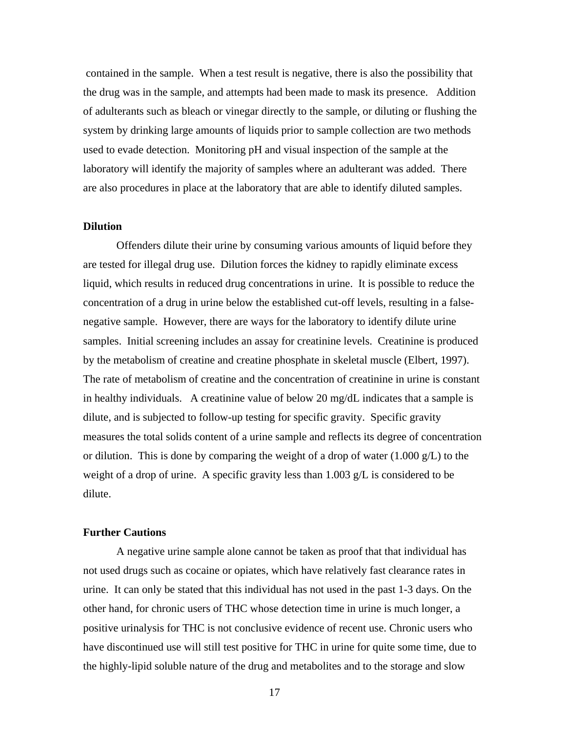contained in the sample. When a test result is negative, there is also the possibility that the drug was in the sample, and attempts had been made to mask its presence. Addition of adulterants such as bleach or vinegar directly to the sample, or diluting or flushing the system by drinking large amounts of liquids prior to sample collection are two methods used to evade detection. Monitoring pH and visual inspection of the sample at the laboratory will identify the majority of samples where an adulterant was added. There are also procedures in place at the laboratory that are able to identify diluted samples.

**Dilution**

Offenders dilute their urine by consuming various amounts of liquid before they are tested for illegal drug use. Dilution forces the kidney to rapidly eliminate excess liquid, which results in reduced drug concentrations in urine. It is possible to reduce the concentration of a drug in urine below the established cut-off levels, resulting in a false-negative sample. However, there are ways for the laboratory to identify dilute urine samples. Initial screening includes an assay for creatinine levels. Creatinine is produced by the metabolism of creatine and creatine phosphate in skeletal muscle (Elbert, 1997). The rate of metabolism of creatine and the concentration of creatinine in urine is constant in healthy individuals. A creatinine value of below 20 mg/dL indicates that a sample is dilute, and is subjected to follow-up testing for specific gravity. Specific gravity measures the total solids content of a urine sample and reflects its degree of concentration or dilution. This is done by comparing the weight of a drop of water (1.000 g/L) to the weight of a drop of urine. A specific gravity less than 1.003 g/L is considered to be dilute.

**Further Cautions**

A negative urine sample alone cannot be taken as proof that that individual has not used drugs such as cocaine or opiates, which have relatively fast clearance rates in urine. It can only be stated that this individual has not used in the past 1-3 days. On the other hand, for chronic users of THC whose detection time in urine is much longer, a positive urinalysis for THC is not conclusive evidence of recent use. Chronic users who have discontinued use will still test positive for THC in urine for quite some time, due to the highly-lipid soluble nature of the drug and metabolites and to the storage and slow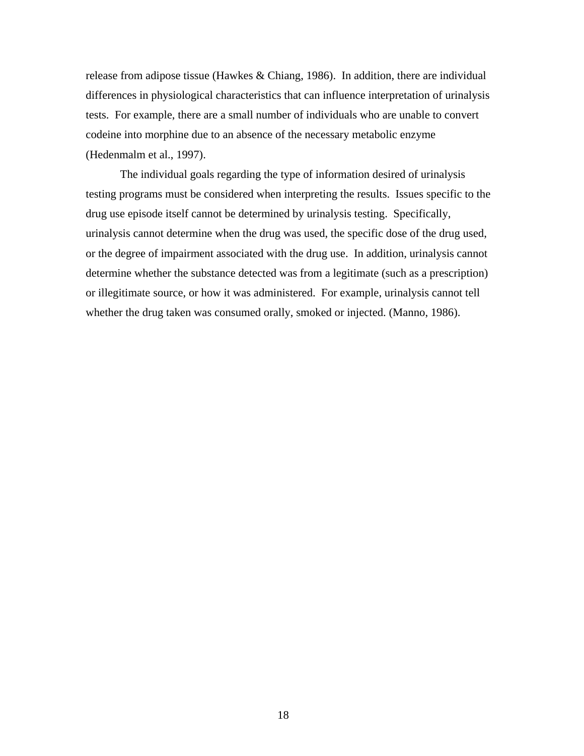release from adipose tissue (Hawkes & Chiang, 1986). In addition, there are individual differences in physiological characteristics that can influence interpretation of urinalysis tests. For example, there are a small number of individuals who are unable to convert codeine into morphine due to an absence of the necessary metabolic enzyme (Hedenmalm et al., 1997).

The individual goals regarding the type of information desired of urinalysis testing programs must be considered when interpreting the results. Issues specific to the drug use episode itself cannot be determined by urinalysis testing. Specifically, urinalysis cannot determine when the drug was used, the specific dose of the drug used, or the degree of impairment associated with the drug use. In addition, urinalysis cannot determine whether the substance detected was from a legitimate (such as a prescription) or illegitimate source, or how it was administered. For example, urinalysis cannot tell whether the drug taken was consumed orally, smoked or injected. (Manno, 1986).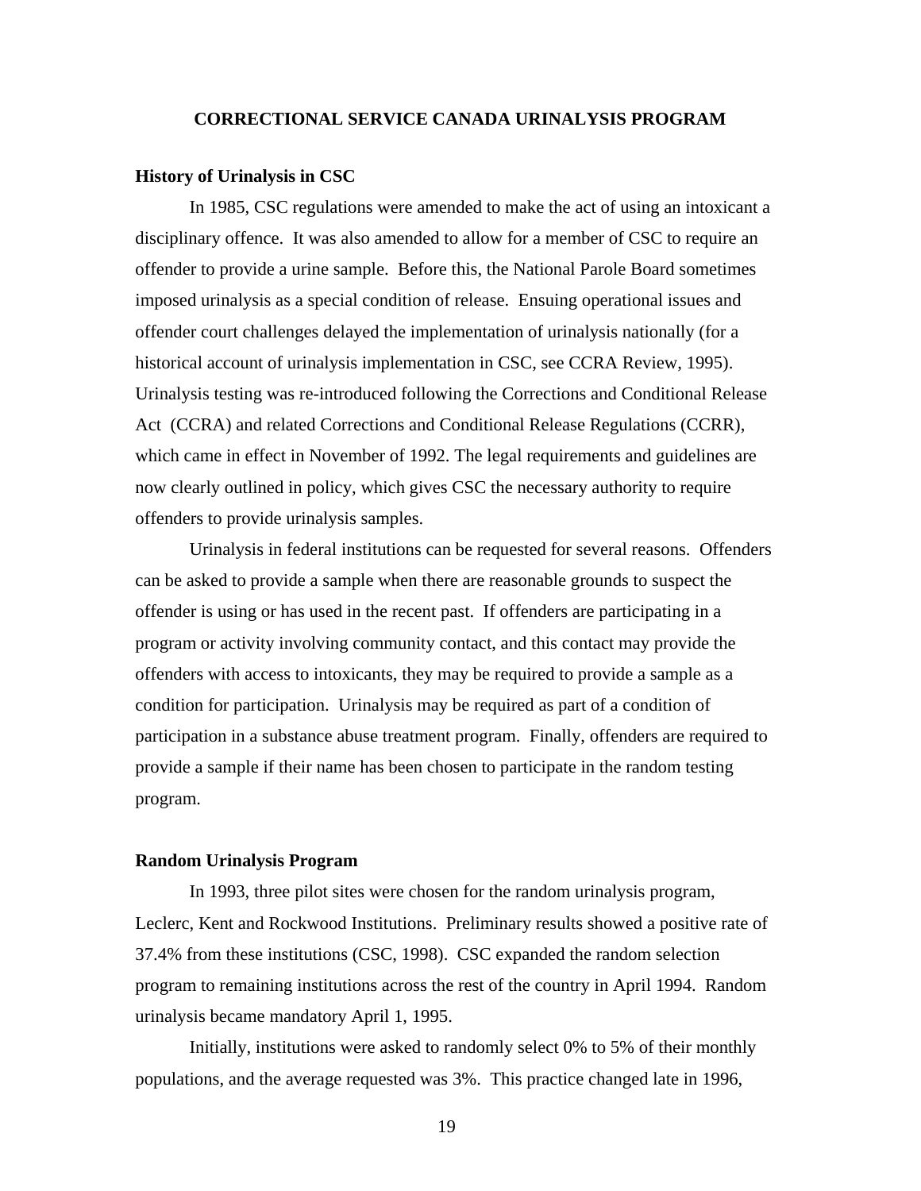## CORRECTIONAL SERVICE CANADA URINALYSIS PROGRAM

### History of Urinalysis in CSC

In 1985, CSC regulations were amended to make the act of using an intoxicant a disciplinary offence. It was also amended to allow for a member of CSC to require an offender to provide a urine sample. Before this, the National Parole Board sometimes imposed urinalysis as a special condition of release. Ensuing operational issues and offender court challenges delayed the implementation of urinalysis nationally (for a historical account of urinalysis implementation in CSC, see CCRA Review, 1995). Urinalysis testing was re-introduced following the Corrections and Conditional Release Act (CCRA) and related Corrections and Conditional Release Regulations (CCRR), which came in effect in November of 1992. The legal requirements and guidelines are now clearly outlined in policy, which gives CSC the necessary authority to require offenders to provide urinalysis samples.

Urinalysis in federal institutions can be requested for several reasons. Offenders can be asked to provide a sample when there are reasonable grounds to suspect the offender is using or has used in the recent past. If offenders are participating in a program or activity involving community contact, and this contact may provide the offenders with access to intoxicants, they may be required to provide a sample as a condition for participation. Urinalysis may be required as part of a condition of participation in a substance abuse treatment program. Finally, offenders are required to provide a sample if their name has been chosen to participate in the random testing program.

### Random Urinalysis Program

In 1993, three pilot sites were chosen for the random urinalysis program, Leclerc, Kent and Rockwood Institutions. Preliminary results showed a positive rate of 37.4% from these institutions (CSC, 1998). CSC expanded the random selection program to remaining institutions across the rest of the country in April 1994. Random urinalysis became mandatory April 1, 1995.

Initially, institutions were asked to randomly select 0% to 5% of their monthly populations, and the average requested was 3%. This practice changed late in 1996,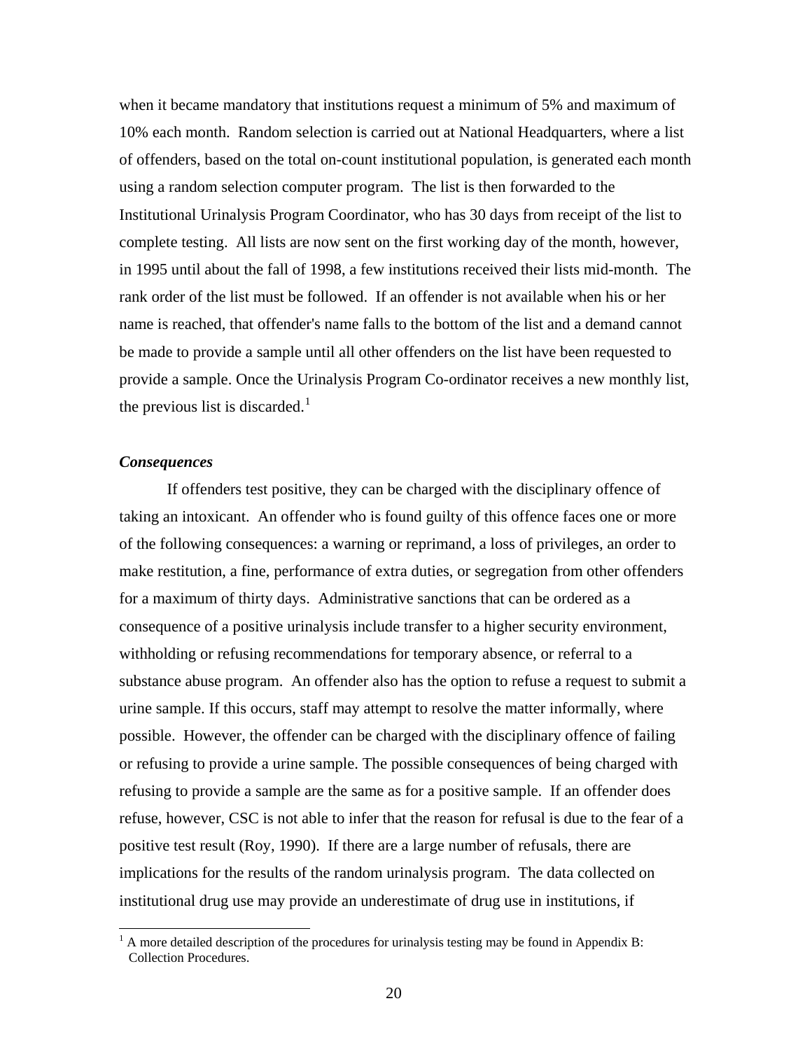when it became mandatory that institutions request a minimum of 5% and maximum of 10% each month. Random selection is carried out at National Headquarters, where a list of offenders, based on the total on-count institutional population, is generated each month using a random selection computer program. The list is then forwarded to the Institutional Urinalysis Program Coordinator, who has 30 days from receipt of the list to complete testing. All lists are now sent on the first working day of the month, however, in 1995 until about the fall of 1998, a few institutions received their lists mid-month. The rank order of the list must be followed. If an offender is not available when his or her name is reached, that offender's name falls to the bottom of the list and a demand cannot be made to provide a sample until all other offenders on the list have been requested to provide a sample. Once the Urinalysis Program Co-ordinator receives a new monthly list, the previous list is discarded.[1]

### *Consequences*

If offenders test positive, they can be charged with the disciplinary offence of taking an intoxicant. An offender who is found guilty of this offence faces one or more of the following consequences: a warning or reprimand, a loss of privileges, an order to make restitution, a fine, performance of extra duties, or segregation from other offenders for a maximum of thirty days. Administrative sanctions that can be ordered as a consequence of a positive urinalysis include transfer to a higher security environment, withholding or refusing recommendations for temporary absence, or referral to a substance abuse program. An offender also has the option to refuse a request to submit a urine sample. If this occurs, staff may attempt to resolve the matter informally, where possible. However, the offender can be charged with the disciplinary offence of failing or refusing to provide a urine sample. The possible consequences of being charged with refusing to provide a sample are the same as for a positive sample. If an offender does refuse, however, CSC is not able to infer that the reason for refusal is due to the fear of a positive test result (Roy, 1990). If there are a large number of refusals, there are implications for the results of the random urinalysis program. The data collected on institutional drug use may provide an underestimate of drug use in institutions, if

[1] A more detailed description of the procedures for urinalysis testing may be found in Appendix B: Collection Procedures.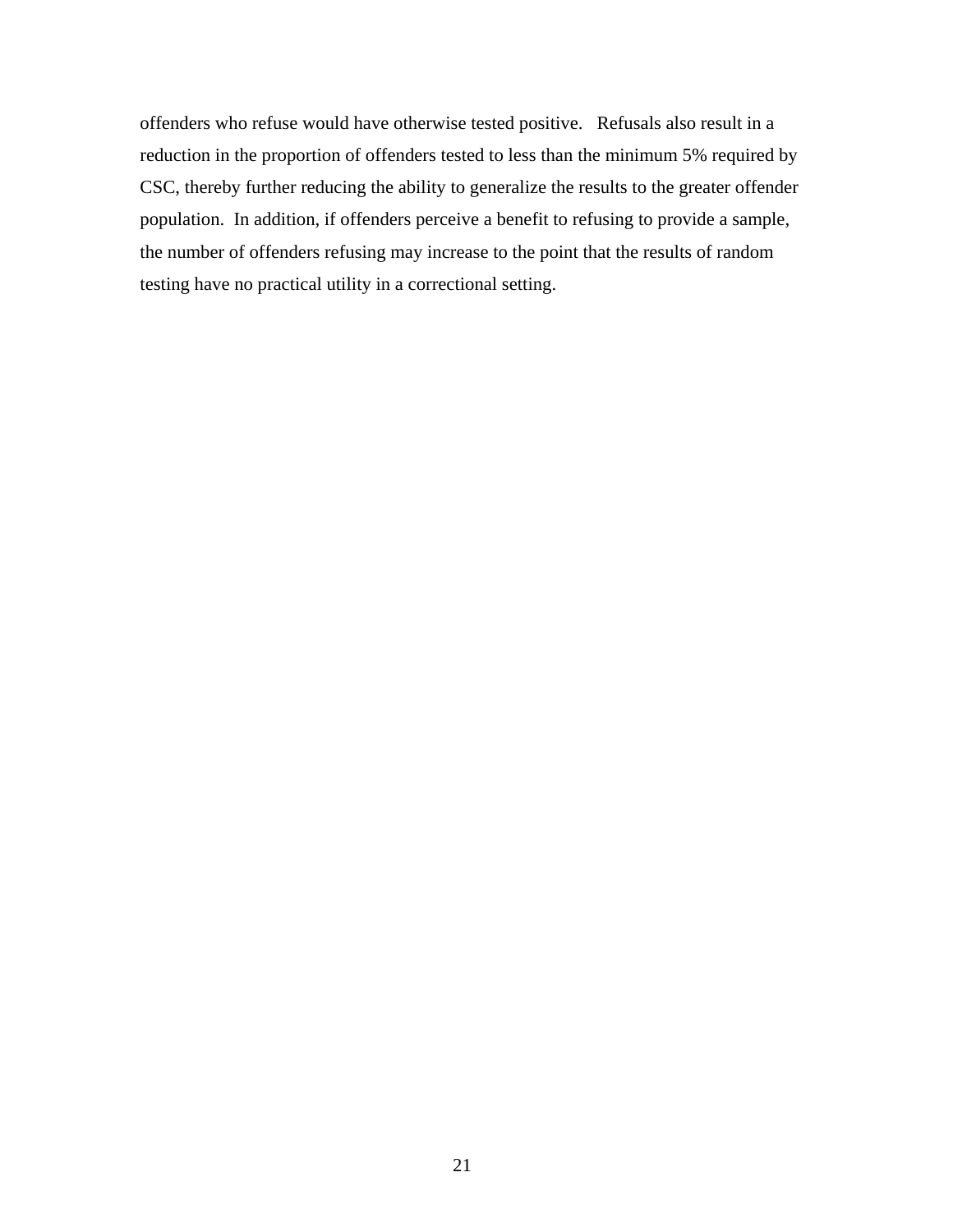offenders who refuse would have otherwise tested positive. Refusals also result in a reduction in the proportion of offenders tested to less than the minimum 5% required by CSC, thereby further reducing the ability to generalize the results to the greater offender population. In addition, if offenders perceive a benefit to refusing to provide a sample, the number of offenders refusing may increase to the point that the results of random testing have no practical utility in a correctional setting.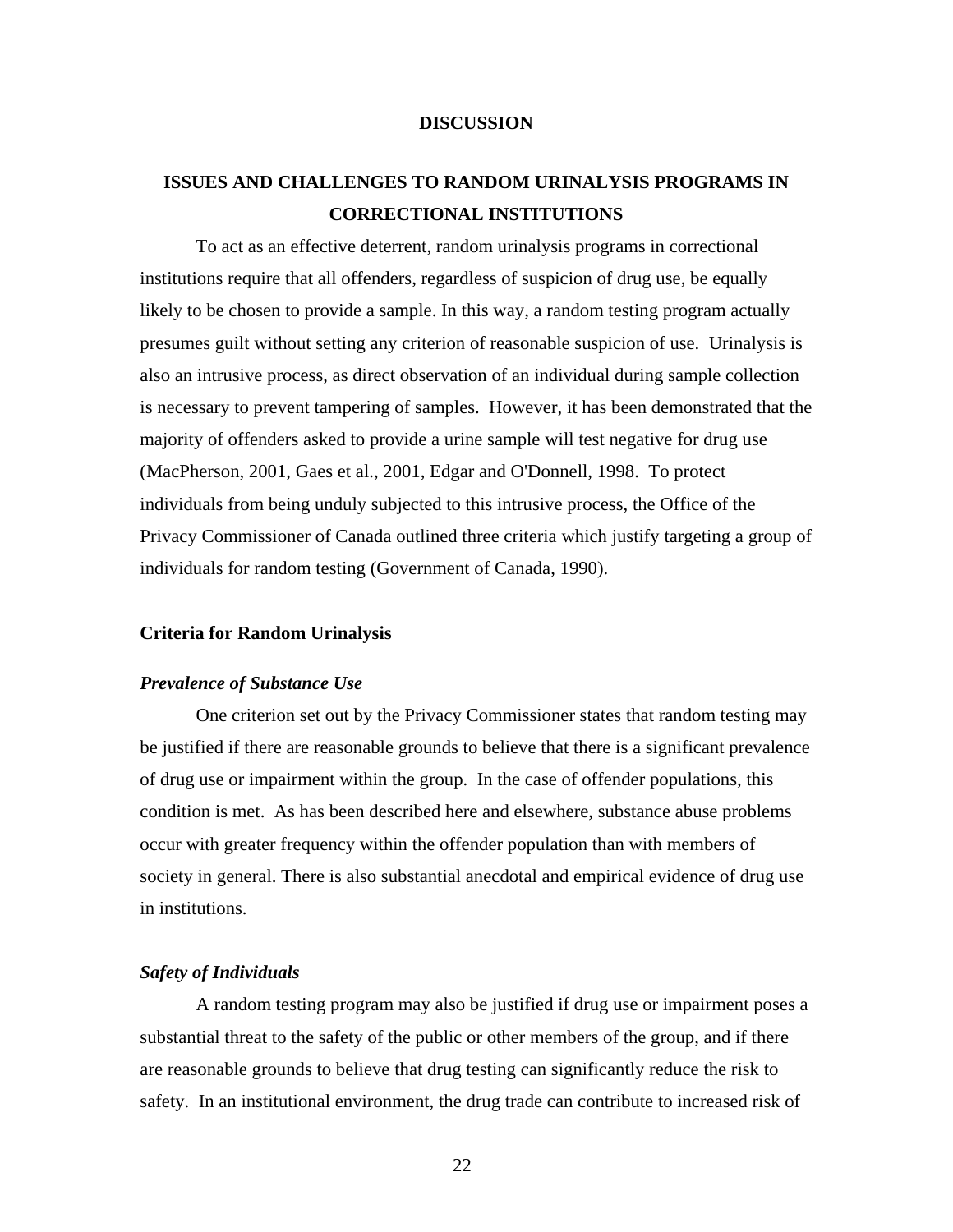# DISCUSSION

## ISSUES AND CHALLENGES TO RANDOM URINALYSIS PROGRAMS IN CORRECTIONAL INSTITUTIONS

To act as an effective deterrent, random urinalysis programs in correctional institutions require that all offenders, regardless of suspicion of drug use, be equally likely to be chosen to provide a sample. In this way, a random testing program actually presumes guilt without setting any criterion of reasonable suspicion of use. Urinalysis is also an intrusive process, as direct observation of an individual during sample collection is necessary to prevent tampering of samples. However, it has been demonstrated that the majority of offenders asked to provide a urine sample will test negative for drug use (MacPherson, 2001, Gaes et al., 2001, Edgar and O'Donnell, 1998. To protect individuals from being unduly subjected to this intrusive process, the Office of the Privacy Commissioner of Canada outlined three criteria which justify targeting a group of individuals for random testing (Government of Canada, 1990).

### Criteria for Random Urinalysis

#### *Prevalence of Substance Use*

One criterion set out by the Privacy Commissioner states that random testing may be justified if there are reasonable grounds to believe that there is a significant prevalence of drug use or impairment within the group. In the case of offender populations, this condition is met. As has been described here and elsewhere, substance abuse problems occur with greater frequency within the offender population than with members of society in general. There is also substantial anecdotal and empirical evidence of drug use in institutions.

#### *Safety of Individuals*

A random testing program may also be justified if drug use or impairment poses a substantial threat to the safety of the public or other members of the group, and if there are reasonable grounds to believe that drug testing can significantly reduce the risk to safety. In an institutional environment, the drug trade can contribute to increased risk of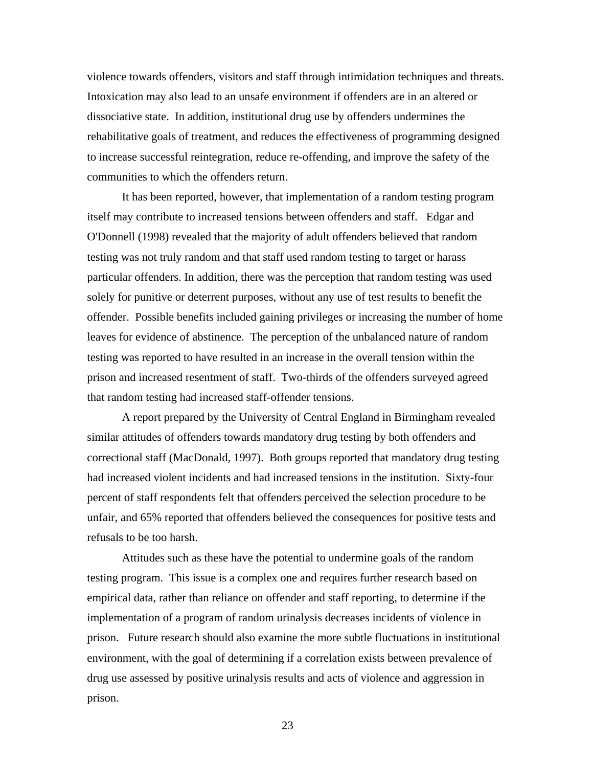violence towards offenders, visitors and staff through intimidation techniques and threats. Intoxication may also lead to an unsafe environment if offenders are in an altered or dissociative state. In addition, institutional drug use by offenders undermines the rehabilitative goals of treatment, and reduces the effectiveness of programming designed to increase successful reintegration, reduce re-offending, and improve the safety of the communities to which the offenders return.

It has been reported, however, that implementation of a random testing program itself may contribute to increased tensions between offenders and staff. Edgar and O'Donnell (1998) revealed that the majority of adult offenders believed that random testing was not truly random and that staff used random testing to target or harass particular offenders. In addition, there was the perception that random testing was used solely for punitive or deterrent purposes, without any use of test results to benefit the offender. Possible benefits included gaining privileges or increasing the number of home leaves for evidence of abstinence. The perception of the unbalanced nature of random testing was reported to have resulted in an increase in the overall tension within the prison and increased resentment of staff. Two-thirds of the offenders surveyed agreed that random testing had increased staff-offender tensions.

A report prepared by the University of Central England in Birmingham revealed similar attitudes of offenders towards mandatory drug testing by both offenders and correctional staff (MacDonald, 1997). Both groups reported that mandatory drug testing had increased violent incidents and had increased tensions in the institution. Sixty-four percent of staff respondents felt that offenders perceived the selection procedure to be unfair, and 65% reported that offenders believed the consequences for positive tests and refusals to be too harsh.

Attitudes such as these have the potential to undermine goals of the random testing program. This issue is a complex one and requires further research based on empirical data, rather than reliance on offender and staff reporting, to determine if the implementation of a program of random urinalysis decreases incidents of violence in prison. Future research should also examine the more subtle fluctuations in institutional environment, with the goal of determining if a correlation exists between prevalence of drug use assessed by positive urinalysis results and acts of violence and aggression in prison.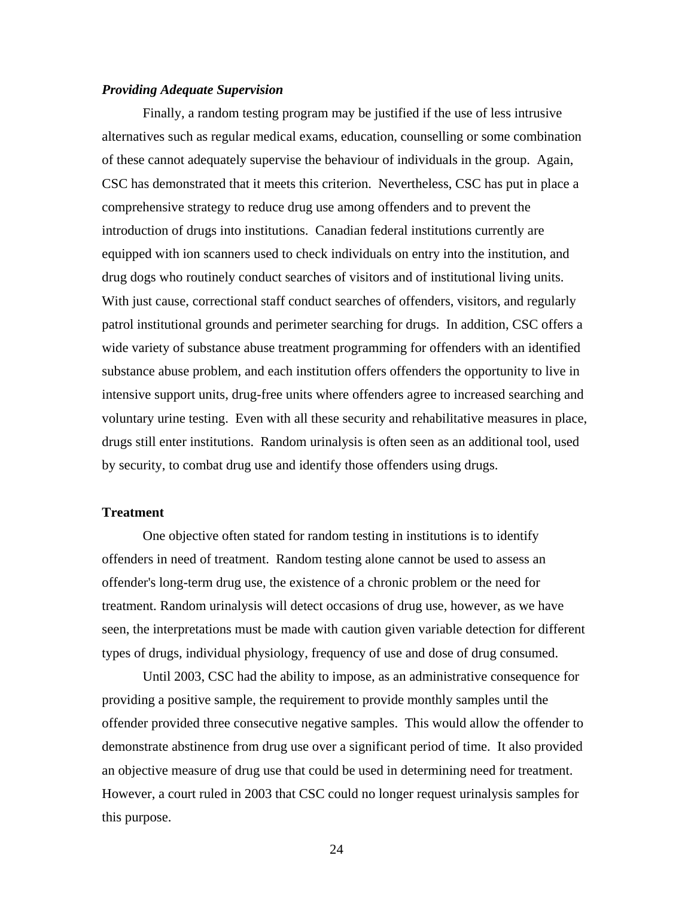***Providing Adequate Supervision***

Finally, a random testing program may be justified if the use of less intrusive alternatives such as regular medical exams, education, counselling or some combination of these cannot adequately supervise the behaviour of individuals in the group. Again, CSC has demonstrated that it meets this criterion. Nevertheless, CSC has put in place a comprehensive strategy to reduce drug use among offenders and to prevent the introduction of drugs into institutions. Canadian federal institutions currently are equipped with ion scanners used to check individuals on entry into the institution, and drug dogs who routinely conduct searches of visitors and of institutional living units. With just cause, correctional staff conduct searches of offenders, visitors, and regularly patrol institutional grounds and perimeter searching for drugs. In addition, CSC offers a wide variety of substance abuse treatment programming for offenders with an identified substance abuse problem, and each institution offers offenders the opportunity to live in intensive support units, drug-free units where offenders agree to increased searching and voluntary urine testing. Even with all these security and rehabilitative measures in place, drugs still enter institutions. Random urinalysis is often seen as an additional tool, used by security, to combat drug use and identify those offenders using drugs.

**Treatment**

One objective often stated for random testing in institutions is to identify offenders in need of treatment. Random testing alone cannot be used to assess an offender's long-term drug use, the existence of a chronic problem or the need for treatment. Random urinalysis will detect occasions of drug use, however, as we have seen, the interpretations must be made with caution given variable detection for different types of drugs, individual physiology, frequency of use and dose of drug consumed.

Until 2003, CSC had the ability to impose, as an administrative consequence for providing a positive sample, the requirement to provide monthly samples until the offender provided three consecutive negative samples. This would allow the offender to demonstrate abstinence from drug use over a significant period of time. It also provided an objective measure of drug use that could be used in determining need for treatment. However, a court ruled in 2003 that CSC could no longer request urinalysis samples for this purpose.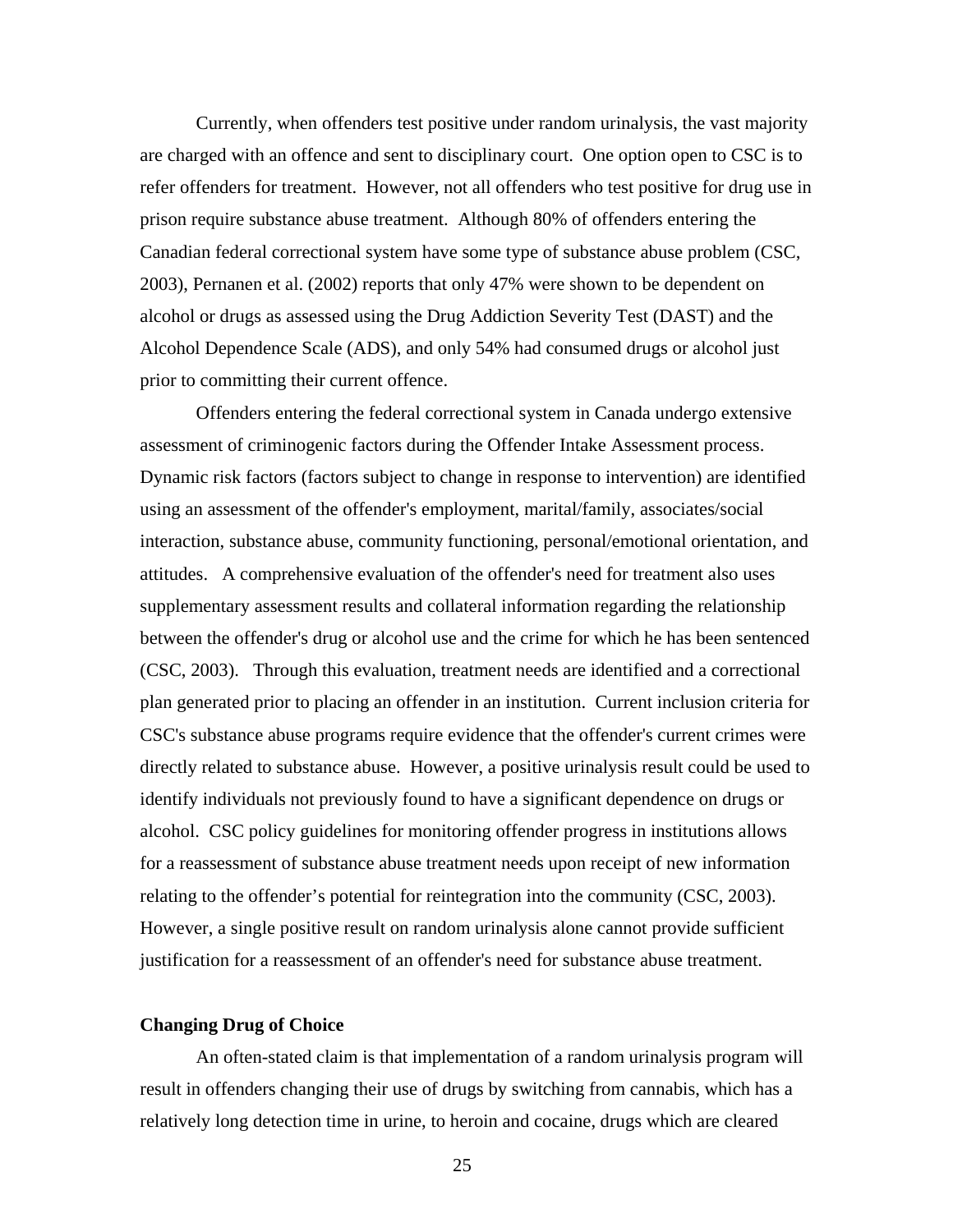Currently, when offenders test positive under random urinalysis, the vast majority are charged with an offence and sent to disciplinary court. One option open to CSC is to refer offenders for treatment. However, not all offenders who test positive for drug use in prison require substance abuse treatment. Although 80% of offenders entering the Canadian federal correctional system have some type of substance abuse problem (CSC, 2003), Pernanen et al. (2002) reports that only 47% were shown to be dependent on alcohol or drugs as assessed using the Drug Addiction Severity Test (DAST) and the Alcohol Dependence Scale (ADS), and only 54% had consumed drugs or alcohol just prior to committing their current offence.

Offenders entering the federal correctional system in Canada undergo extensive assessment of criminogenic factors during the Offender Intake Assessment process. Dynamic risk factors (factors subject to change in response to intervention) are identified using an assessment of the offender's employment, marital/family, associates/social interaction, substance abuse, community functioning, personal/emotional orientation, and attitudes. A comprehensive evaluation of the offender's need for treatment also uses supplementary assessment results and collateral information regarding the relationship between the offender's drug or alcohol use and the crime for which he has been sentenced (CSC, 2003). Through this evaluation, treatment needs are identified and a correctional plan generated prior to placing an offender in an institution. Current inclusion criteria for CSC's substance abuse programs require evidence that the offender's current crimes were directly related to substance abuse. However, a positive urinalysis result could be used to identify individuals not previously found to have a significant dependence on drugs or alcohol. CSC policy guidelines for monitoring offender progress in institutions allows for a reassessment of substance abuse treatment needs upon receipt of new information relating to the offender's potential for reintegration into the community (CSC, 2003). However, a single positive result on random urinalysis alone cannot provide sufficient justification for a reassessment of an offender's need for substance abuse treatment.

### Changing Drug of Choice

An often-stated claim is that implementation of a random urinalysis program will result in offenders changing their use of drugs by switching from cannabis, which has a relatively long detection time in urine, to heroin and cocaine, drugs which are cleared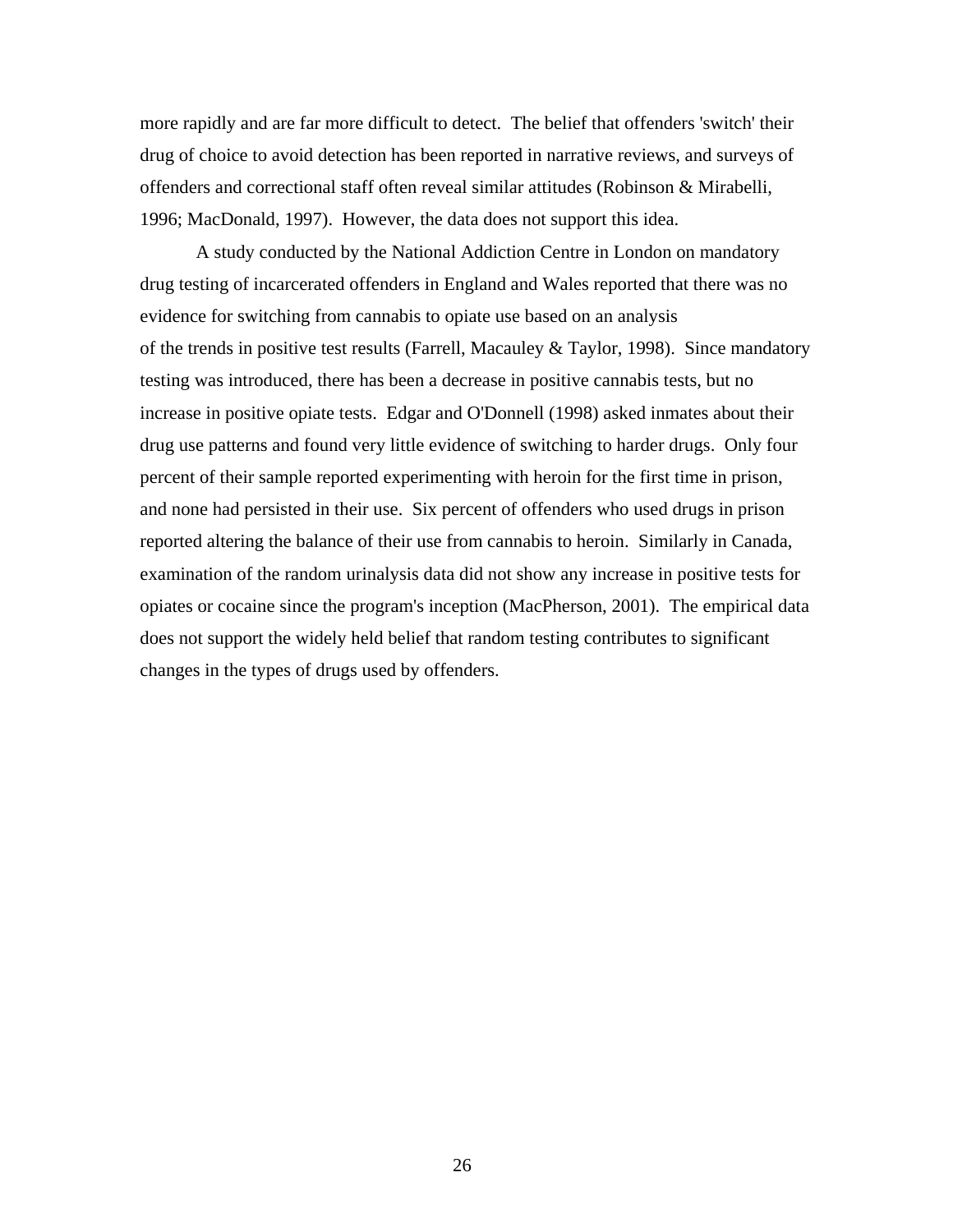more rapidly and are far more difficult to detect. The belief that offenders 'switch' their drug of choice to avoid detection has been reported in narrative reviews, and surveys of offenders and correctional staff often reveal similar attitudes (Robinson & Mirabelli, 1996; MacDonald, 1997). However, the data does not support this idea.

A study conducted by the National Addiction Centre in London on mandatory drug testing of incarcerated offenders in England and Wales reported that there was no evidence for switching from cannabis to opiate use based on an analysis of the trends in positive test results (Farrell, Macauley & Taylor, 1998). Since mandatory testing was introduced, there has been a decrease in positive cannabis tests, but no increase in positive opiate tests. Edgar and O'Donnell (1998) asked inmates about their drug use patterns and found very little evidence of switching to harder drugs. Only four percent of their sample reported experimenting with heroin for the first time in prison, and none had persisted in their use. Six percent of offenders who used drugs in prison reported altering the balance of their use from cannabis to heroin. Similarly in Canada, examination of the random urinalysis data did not show any increase in positive tests for opiates or cocaine since the program's inception (MacPherson, 2001). The empirical data does not support the widely held belief that random testing contributes to significant changes in the types of drugs used by offenders.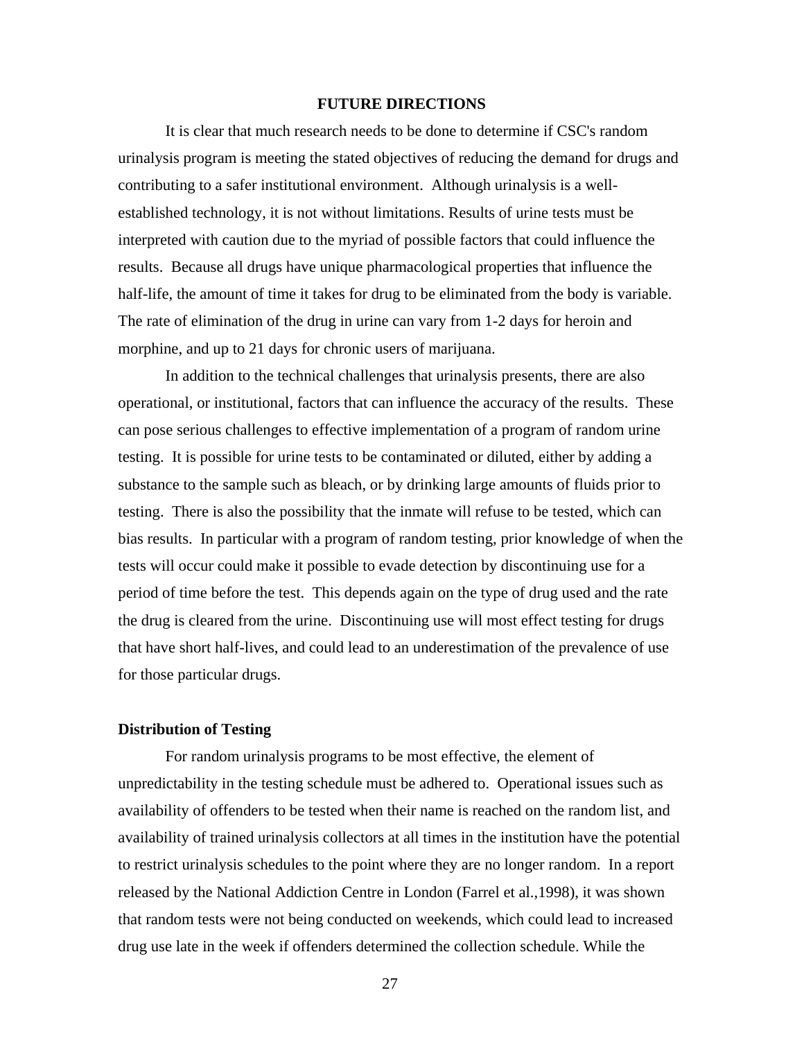## FUTURE DIRECTIONS

It is clear that much research needs to be done to determine if CSC's random urinalysis program is meeting the stated objectives of reducing the demand for drugs and contributing to a safer institutional environment. Although urinalysis is a well-established technology, it is not without limitations. Results of urine tests must be interpreted with caution due to the myriad of possible factors that could influence the results. Because all drugs have unique pharmacological properties that influence the half-life, the amount of time it takes for drug to be eliminated from the body is variable. The rate of elimination of the drug in urine can vary from 1-2 days for heroin and morphine, and up to 21 days for chronic users of marijuana.

In addition to the technical challenges that urinalysis presents, there are also operational, or institutional, factors that can influence the accuracy of the results. These can pose serious challenges to effective implementation of a program of random urine testing. It is possible for urine tests to be contaminated or diluted, either by adding a substance to the sample such as bleach, or by drinking large amounts of fluids prior to testing. There is also the possibility that the inmate will refuse to be tested, which can bias results. In particular with a program of random testing, prior knowledge of when the tests will occur could make it possible to evade detection by discontinuing use for a period of time before the test. This depends again on the type of drug used and the rate the drug is cleared from the urine. Discontinuing use will most effect testing for drugs that have short half-lives, and could lead to an underestimation of the prevalence of use for those particular drugs.

### Distribution of Testing

For random urinalysis programs to be most effective, the element of unpredictability in the testing schedule must be adhered to. Operational issues such as availability of offenders to be tested when their name is reached on the random list, and availability of trained urinalysis collectors at all times in the institution have the potential to restrict urinalysis schedules to the point where they are no longer random. In a report released by the National Addiction Centre in London (Farrel et al.,1998), it was shown that random tests were not being conducted on weekends, which could lead to increased drug use late in the week if offenders determined the collection schedule. While the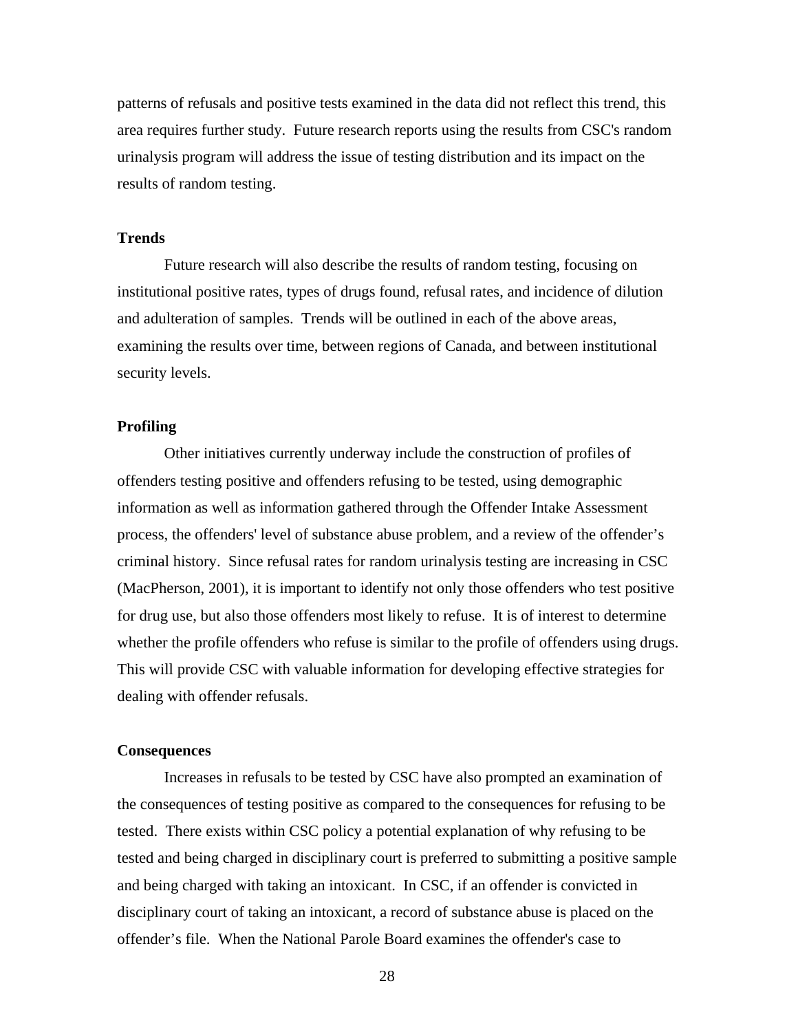patterns of refusals and positive tests examined in the data did not reflect this trend, this area requires further study. Future research reports using the results from CSC's random urinalysis program will address the issue of testing distribution and its impact on the results of random testing.

**Trends**

Future research will also describe the results of random testing, focusing on institutional positive rates, types of drugs found, refusal rates, and incidence of dilution and adulteration of samples. Trends will be outlined in each of the above areas, examining the results over time, between regions of Canada, and between institutional security levels.

**Profiling**

Other initiatives currently underway include the construction of profiles of offenders testing positive and offenders refusing to be tested, using demographic information as well as information gathered through the Offender Intake Assessment process, the offenders' level of substance abuse problem, and a review of the offender's criminal history. Since refusal rates for random urinalysis testing are increasing in CSC (MacPherson, 2001), it is important to identify not only those offenders who test positive for drug use, but also those offenders most likely to refuse. It is of interest to determine whether the profile offenders who refuse is similar to the profile of offenders using drugs. This will provide CSC with valuable information for developing effective strategies for dealing with offender refusals.

**Consequences**

Increases in refusals to be tested by CSC have also prompted an examination of the consequences of testing positive as compared to the consequences for refusing to be tested. There exists within CSC policy a potential explanation of why refusing to be tested and being charged in disciplinary court is preferred to submitting a positive sample and being charged with taking an intoxicant. In CSC, if an offender is convicted in disciplinary court of taking an intoxicant, a record of substance abuse is placed on the offender's file. When the National Parole Board examines the offender's case to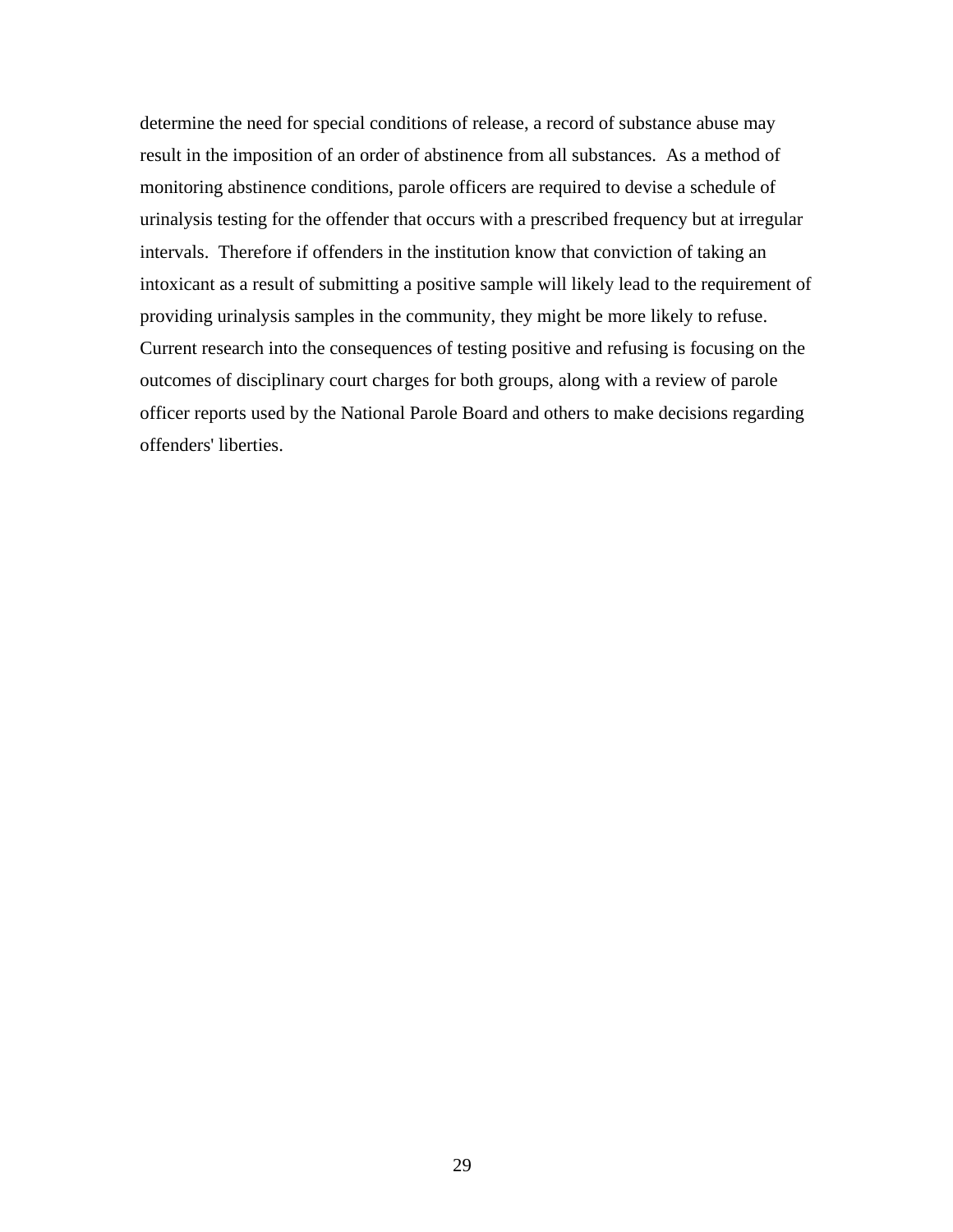determine the need for special conditions of release, a record of substance abuse may result in the imposition of an order of abstinence from all substances. As a method of monitoring abstinence conditions, parole officers are required to devise a schedule of urinalysis testing for the offender that occurs with a prescribed frequency but at irregular intervals. Therefore if offenders in the institution know that conviction of taking an intoxicant as a result of submitting a positive sample will likely lead to the requirement of providing urinalysis samples in the community, they might be more likely to refuse. Current research into the consequences of testing positive and refusing is focusing on the outcomes of disciplinary court charges for both groups, along with a review of parole officer reports used by the National Parole Board and others to make decisions regarding offenders' liberties.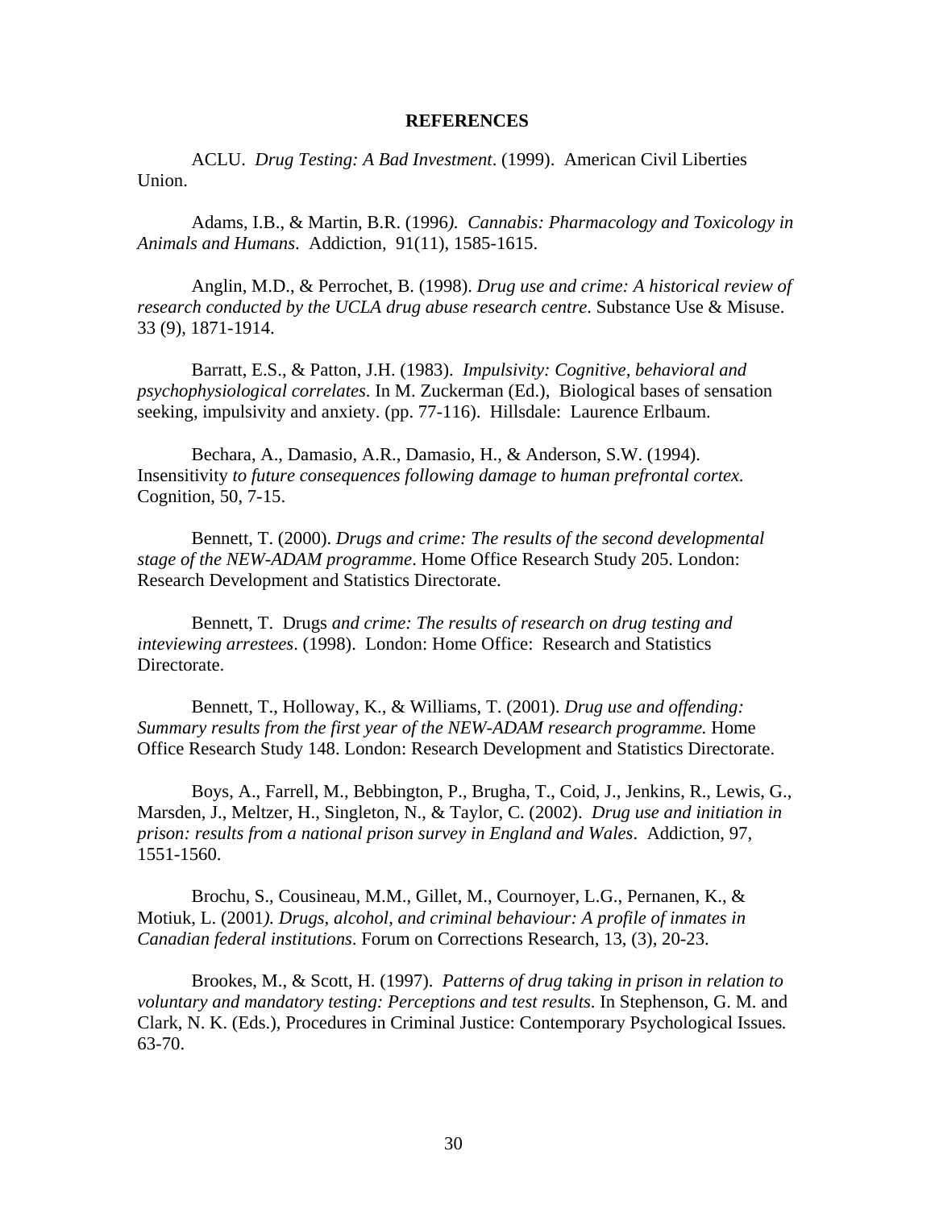**REFERENCES**

ACLU. *Drug Testing: A Bad Investment*. (1999). American Civil Liberties Union.

Adams, I.B., & Martin, B.R. (1996*). Cannabis: Pharmacology and Toxicology in Animals and Humans*. Addiction, 91(11), 1585-1615.

Anglin, M.D., & Perrochet, B. (1998). *Drug use and crime: A historical review of research conducted by the UCLA drug abuse research centre*. Substance Use & Misuse. 33 (9), 1871-1914.

Barratt, E.S., & Patton, J.H. (1983). *Impulsivity: Cognitive, behavioral and psychophysiological correlates*. In M. Zuckerman (Ed.), Biological bases of sensation seeking, impulsivity and anxiety. (pp. 77-116). Hillsdale: Laurence Erlbaum.

Bechara, A., Damasio, A.R., Damasio, H., & Anderson, S.W. (1994). Insensitivity *to future consequences following damage to human prefrontal cortex.* Cognition, 50, 7-15.

Bennett, T. (2000). *Drugs and crime: The results of the second developmental stage of the NEW-ADAM programme*. Home Office Research Study 205. London: Research Development and Statistics Directorate.

Bennett, T. Drugs *and crime: The results of research on drug testing and inteviewing arrestees*. (1998). London: Home Office: Research and Statistics Directorate.

Bennett, T., Holloway, K., & Williams, T. (2001). *Drug use and offending: Summary results from the first year of the NEW-ADAM research programme.* Home Office Research Study 148. London: Research Development and Statistics Directorate.

Boys, A., Farrell, M., Bebbington, P., Brugha, T., Coid, J., Jenkins, R., Lewis, G., Marsden, J., Meltzer, H., Singleton, N., & Taylor, C. (2002). *Drug use and initiation in prison: results from a national prison survey in England and Wales*. Addiction, 97, 1551-1560.

Brochu, S., Cousineau, M.M., Gillet, M., Cournoyer, L.G., Pernanen, K., & Motiuk, L. (2001*). Drugs, alcohol, and criminal behaviour: A profile of inmates in Canadian federal institutions*. Forum on Corrections Research, 13, (3), 20-23.

Brookes, M., & Scott, H. (1997). *Patterns of drug taking in prison in relation to voluntary and mandatory testing: Perceptions and test results*. In Stephenson, G. M. and Clark, N. K. (Eds.), Procedures in Criminal Justice: Contemporary Psychological Issues*.* 63-70.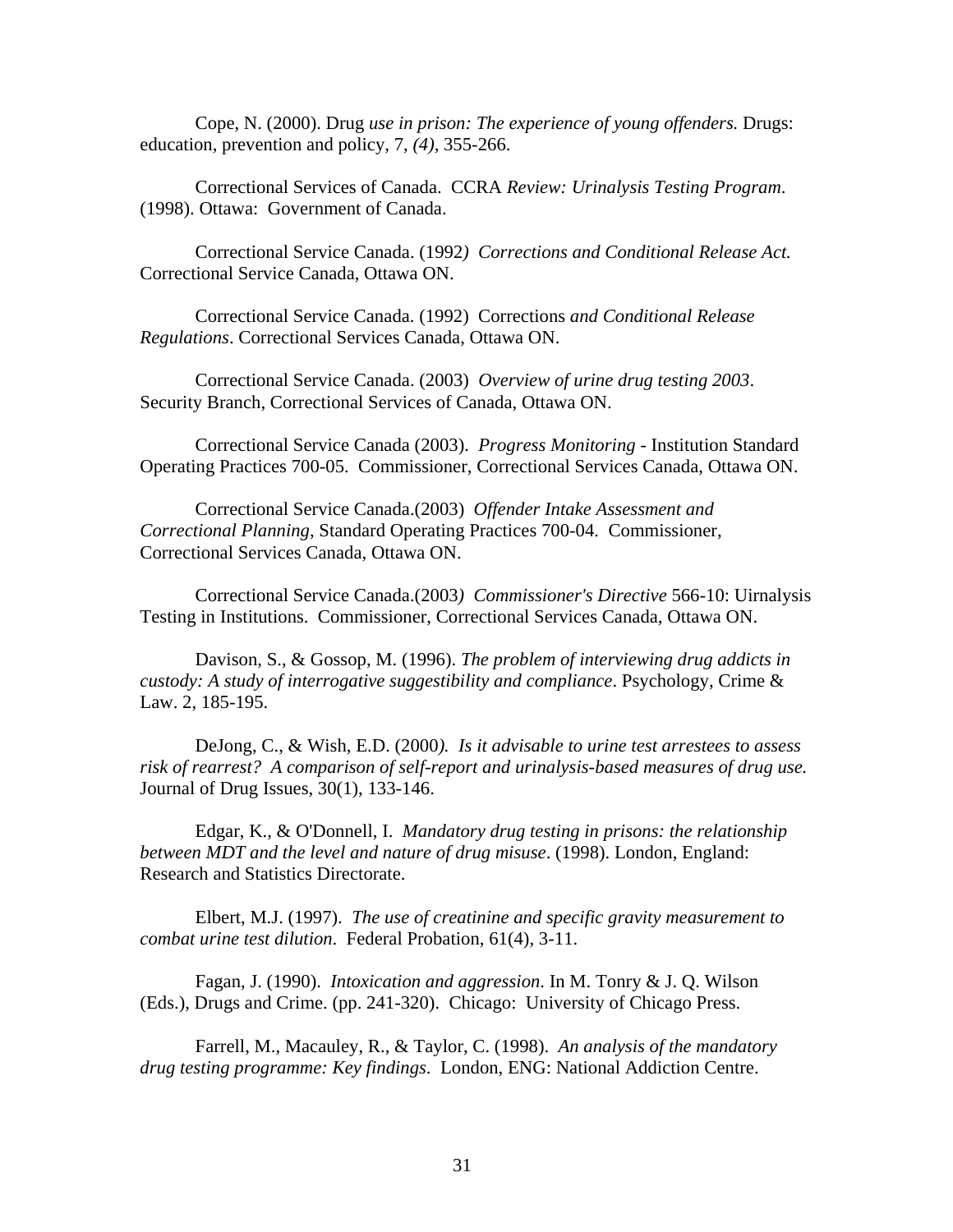Cope, N. (2000). Drug *use in prison: The experience of young offenders.* Drugs: education, prevention and policy, 7, *(4)*, 355-266.

Correctional Services of Canada. CCRA *Review: Urinalysis Testing Program*. (1998). Ottawa: Government of Canada.

Correctional Service Canada. (1992*) Corrections and Conditional Release Act.* Correctional Service Canada, Ottawa ON.

Correctional Service Canada. (1992) Corrections *and Conditional Release Regulations*. Correctional Services Canada, Ottawa ON.

Correctional Service Canada. (2003) *Overview of urine drug testing 2003*. Security Branch, Correctional Services of Canada, Ottawa ON.

Correctional Service Canada (2003). *Progress Monitoring* - Institution Standard Operating Practices 700-05. Commissioner, Correctional Services Canada, Ottawa ON.

Correctional Service Canada.(2003) *Offender Intake Assessment and Correctional Planning*, Standard Operating Practices 700-04. Commissioner, Correctional Services Canada, Ottawa ON.

Correctional Service Canada.(2003*) Commissioner's Directive* 566-10: Uirnalysis Testing in Institutions. Commissioner, Correctional Services Canada, Ottawa ON.

Davison, S., & Gossop, M. (1996). *The problem of interviewing drug addicts in custody: A study of interrogative suggestibility and compliance*. Psychology, Crime & Law. 2, 185-195.

DeJong, C., & Wish, E.D. (2000*). Is it advisable to urine test arrestees to assess risk of rearrest? A comparison of self-report and urinalysis-based measures of drug use.* Journal of Drug Issues, 30(1), 133-146.

Edgar, K., & O'Donnell, I. *Mandatory drug testing in prisons: the relationship between MDT and the level and nature of drug misuse*. (1998). London, England: Research and Statistics Directorate.

Elbert, M.J. (1997). *The use of creatinine and specific gravity measurement to combat urine test dilution.* Federal Probation, 61(4), 3-11.

Fagan, J. (1990). *Intoxication and aggression*. In M. Tonry & J. Q. Wilson (Eds.), Drugs and Crime. (pp. 241-320). Chicago: University of Chicago Press.

Farrell, M., Macauley, R., & Taylor, C. (1998). *An analysis of the mandatory drug testing programme: Key findings*. London, ENG: National Addiction Centre.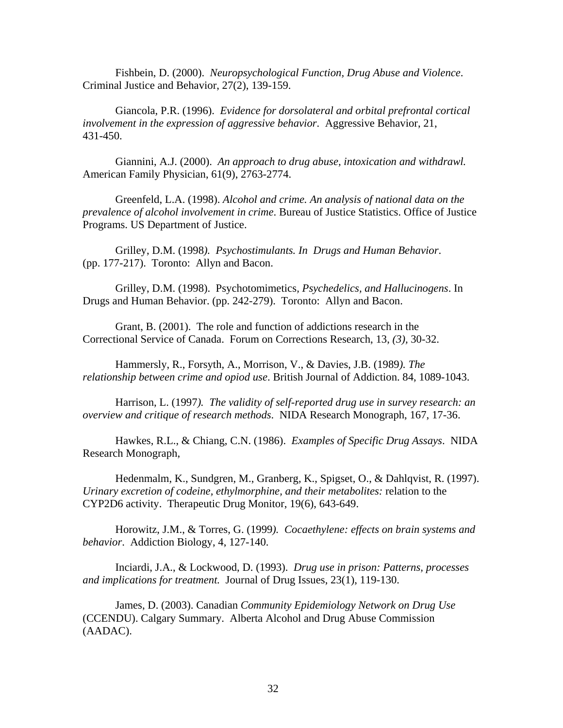Fishbein, D. (2000). *Neuropsychological Function, Drug Abuse and Violence*. Criminal Justice and Behavior, 27(2), 139-159.

Giancola, P.R. (1996). *Evidence for dorsolateral and orbital prefrontal cortical involvement in the expression of aggressive behavior*. Aggressive Behavior, 21, 431-450.

Giannini, A.J. (2000). *An approach to drug abuse, intoxication and withdrawl.* American Family Physician, 61(9), 2763-2774.

Greenfeld, L.A. (1998). *Alcohol and crime. An analysis of national data on the prevalence of alcohol involvement in crime*. Bureau of Justice Statistics. Office of Justice Programs. US Department of Justice.

Grilley, D.M. (1998*). Psychostimulants. In Drugs and Human Behavior*. (pp. 177-217). Toronto: Allyn and Bacon.

Grilley, D.M. (1998). Psychotomimetics, *Psychedelics, and Hallucinogens*. In Drugs and Human Behavior. (pp. 242-279). Toronto: Allyn and Bacon.

Grant, B. (2001). The role and function of addictions research in the Correctional Service of Canada. Forum on Corrections Research, 13, *(3),* 30-32.

Hammersly, R., Forsyth, A., Morrison, V., & Davies, J.B. (1989*). The relationship between crime and opiod use*. British Journal of Addiction. 84, 1089-1043.

Harrison, L. (1997*). The validity of self-reported drug use in survey research: an overview and critique of research methods*. NIDA Research Monograph, 167, 17-36.

Hawkes, R.L., & Chiang, C.N. (1986). *Examples of Specific Drug Assays*. NIDA Research Monograph,

Hedenmalm, K., Sundgren, M., Granberg, K., Spigset, O., & Dahlqvist, R. (1997). *Urinary excretion of codeine, ethylmorphine, and their metabolites:* relation to the CYP2D6 activity. Therapeutic Drug Monitor, 19(6), 643-649.

Horowitz, J.M., & Torres, G. (1999*). Cocaethylene: effects on brain systems and behavior*. Addiction Biology, 4, 127-140.

Inciardi, J.A., & Lockwood, D. (1993). *Drug use in prison: Patterns, processes and implications for treatment.* Journal of Drug Issues, 23(1), 119-130.

James, D. (2003). Canadian *Community Epidemiology Network on Drug Use* (CCENDU). Calgary Summary. Alberta Alcohol and Drug Abuse Commission (AADAC).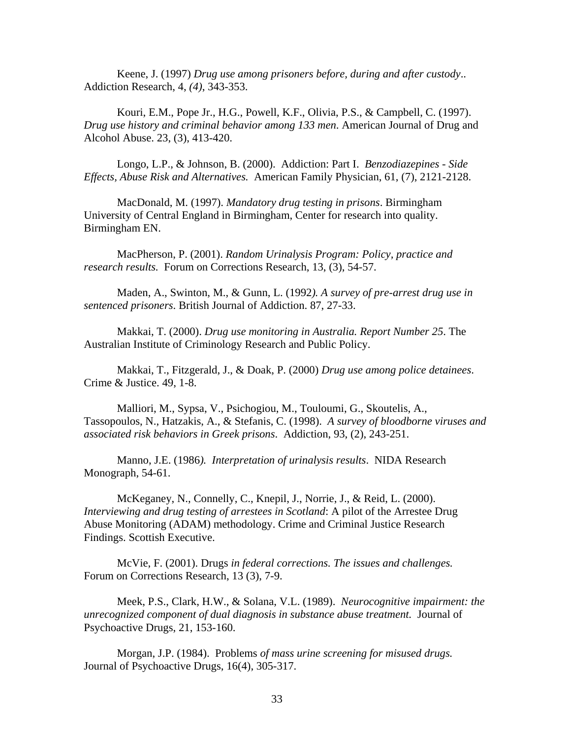Keene, J. (1997) *Drug use among prisoners before, during and after custody*.. Addiction Research, 4, *(4)*, 343-353.

Kouri, E.M., Pope Jr., H.G., Powell, K.F., Olivia, P.S., & Campbell, C. (1997). *Drug use history and criminal behavior among 133 men*. American Journal of Drug and Alcohol Abuse. 23, (3), 413-420.

Longo, L.P., & Johnson, B. (2000). Addiction: Part I. *Benzodiazepines - Side Effects, Abuse Risk and Alternatives.* American Family Physician, 61, (7), 2121-2128.

MacDonald, M. (1997). *Mandatory drug testing in prisons*. Birmingham University of Central England in Birmingham, Center for research into quality. Birmingham EN.

MacPherson, P. (2001). *Random Urinalysis Program: Policy, practice and research results.* Forum on Corrections Research, 13, (3), 54-57.

Maden, A., Swinton, M., & Gunn, L. (1992*). A survey of pre-arrest drug use in sentenced prisoners*. British Journal of Addiction. 87, 27-33.

Makkai, T. (2000). *Drug use monitoring in Australia. Report Number 25*. The Australian Institute of Criminology Research and Public Policy.

Makkai, T., Fitzgerald, J., & Doak, P. (2000) *Drug use among police detainees*. Crime & Justice. 49, 1-8.

Malliori, M., Sypsa, V., Psichogiou, M., Touloumi, G., Skoutelis, A., Tassopoulos, N., Hatzakis, A., & Stefanis, C. (1998). *A survey of bloodborne viruses and associated risk behaviors in Greek prisons*. Addiction, 93, (2), 243-251.

Manno, J.E. (1986*). Interpretation of urinalysis results*. NIDA Research Monograph, 54-61.

McKeganey, N., Connelly, C., Knepil, J., Norrie, J., & Reid, L. (2000). *Interviewing and drug testing of arrestees in Scotland*: A pilot of the Arrestee Drug Abuse Monitoring (ADAM) methodology. Crime and Criminal Justice Research Findings. Scottish Executive.

McVie, F. (2001). Drugs *in federal corrections. The issues and challenges.* Forum on Corrections Research, 13 (3), 7-9.

Meek, P.S., Clark, H.W., & Solana, V.L. (1989). *Neurocognitive impairment: the unrecognized component of dual diagnosis in substance abuse treatment.* Journal of Psychoactive Drugs, 21, 153-160.

Morgan, J.P. (1984). Problems *of mass urine screening for misused drugs.* Journal of Psychoactive Drugs, 16(4), 305-317.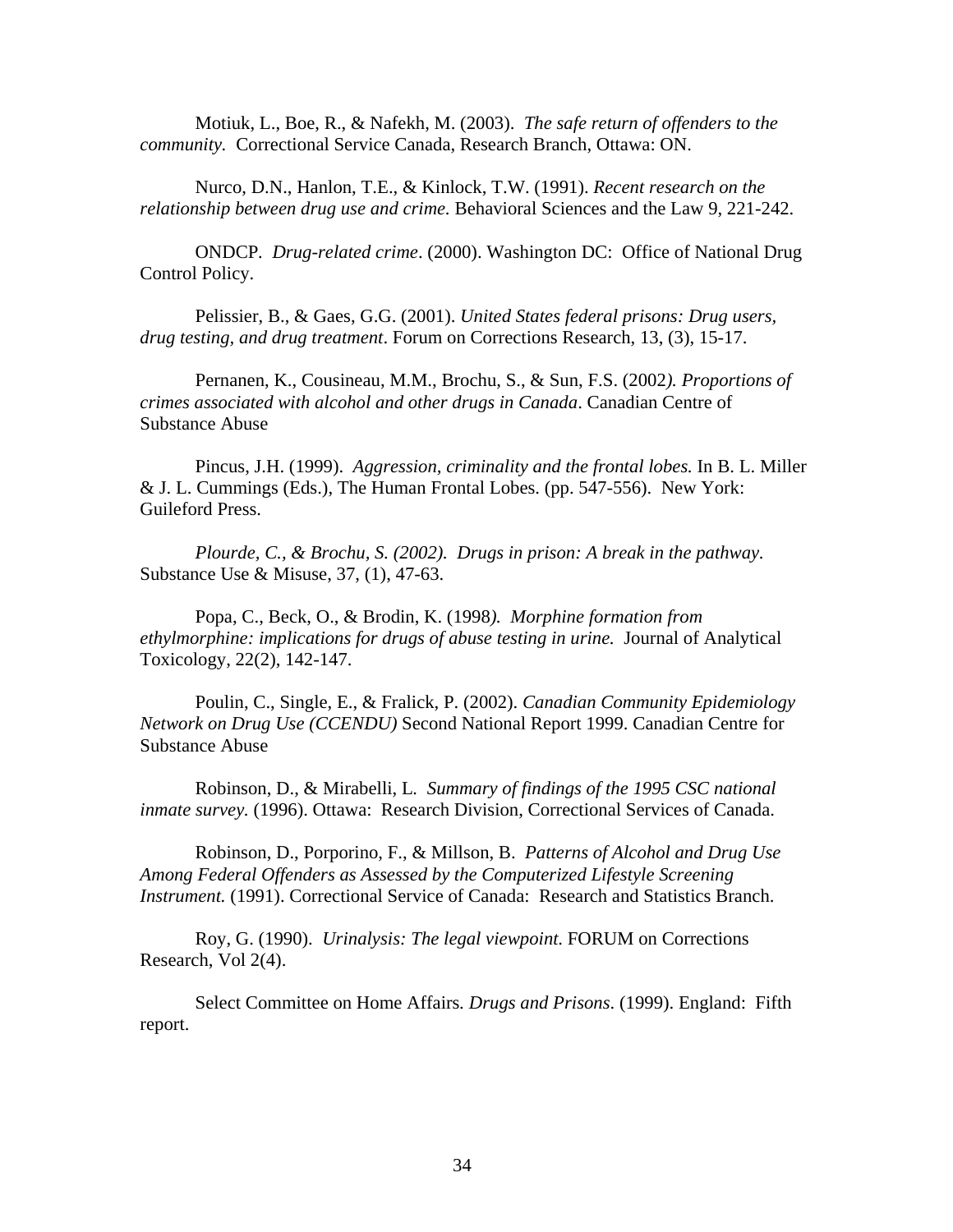Motiuk, L., Boe, R., & Nafekh, M. (2003). *The safe return of offenders to the community.* Correctional Service Canada, Research Branch, Ottawa: ON.

Nurco, D.N., Hanlon, T.E., & Kinlock, T.W. (1991). *Recent research on the relationship between drug use and crime.* Behavioral Sciences and the Law 9, 221-242.

ONDCP. *Drug-related crime*. (2000). Washington DC: Office of National Drug Control Policy.

Pelissier, B., & Gaes, G.G. (2001). *United States federal prisons: Drug users, drug testing, and drug treatment*. Forum on Corrections Research, 13, (3), 15-17.

Pernanen, K., Cousineau, M.M., Brochu, S., & Sun, F.S. (2002*). Proportions of crimes associated with alcohol and other drugs in Canada*. Canadian Centre of Substance Abuse

Pincus, J.H. (1999). *Aggression, criminality and the frontal lobes.* In B. L. Miller & J. L. Cummings (Eds.), The Human Frontal Lobes. (pp. 547-556). New York: Guileford Press.

*Plourde, C., & Brochu, S. (2002). Drugs in prison: A break in the pathway.* Substance Use & Misuse, 37, (1), 47-63.

Popa, C., Beck, O., & Brodin, K. (1998*). Morphine formation from ethylmorphine: implications for drugs of abuse testing in urine.* Journal of Analytical Toxicology, 22(2), 142-147.

Poulin, C., Single, E., & Fralick, P. (2002). *Canadian Community Epidemiology Network on Drug Use (CCENDU)* Second National Report 1999. Canadian Centre for Substance Abuse

Robinson, D., & Mirabelli, L. *Summary of findings of the 1995 CSC national inmate survey.* (1996). Ottawa: Research Division, Correctional Services of Canada.

Robinson, D., Porporino, F., & Millson, B. *Patterns of Alcohol and Drug Use Among Federal Offenders as Assessed by the Computerized Lifestyle Screening Instrument.* (1991). Correctional Service of Canada: Research and Statistics Branch.

Roy, G. (1990). *Urinalysis: The legal viewpoint.* FORUM on Corrections Research, Vol 2(4).

Select Committee on Home Affairs*. Drugs and Prisons*. (1999). England: Fifth report.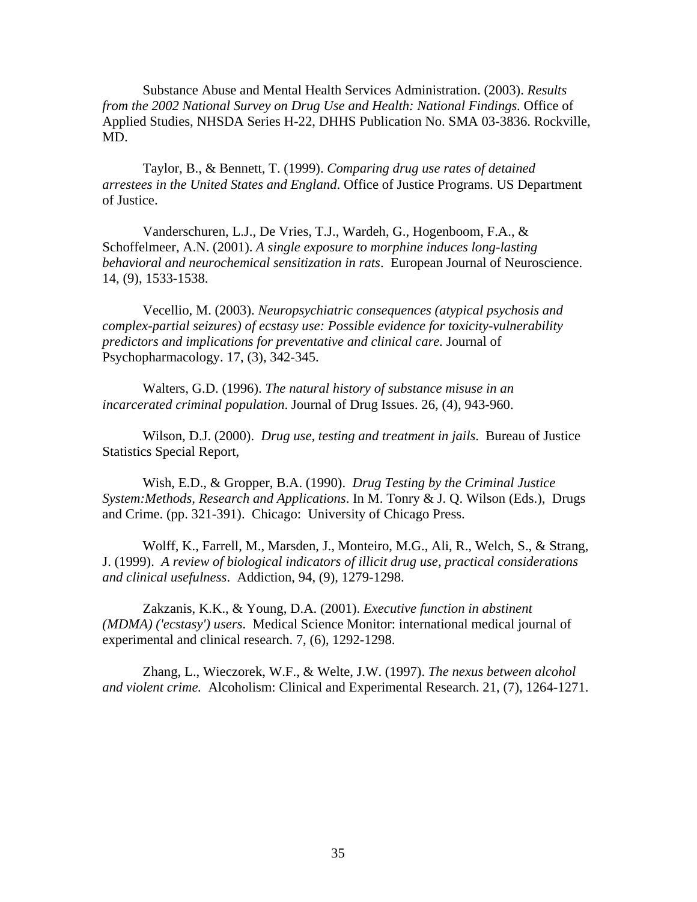Substance Abuse and Mental Health Services Administration. (2003). *Results from the 2002 National Survey on Drug Use and Health: National Findings.* Office of Applied Studies, NHSDA Series H-22, DHHS Publication No. SMA 03-3836. Rockville, MD.

Taylor, B., & Bennett, T. (1999). *Comparing drug use rates of detained arrestees in the United States and England*. Office of Justice Programs. US Department of Justice.

Vanderschuren, L.J., De Vries, T.J., Wardeh, G., Hogenboom, F.A., & Schoffelmeer, A.N. (2001). *A single exposure to morphine induces long-lasting behavioral and neurochemical sensitization in rats*. European Journal of Neuroscience. 14, (9), 1533-1538.

Vecellio, M. (2003). *Neuropsychiatric consequences (atypical psychosis and complex-partial seizures) of ecstasy use: Possible evidence for toxicity-vulnerability predictors and implications for preventative and clinical care.* Journal of Psychopharmacology. 17, (3), 342-345.

Walters, G.D. (1996). *The natural history of substance misuse in an incarcerated criminal population*. Journal of Drug Issues. 26, (4), 943-960.

Wilson, D.J. (2000). *Drug use, testing and treatment in jails*. Bureau of Justice Statistics Special Report,

Wish, E.D., & Gropper, B.A. (1990). *Drug Testing by the Criminal Justice System:Methods, Research and Applications*. In M. Tonry & J. Q. Wilson (Eds.), Drugs and Crime. (pp. 321-391). Chicago: University of Chicago Press.

Wolff, K., Farrell, M., Marsden, J., Monteiro, M.G., Ali, R., Welch, S., & Strang, J. (1999). *A review of biological indicators of illicit drug use, practical considerations and clinical usefulness*. Addiction, 94, (9), 1279-1298.

Zakzanis, K.K., & Young, D.A. (2001). *Executive function in abstinent (MDMA) ('ecstasy') users*. Medical Science Monitor: international medical journal of experimental and clinical research. 7, (6), 1292-1298.

Zhang, L., Wieczorek, W.F., & Welte, J.W. (1997). *The nexus between alcohol and violent crime.* Alcoholism: Clinical and Experimental Research. 21, (7), 1264-1271.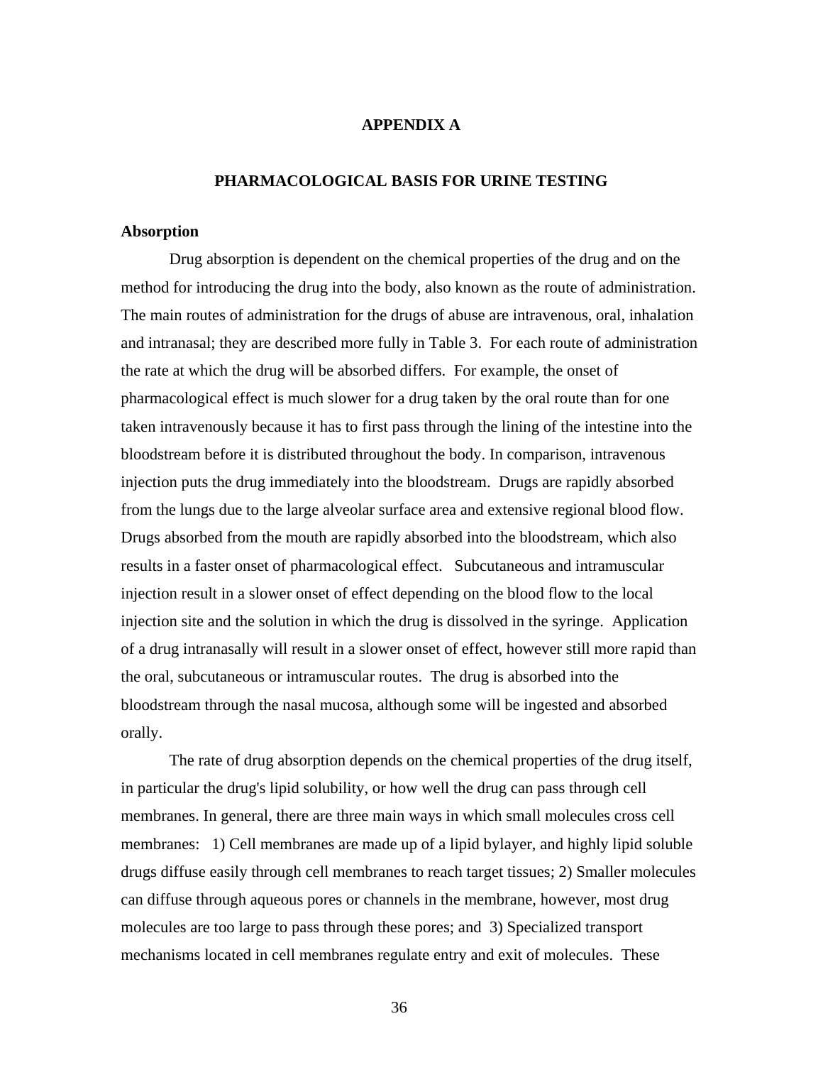# APPENDIX A

## PHARMACOLOGICAL BASIS FOR URINE TESTING

### Absorption

Drug absorption is dependent on the chemical properties of the drug and on the method for introducing the drug into the body, also known as the route of administration. The main routes of administration for the drugs of abuse are intravenous, oral, inhalation and intranasal; they are described more fully in Table 3. For each route of administration the rate at which the drug will be absorbed differs. For example, the onset of pharmacological effect is much slower for a drug taken by the oral route than for one taken intravenously because it has to first pass through the lining of the intestine into the bloodstream before it is distributed throughout the body. In comparison, intravenous injection puts the drug immediately into the bloodstream. Drugs are rapidly absorbed from the lungs due to the large alveolar surface area and extensive regional blood flow. Drugs absorbed from the mouth are rapidly absorbed into the bloodstream, which also results in a faster onset of pharmacological effect. Subcutaneous and intramuscular injection result in a slower onset of effect depending on the blood flow to the local injection site and the solution in which the drug is dissolved in the syringe. Application of a drug intranasally will result in a slower onset of effect, however still more rapid than the oral, subcutaneous or intramuscular routes. The drug is absorbed into the bloodstream through the nasal mucosa, although some will be ingested and absorbed orally.

The rate of drug absorption depends on the chemical properties of the drug itself, in particular the drug's lipid solubility, or how well the drug can pass through cell membranes. In general, there are three main ways in which small molecules cross cell membranes: 1) Cell membranes are made up of a lipid bylayer, and highly lipid soluble drugs diffuse easily through cell membranes to reach target tissues; 2) Smaller molecules can diffuse through aqueous pores or channels in the membrane, however, most drug molecules are too large to pass through these pores; and 3) Specialized transport mechanisms located in cell membranes regulate entry and exit of molecules. These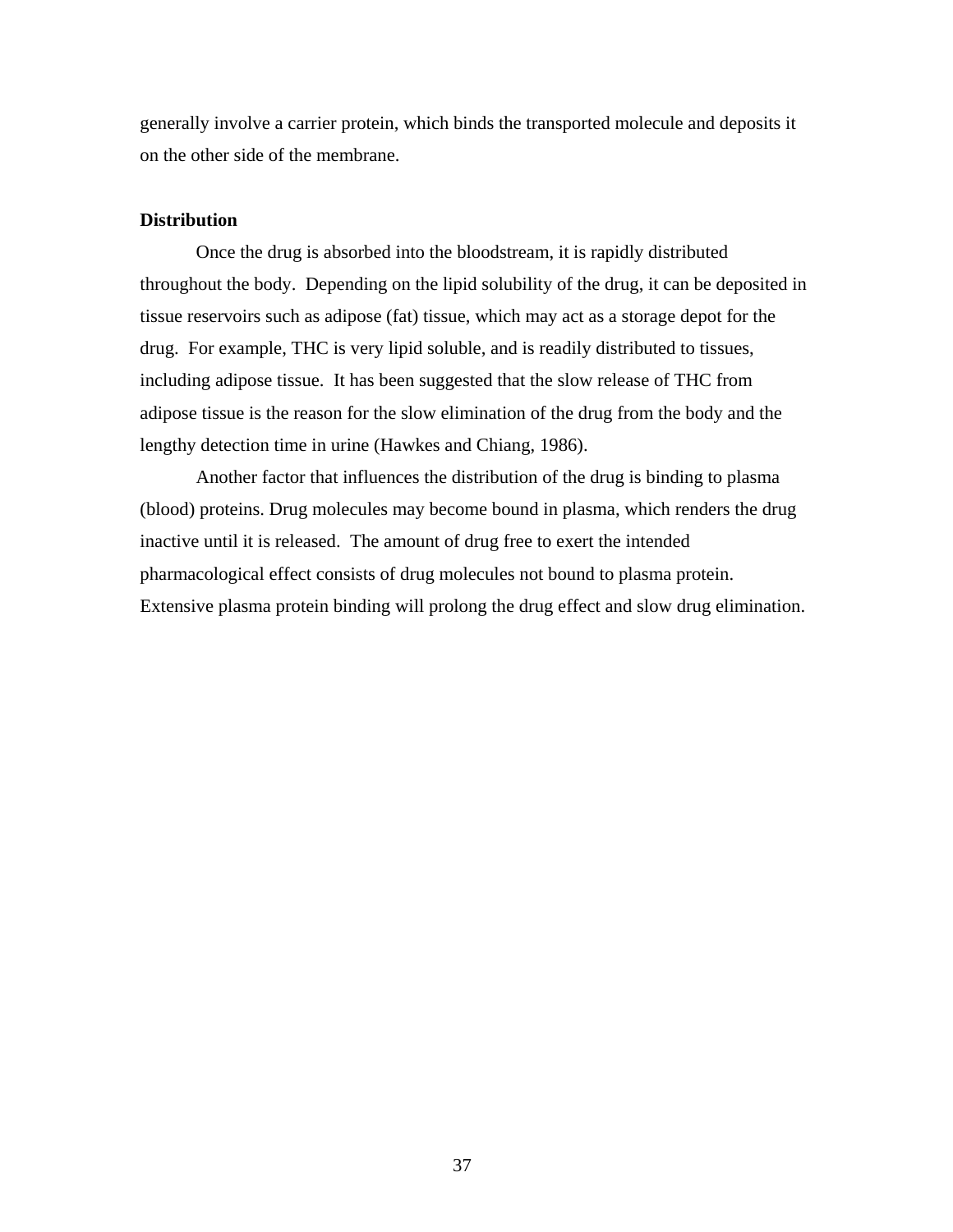generally involve a carrier protein, which binds the transported molecule and deposits it on the other side of the membrane.

**Distribution**

Once the drug is absorbed into the bloodstream, it is rapidly distributed throughout the body. Depending on the lipid solubility of the drug, it can be deposited in tissue reservoirs such as adipose (fat) tissue, which may act as a storage depot for the drug. For example, THC is very lipid soluble, and is readily distributed to tissues, including adipose tissue. It has been suggested that the slow release of THC from adipose tissue is the reason for the slow elimination of the drug from the body and the lengthy detection time in urine (Hawkes and Chiang, 1986).

Another factor that influences the distribution of the drug is binding to plasma (blood) proteins. Drug molecules may become bound in plasma, which renders the drug inactive until it is released. The amount of drug free to exert the intended pharmacological effect consists of drug molecules not bound to plasma protein. Extensive plasma protein binding will prolong the drug effect and slow drug elimination.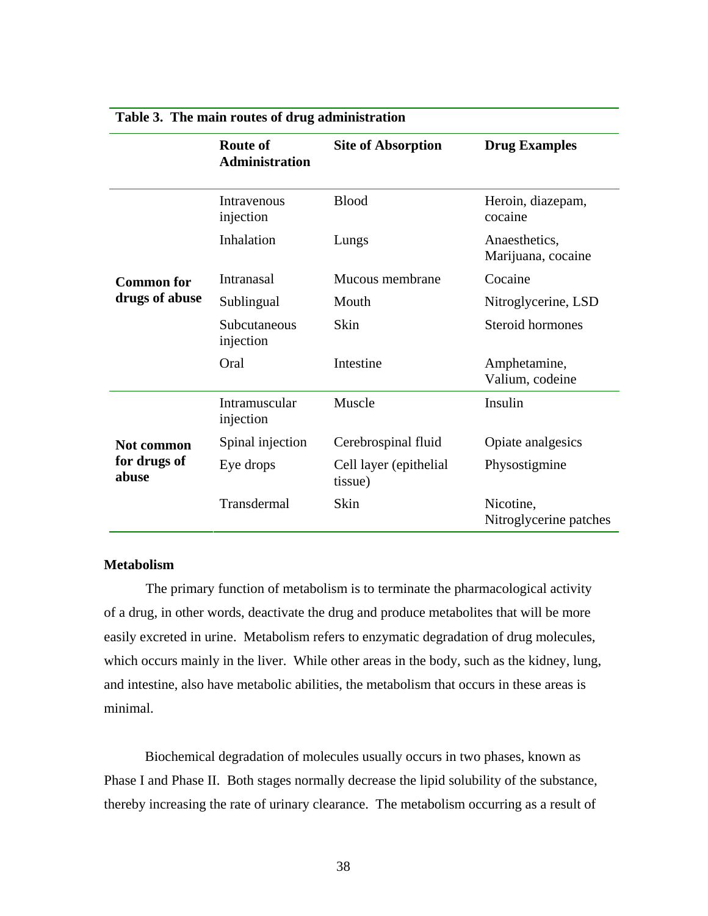**Table 3. The main routes of drug administration**

| | Route of Administration | Site of Absorption | Drug Examples |
|---|---|---|---|
| **Common for drugs of abuse** | Intravenous injection | Blood | Heroin, diazepam, cocaine |
| | Inhalation | Lungs | Anaesthetics, Marijuana, cocaine |
| | Intranasal | Mucous membrane | Cocaine |
| | Sublingual | Mouth | Nitroglycerine, LSD |
| | Subcutaneous injection | Skin | Steroid hormones |
| | Oral | Intestine | Amphetamine, Valium, codeine |
| **Not common for drugs of abuse** | Intramuscular injection | Muscle | Insulin |
| | Spinal injection | Cerebrospinal fluid | Opiate analgesics |
| | Eye drops | Cell layer (epithelial tissue) | Physostigmine |
| | Transdermal | Skin | Nicotine, Nitroglycerine patches |

**Metabolism**

The primary function of metabolism is to terminate the pharmacological activity of a drug, in other words, deactivate the drug and produce metabolites that will be more easily excreted in urine. Metabolism refers to enzymatic degradation of drug molecules, which occurs mainly in the liver. While other areas in the body, such as the kidney, lung, and intestine, also have metabolic abilities, the metabolism that occurs in these areas is minimal.

Biochemical degradation of molecules usually occurs in two phases, known as Phase I and Phase II. Both stages normally decrease the lipid solubility of the substance, thereby increasing the rate of urinary clearance. The metabolism occurring as a result of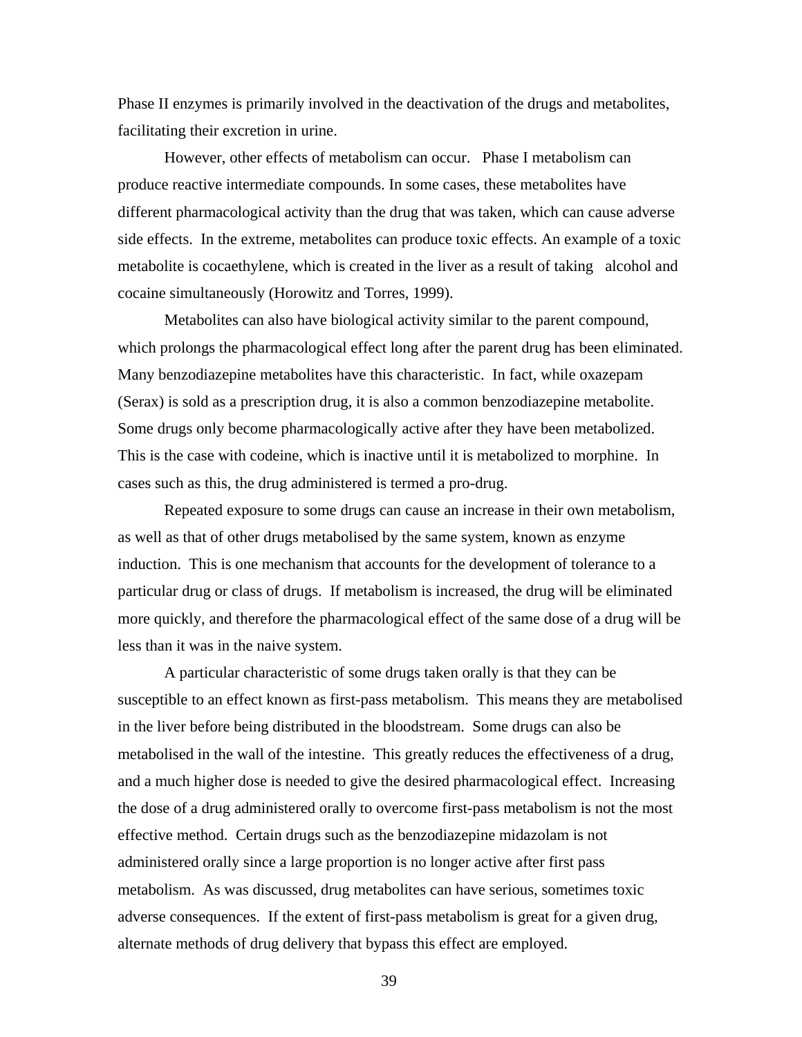Phase II enzymes is primarily involved in the deactivation of the drugs and metabolites, facilitating their excretion in urine.

However, other effects of metabolism can occur. Phase I metabolism can produce reactive intermediate compounds. In some cases, these metabolites have different pharmacological activity than the drug that was taken, which can cause adverse side effects. In the extreme, metabolites can produce toxic effects. An example of a toxic metabolite is cocaethylene, which is created in the liver as a result of taking alcohol and cocaine simultaneously (Horowitz and Torres, 1999).

Metabolites can also have biological activity similar to the parent compound, which prolongs the pharmacological effect long after the parent drug has been eliminated. Many benzodiazepine metabolites have this characteristic. In fact, while oxazepam (Serax) is sold as a prescription drug, it is also a common benzodiazepine metabolite. Some drugs only become pharmacologically active after they have been metabolized. This is the case with codeine, which is inactive until it is metabolized to morphine. In cases such as this, the drug administered is termed a pro-drug.

Repeated exposure to some drugs can cause an increase in their own metabolism, as well as that of other drugs metabolised by the same system, known as enzyme induction. This is one mechanism that accounts for the development of tolerance to a particular drug or class of drugs. If metabolism is increased, the drug will be eliminated more quickly, and therefore the pharmacological effect of the same dose of a drug will be less than it was in the naive system.

A particular characteristic of some drugs taken orally is that they can be susceptible to an effect known as first-pass metabolism. This means they are metabolised in the liver before being distributed in the bloodstream. Some drugs can also be metabolised in the wall of the intestine. This greatly reduces the effectiveness of a drug, and a much higher dose is needed to give the desired pharmacological effect. Increasing the dose of a drug administered orally to overcome first-pass metabolism is not the most effective method. Certain drugs such as the benzodiazepine midazolam is not administered orally since a large proportion is no longer active after first pass metabolism. As was discussed, drug metabolites can have serious, sometimes toxic adverse consequences. If the extent of first-pass metabolism is great for a given drug, alternate methods of drug delivery that bypass this effect are employed.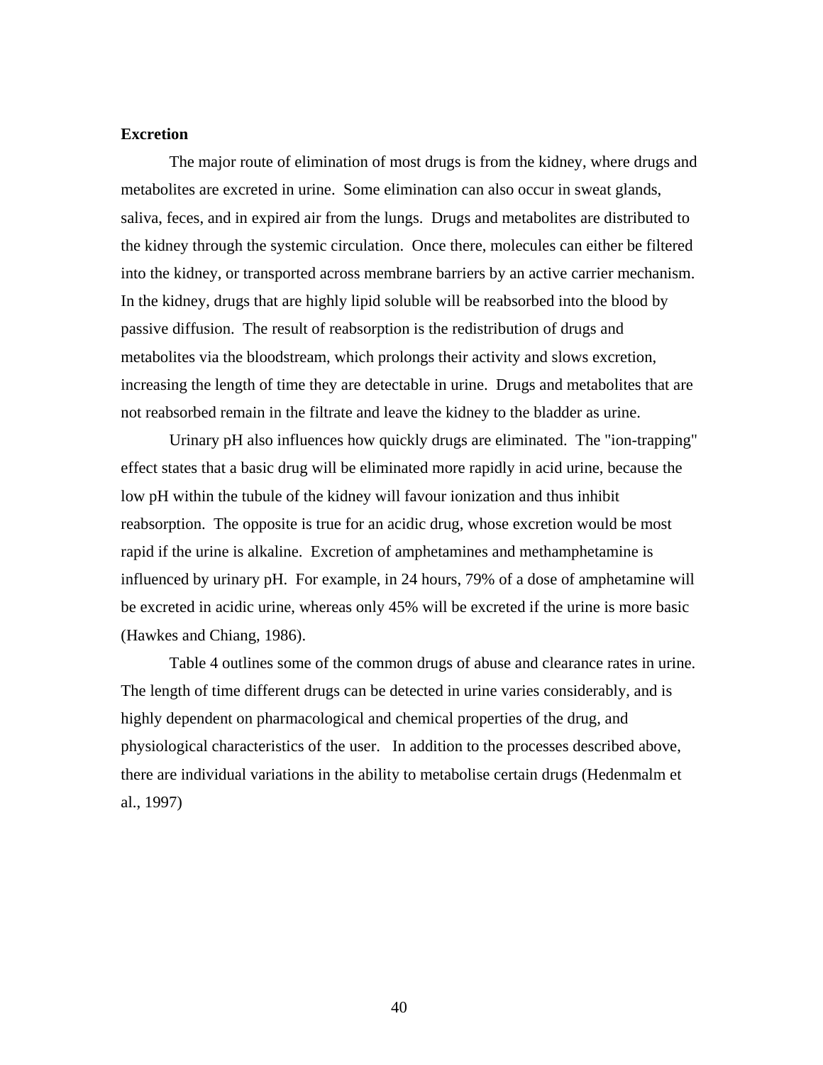**Excretion**

The major route of elimination of most drugs is from the kidney, where drugs and metabolites are excreted in urine.  Some elimination can also occur in sweat glands, saliva, feces, and in expired air from the lungs.  Drugs and metabolites are distributed to the kidney through the systemic circulation.  Once there, molecules can either be filtered into the kidney, or transported across membrane barriers by an active carrier mechanism.  In the kidney, drugs that are highly lipid soluble will be reabsorbed into the blood by passive diffusion.  The result of reabsorption is the redistribution of drugs and metabolites via the bloodstream, which prolongs their activity and slows excretion, increasing the length of time they are detectable in urine.  Drugs and metabolites that are not reabsorbed remain in the filtrate and leave the kidney to the bladder as urine.

Urinary pH also influences how quickly drugs are eliminated.  The "ion-trapping" effect states that a basic drug will be eliminated more rapidly in acid urine, because the low pH within the tubule of the kidney will favour ionization and thus inhibit reabsorption.  The opposite is true for an acidic drug, whose excretion would be most rapid if the urine is alkaline.  Excretion of amphetamines and methamphetamine is influenced by urinary pH.  For example, in 24 hours, 79% of a dose of amphetamine will be excreted in acidic urine, whereas only 45% will be excreted if the urine is more basic (Hawkes and Chiang, 1986).

Table 4 outlines some of the common drugs of abuse and clearance rates in urine.  The length of time different drugs can be detected in urine varies considerably, and is highly dependent on pharmacological and chemical properties of the drug, and physiological characteristics of the user.   In addition to the processes described above, there are individual variations in the ability to metabolise certain drugs (Hedenmalm et al., 1997)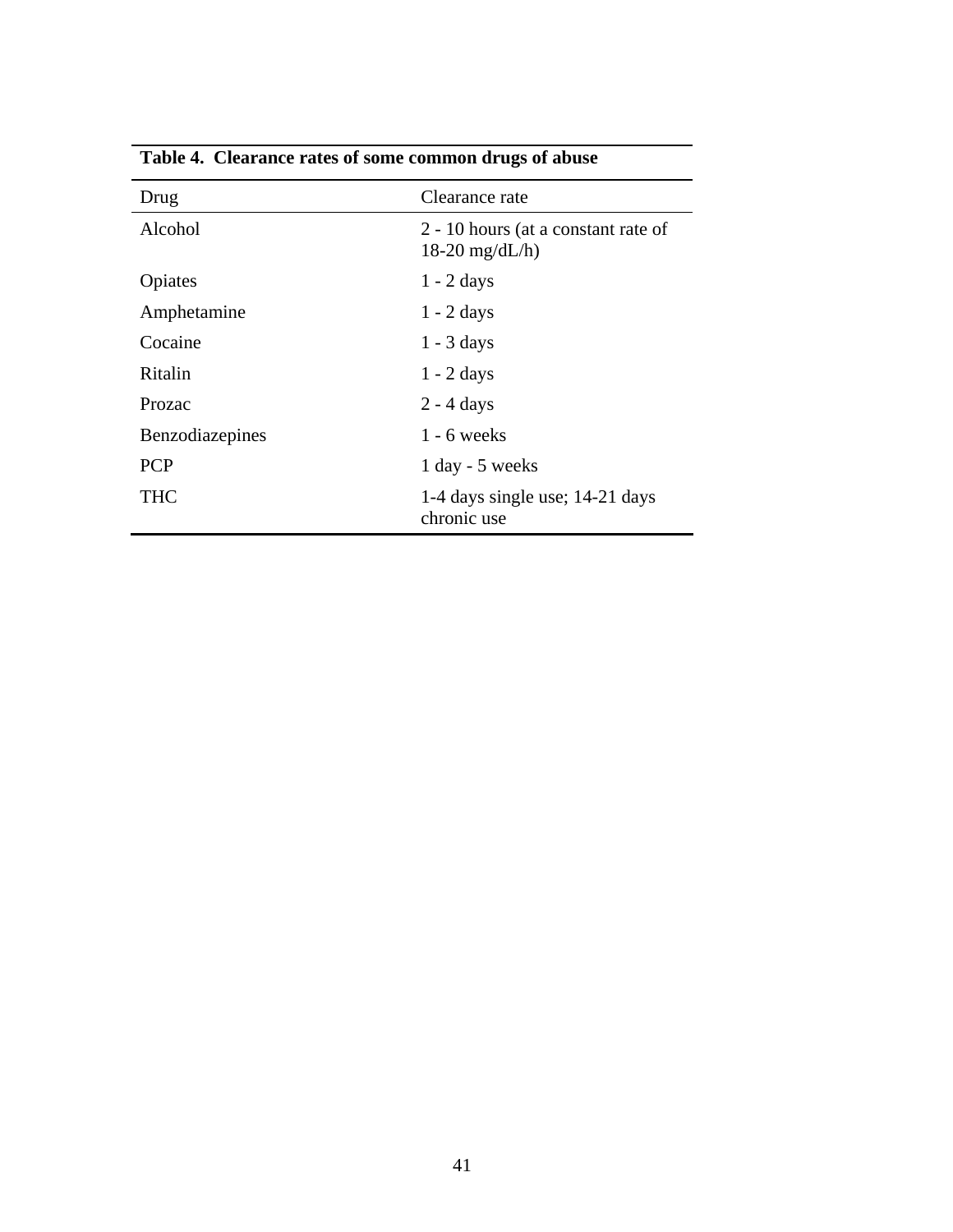**Table 4. Clearance rates of some common drugs of abuse**

| Drug | Clearance rate |
|---|---|
| Alcohol | 2 - 10 hours (at a constant rate of 18-20 mg/dL/h) |
| Opiates | 1 - 2 days |
| Amphetamine | 1 - 2 days |
| Cocaine | 1 - 3 days |
| Ritalin | 1 - 2 days |
| Prozac | 2 - 4 days |
| Benzodiazepines | 1 - 6 weeks |
| PCP | 1 day - 5 weeks |
| THC | 1-4 days single use; 14-21 days chronic use |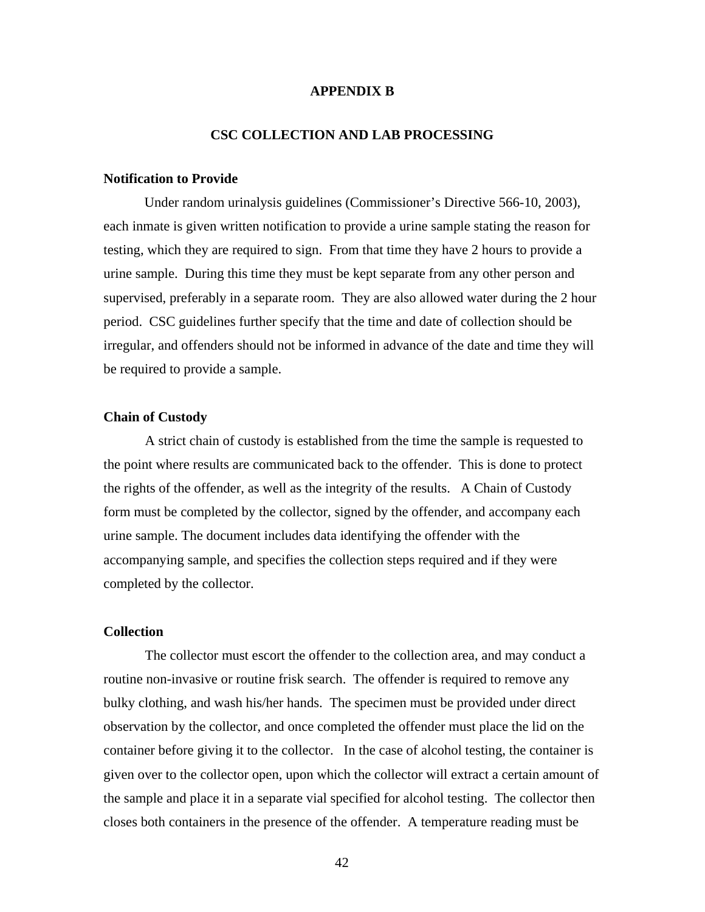# APPENDIX B

## CSC COLLECTION AND LAB PROCESSING

### Notification to Provide

Under random urinalysis guidelines (Commissioner's Directive 566-10, 2003), each inmate is given written notification to provide a urine sample stating the reason for testing, which they are required to sign. From that time they have 2 hours to provide a urine sample. During this time they must be kept separate from any other person and supervised, preferably in a separate room. They are also allowed water during the 2 hour period. CSC guidelines further specify that the time and date of collection should be irregular, and offenders should not be informed in advance of the date and time they will be required to provide a sample.

### Chain of Custody

A strict chain of custody is established from the time the sample is requested to the point where results are communicated back to the offender. This is done to protect the rights of the offender, as well as the integrity of the results. A Chain of Custody form must be completed by the collector, signed by the offender, and accompany each urine sample. The document includes data identifying the offender with the accompanying sample, and specifies the collection steps required and if they were completed by the collector.

### Collection

The collector must escort the offender to the collection area, and may conduct a routine non-invasive or routine frisk search. The offender is required to remove any bulky clothing, and wash his/her hands. The specimen must be provided under direct observation by the collector, and once completed the offender must place the lid on the container before giving it to the collector. In the case of alcohol testing, the container is given over to the collector open, upon which the collector will extract a certain amount of the sample and place it in a separate vial specified for alcohol testing. The collector then closes both containers in the presence of the offender. A temperature reading must be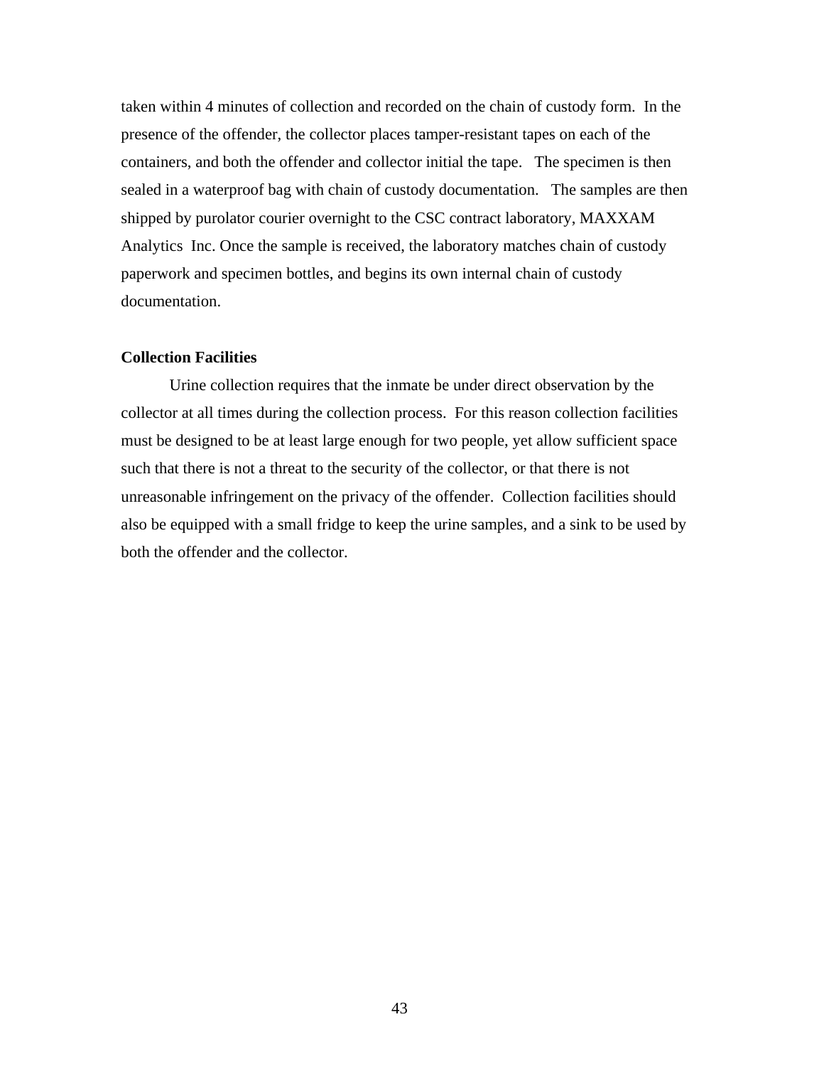taken within 4 minutes of collection and recorded on the chain of custody form. In the presence of the offender, the collector places tamper-resistant tapes on each of the containers, and both the offender and collector initial the tape. The specimen is then sealed in a waterproof bag with chain of custody documentation. The samples are then shipped by purolator courier overnight to the CSC contract laboratory, MAXXAM Analytics Inc. Once the sample is received, the laboratory matches chain of custody paperwork and specimen bottles, and begins its own internal chain of custody documentation.

**Collection Facilities**

Urine collection requires that the inmate be under direct observation by the collector at all times during the collection process. For this reason collection facilities must be designed to be at least large enough for two people, yet allow sufficient space such that there is not a threat to the security of the collector, or that there is not unreasonable infringement on the privacy of the offender. Collection facilities should also be equipped with a small fridge to keep the urine samples, and a sink to be used by both the offender and the collector.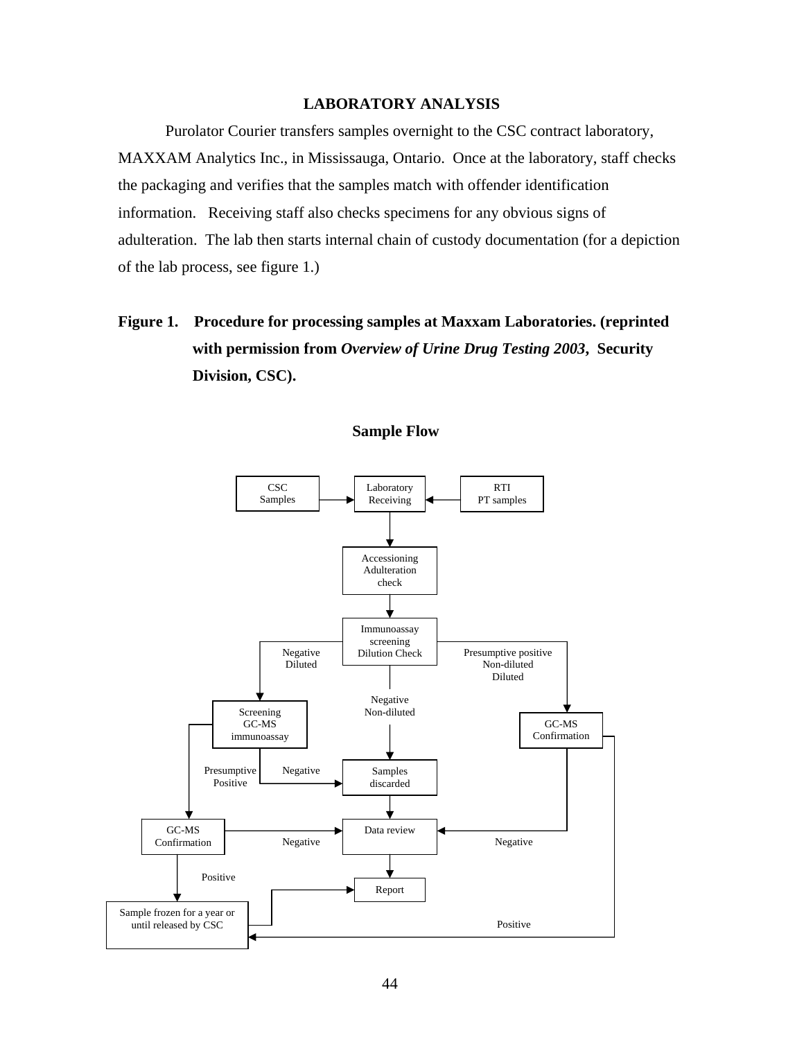## LABORATORY ANALYSIS

Purolator Courier transfers samples overnight to the CSC contract laboratory, MAXXAM Analytics Inc., in Mississauga, Ontario. Once at the laboratory, staff checks the packaging and verifies that the samples match with offender identification information. Receiving staff also checks specimens for any obvious signs of adulteration. The lab then starts internal chain of custody documentation (for a depiction of the lab process, see figure 1.)

**Figure 1. Procedure for processing samples at Maxxam Laboratories. (reprinted with permission from *Overview of Urine Drug Testing 2003*, Security Division, CSC).**

**Sample Flow**

- CSC Samples → Laboratory Receiving
- RTI PT samples → Laboratory Receiving
- Laboratory Receiving → Accessioning Adulteration check
- Accessioning Adulteration check → Immunoassay screening Dilution Check
- Immunoassay screening Dilution Check:
  - Negative Diluted → Screening GC-MS immunoassay
  - Negative Non-diluted → Samples discarded
  - Presumptive positive Non-diluted Diluted → GC-MS Confirmation
- Screening GC-MS immunoassay:
  - Presumptive Positive → GC-MS Confirmation
  - Negative → Samples discarded
- Samples discarded → Data review
- GC-MS Confirmation (left):
  - Negative → Data review
  - Positive → Sample frozen for a year or until released by CSC
- GC-MS Confirmation (right):
  - Negative → Data review
  - Positive → Sample frozen for a year or until released by CSC
- Data review → Report
- Sample frozen for a year or until released by CSC → Report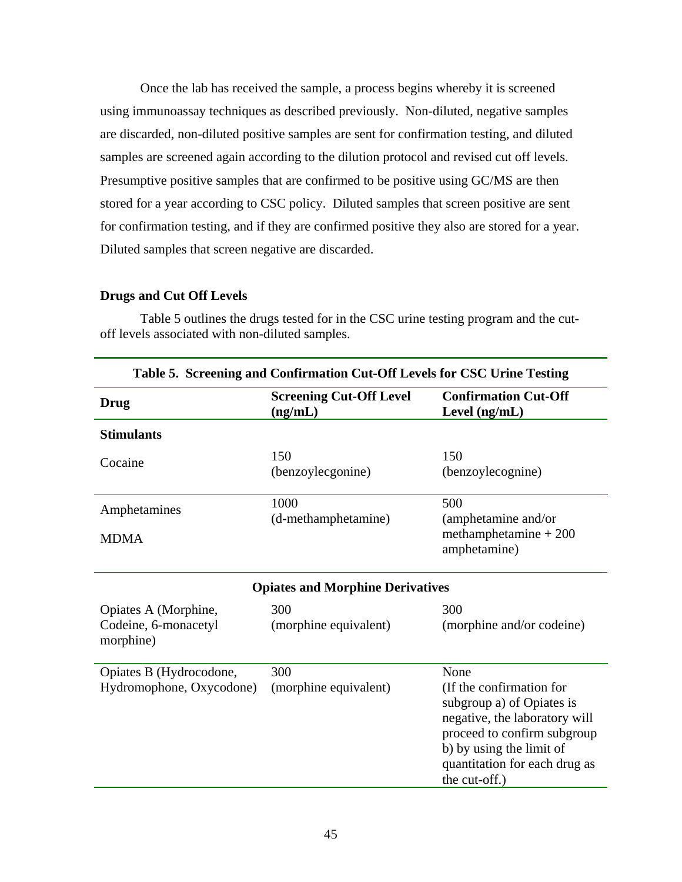Once the lab has received the sample, a process begins whereby it is screened using immunoassay techniques as described previously. Non-diluted, negative samples are discarded, non-diluted positive samples are sent for confirmation testing, and diluted samples are screened again according to the dilution protocol and revised cut off levels. Presumptive positive samples that are confirmed to be positive using GC/MS are then stored for a year according to CSC policy. Diluted samples that screen positive are sent for confirmation testing, and if they are confirmed positive they also are stored for a year. Diluted samples that screen negative are discarded.

**Drugs and Cut Off Levels**

Table 5 outlines the drugs tested for in the CSC urine testing program and the cut-off levels associated with non-diluted samples.

**Table 5. Screening and Confirmation Cut-Off Levels for CSC Urine Testing**

| Drug | Screening Cut-Off Level (ng/mL) | Confirmation Cut-Off Level (ng/mL) |
|---|---|---|
| **Stimulants** | | |
| Cocaine | 150 (benzoylecgonine) | 150 (benzoylecognine) |
| Amphetamines<br>MDMA | 1000 (d-methamphetamine) | 500 (amphetamine and/or methamphetamine + 200 amphetamine) |
| **Opiates and Morphine Derivatives** | | |
| Opiates A (Morphine, Codeine, 6-monacetyl morphine) | 300 (morphine equivalent) | 300 (morphine and/or codeine) |
| Opiates B (Hydrocodone, Hydromophone, Oxycodone) | 300 (morphine equivalent) | None (If the confirmation for subgroup a) of Opiates is negative, the laboratory will proceed to confirm subgroup b) by using the limit of quantitation for each drug as the cut-off.) |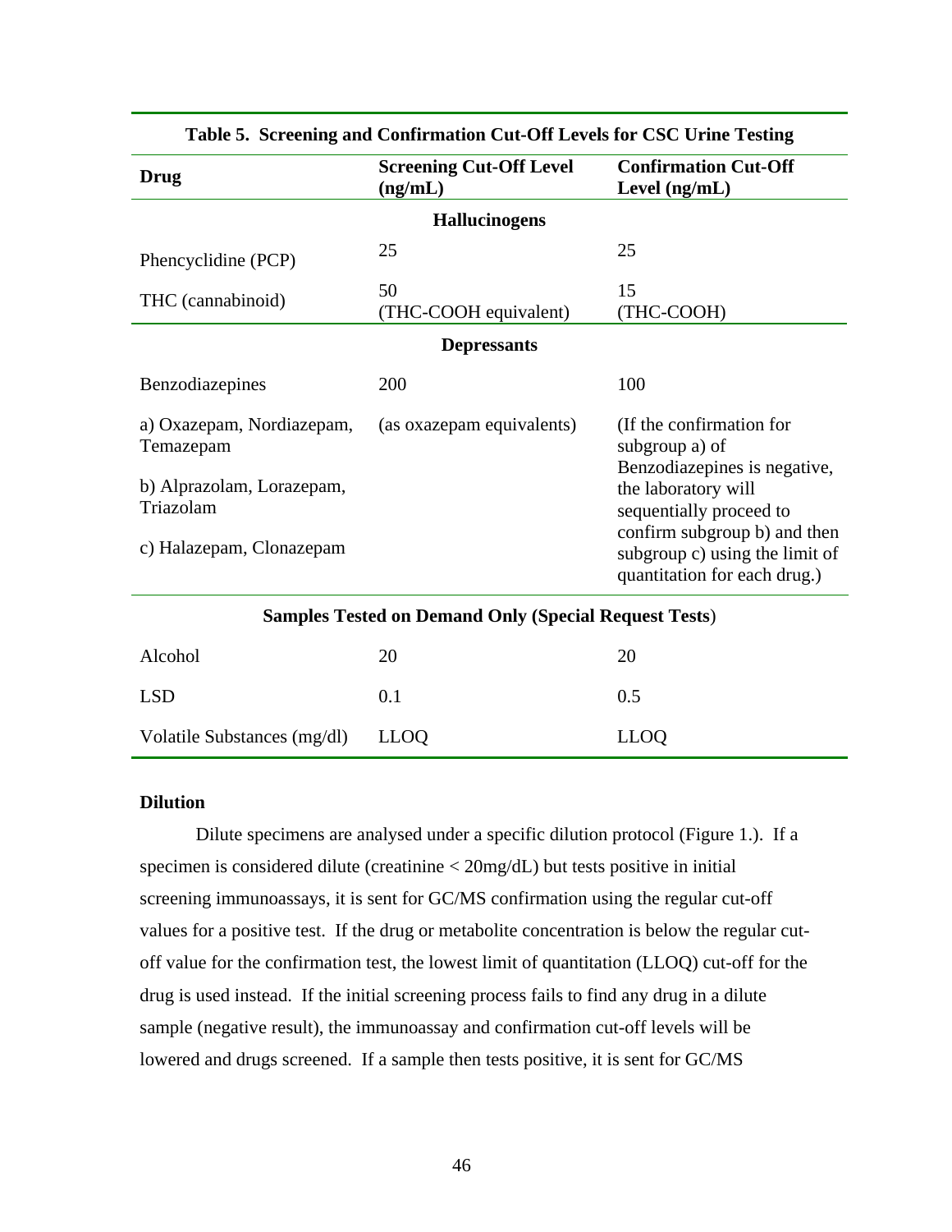**Table 5. Screening and Confirmation Cut-Off Levels for CSC Urine Testing**

| Drug | Screening Cut-Off Level (ng/mL) | Confirmation Cut-Off Level (ng/mL) |
|---|---|---|
| **Hallucinogens** | | |
| Phencyclidine (PCP) | 25 | 25 |
| THC (cannabinoid) | 50 (THC-COOH equivalent) | 15 (THC-COOH) |
| **Depressants** | | |
| Benzodiazepines | 200 | 100 |
| a) Oxazepam, Nordiazepam, Temazepam | (as oxazepam equivalents) | (If the confirmation for subgroup a) of Benzodiazepines is negative, the laboratory will sequentially proceed to confirm subgroup b) and then subgroup c) using the limit of quantitation for each drug.) |
| b) Alprazolam, Lorazepam, Triazolam | | |
| c) Halazepam, Clonazepam | | |
| **Samples Tested on Demand Only (Special Request Tests)** | | |
| Alcohol | 20 | 20 |
| LSD | 0.1 | 0.5 |
| Volatile Substances (mg/dl) | LLOQ | LLOQ |

### Dilution

Dilute specimens are analysed under a specific dilution protocol (Figure 1.). If a specimen is considered dilute (creatinine < 20mg/dL) but tests positive in initial screening immunoassays, it is sent for GC/MS confirmation using the regular cut-off values for a positive test. If the drug or metabolite concentration is below the regular cut-off value for the confirmation test, the lowest limit of quantitation (LLOQ) cut-off for the drug is used instead. If the initial screening process fails to find any drug in a dilute sample (negative result), the immunoassay and confirmation cut-off levels will be lowered and drugs screened. If a sample then tests positive, it is sent for GC/MS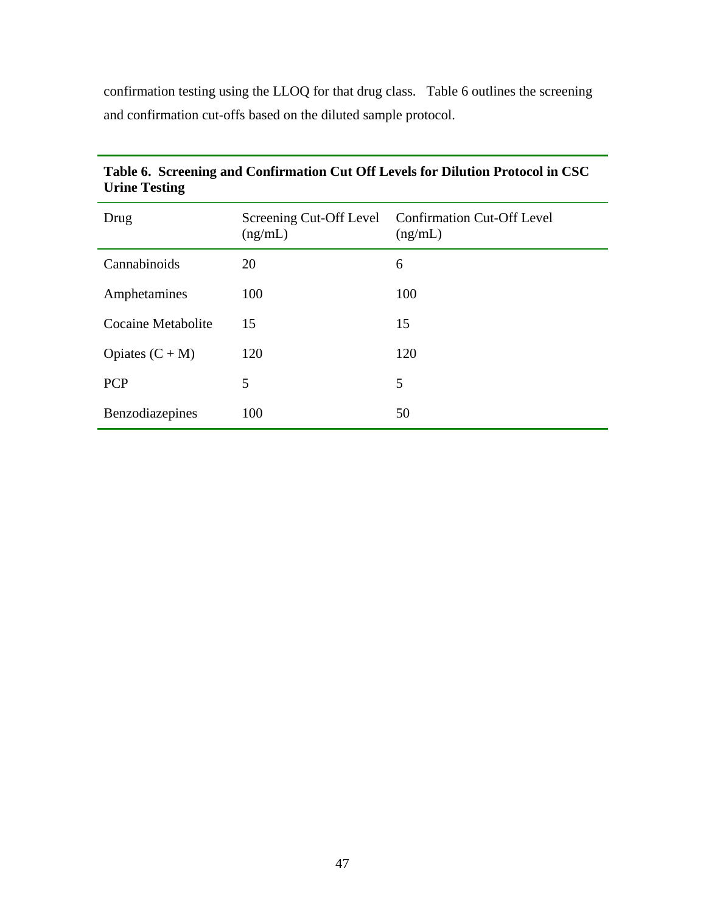confirmation testing using the LLOQ for that drug class. Table 6 outlines the screening and confirmation cut-offs based on the diluted sample protocol.

**Table 6. Screening and Confirmation Cut Off Levels for Dilution Protocol in CSC Urine Testing**

| Drug | Screening Cut-Off Level (ng/mL) | Confirmation Cut-Off Level (ng/mL) |
|---|---|---|
| Cannabinoids | 20 | 6 |
| Amphetamines | 100 | 100 |
| Cocaine Metabolite | 15 | 15 |
| Opiates (C + M) | 120 | 120 |
| PCP | 5 | 5 |
| Benzodiazepines | 100 | 50 |